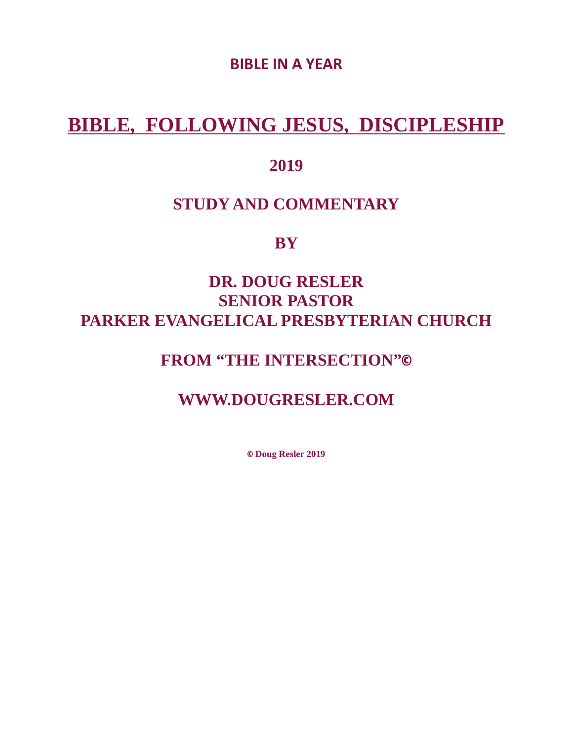**BIBLE IN A YEAR**

# BIBLE, FOLLOWING JESUS, DISCIPLESHIP

## 2019

## STUDY AND COMMENTARY

## BY

## DR. DOUG RESLER
## SENIOR PASTOR
## PARKER EVANGELICAL PRESBYTERIAN CHURCH

## FROM "THE INTERSECTION"©

## WWW.DOUGRESLER.COM

**© Doug Resler 2019**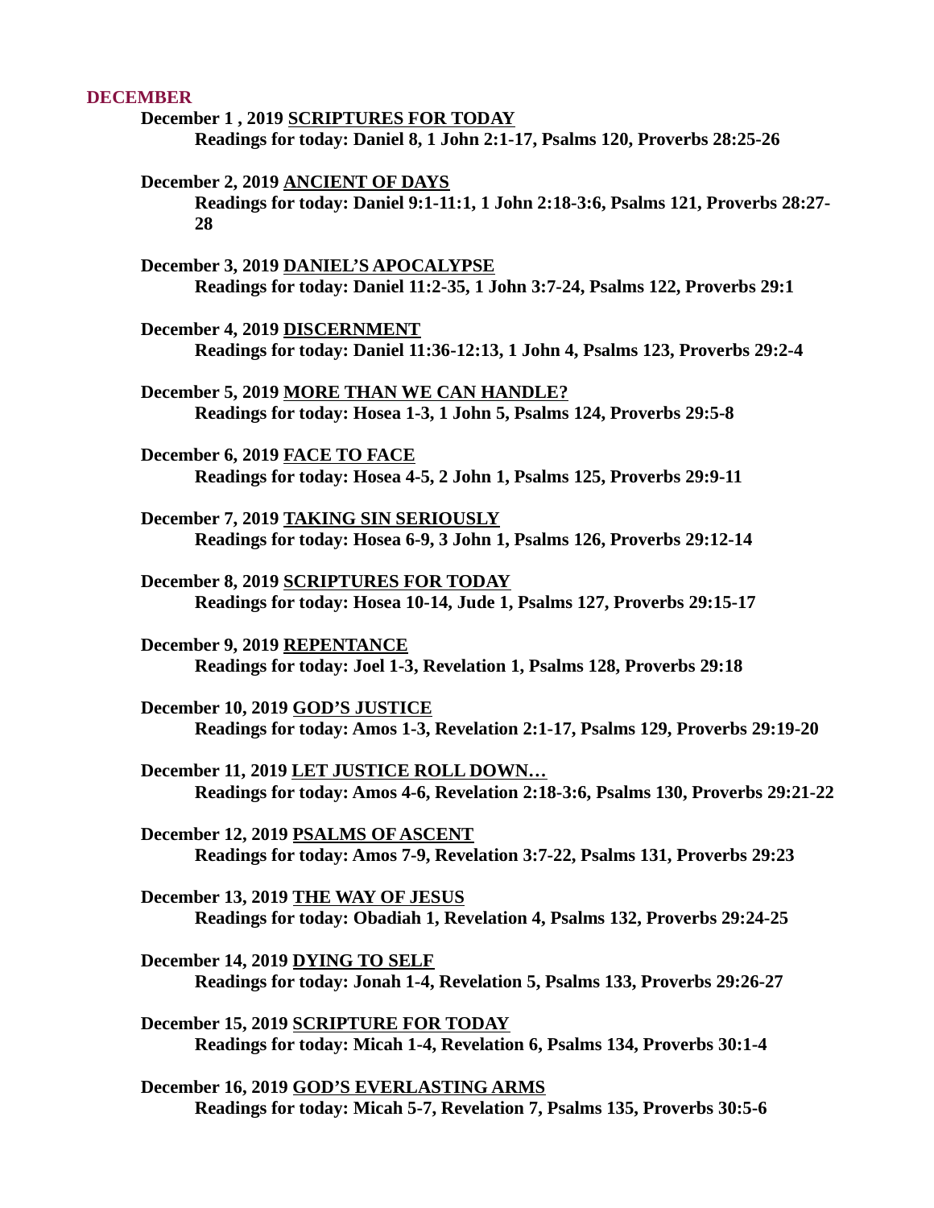## DECEMBER

**December 1 , 2019 SCRIPTURES FOR TODAY**
**Readings for today: Daniel 8, 1 John 2:1-17, Psalms 120, Proverbs 28:25-26**

**December 2, 2019 ANCIENT OF DAYS**
**Readings for today: Daniel 9:1-11:1, 1 John 2:18-3:6, Psalms 121, Proverbs 28:27-28**

**December 3, 2019 DANIEL'S APOCALYPSE**
**Readings for today: Daniel 11:2-35, 1 John 3:7-24, Psalms 122, Proverbs 29:1**

**December 4, 2019 DISCERNMENT**
**Readings for today: Daniel 11:36-12:13, 1 John 4, Psalms 123, Proverbs 29:2-4**

**December 5, 2019 MORE THAN WE CAN HANDLE?**
**Readings for today: Hosea 1-3, 1 John 5, Psalms 124, Proverbs 29:5-8**

**December 6, 2019 FACE TO FACE**
**Readings for today: Hosea 4-5, 2 John 1, Psalms 125, Proverbs 29:9-11**

**December 7, 2019 TAKING SIN SERIOUSLY**
**Readings for today: Hosea 6-9, 3 John 1, Psalms 126, Proverbs 29:12-14**

**December 8, 2019 SCRIPTURES FOR TODAY**
**Readings for today: Hosea 10-14, Jude 1, Psalms 127, Proverbs 29:15-17**

**December 9, 2019 REPENTANCE**
**Readings for today: Joel 1-3, Revelation 1, Psalms 128, Proverbs 29:18**

**December 10, 2019 GOD'S JUSTICE**
**Readings for today: Amos 1-3, Revelation 2:1-17, Psalms 129, Proverbs 29:19-20**

**December 11, 2019 LET JUSTICE ROLL DOWN…**
**Readings for today: Amos 4-6, Revelation 2:18-3:6, Psalms 130, Proverbs 29:21-22**

**December 12, 2019 PSALMS OF ASCENT**
**Readings for today: Amos 7-9, Revelation 3:7-22, Psalms 131, Proverbs 29:23**

**December 13, 2019 THE WAY OF JESUS**
**Readings for today: Obadiah 1, Revelation 4, Psalms 132, Proverbs 29:24-25**

**December 14, 2019 DYING TO SELF**
**Readings for today: Jonah 1-4, Revelation 5, Psalms 133, Proverbs 29:26-27**

**December 15, 2019 SCRIPTURE FOR TODAY**
**Readings for today: Micah 1-4, Revelation 6, Psalms 134, Proverbs 30:1-4**

**December 16, 2019 GOD'S EVERLASTING ARMS**
**Readings for today: Micah 5-7, Revelation 7, Psalms 135, Proverbs 30:5-6**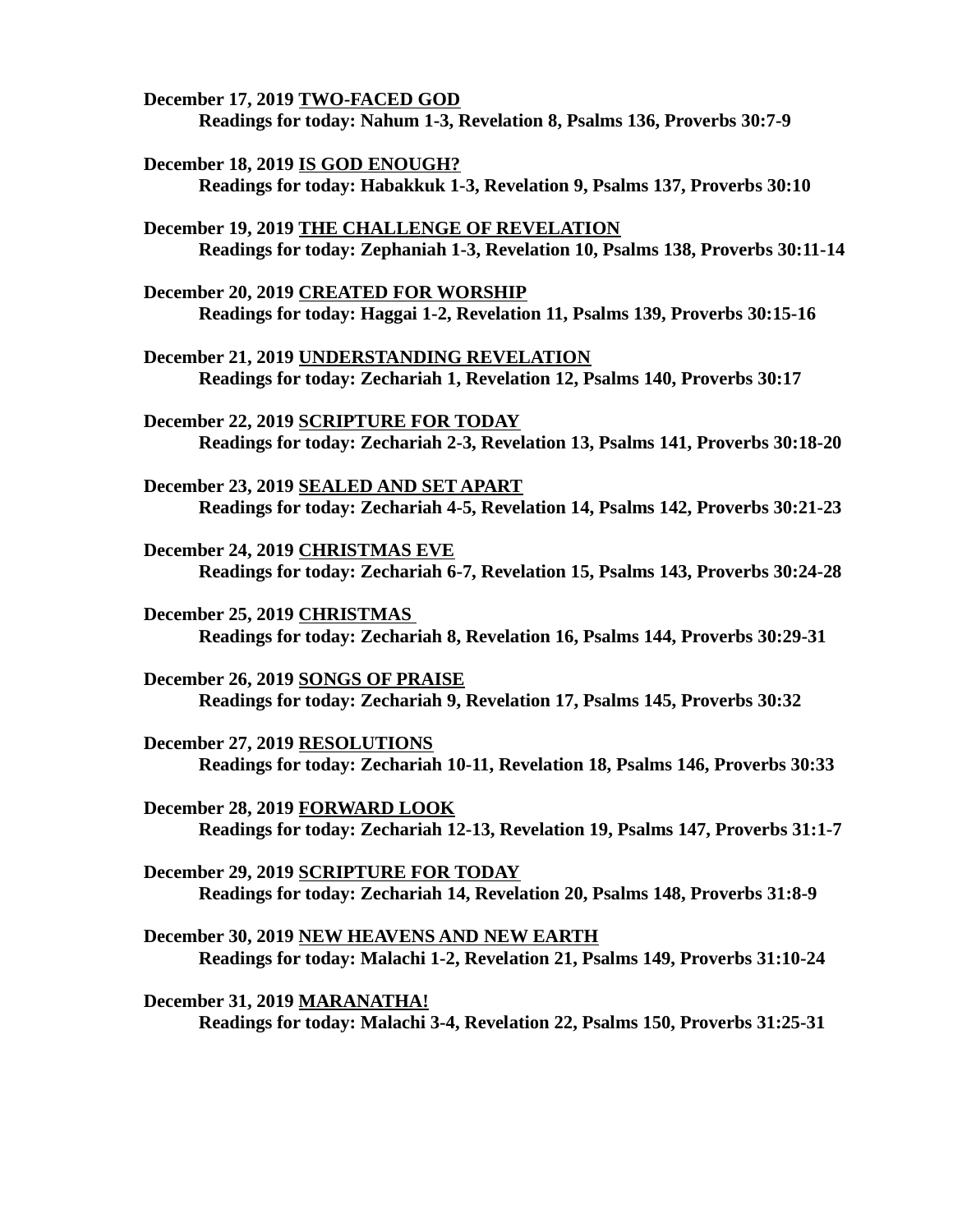**December 17, 2019 TWO-FACED GOD**
**Readings for today: Nahum 1-3, Revelation 8, Psalms 136, Proverbs 30:7-9**

**December 18, 2019 IS GOD ENOUGH?**
**Readings for today: Habakkuk 1-3, Revelation 9, Psalms 137, Proverbs 30:10**

**December 19, 2019 THE CHALLENGE OF REVELATION**
**Readings for today: Zephaniah 1-3, Revelation 10, Psalms 138, Proverbs 30:11-14**

**December 20, 2019 CREATED FOR WORSHIP**
**Readings for today: Haggai 1-2, Revelation 11, Psalms 139, Proverbs 30:15-16**

**December 21, 2019 UNDERSTANDING REVELATION**
**Readings for today: Zechariah 1, Revelation 12, Psalms 140, Proverbs 30:17**

**December 22, 2019 SCRIPTURE FOR TODAY**
**Readings for today: Zechariah 2-3, Revelation 13, Psalms 141, Proverbs 30:18-20**

**December 23, 2019 SEALED AND SET APART**
**Readings for today: Zechariah 4-5, Revelation 14, Psalms 142, Proverbs 30:21-23**

**December 24, 2019 CHRISTMAS EVE**
**Readings for today: Zechariah 6-7, Revelation 15, Psalms 143, Proverbs 30:24-28**

**December 25, 2019 CHRISTMAS**
**Readings for today: Zechariah 8, Revelation 16, Psalms 144, Proverbs 30:29-31**

**December 26, 2019 SONGS OF PRAISE**
**Readings for today: Zechariah 9, Revelation 17, Psalms 145, Proverbs 30:32**

**December 27, 2019 RESOLUTIONS**
**Readings for today: Zechariah 10-11, Revelation 18, Psalms 146, Proverbs 30:33**

**December 28, 2019 FORWARD LOOK**
**Readings for today: Zechariah 12-13, Revelation 19, Psalms 147, Proverbs 31:1-7**

**December 29, 2019 SCRIPTURE FOR TODAY**
**Readings for today: Zechariah 14, Revelation 20, Psalms 148, Proverbs 31:8-9**

**December 30, 2019 NEW HEAVENS AND NEW EARTH**
**Readings for today: Malachi 1-2, Revelation 21, Psalms 149, Proverbs 31:10-24**

**December 31, 2019 MARANATHA!**
**Readings for today: Malachi 3-4, Revelation 22, Psalms 150, Proverbs 31:25-31**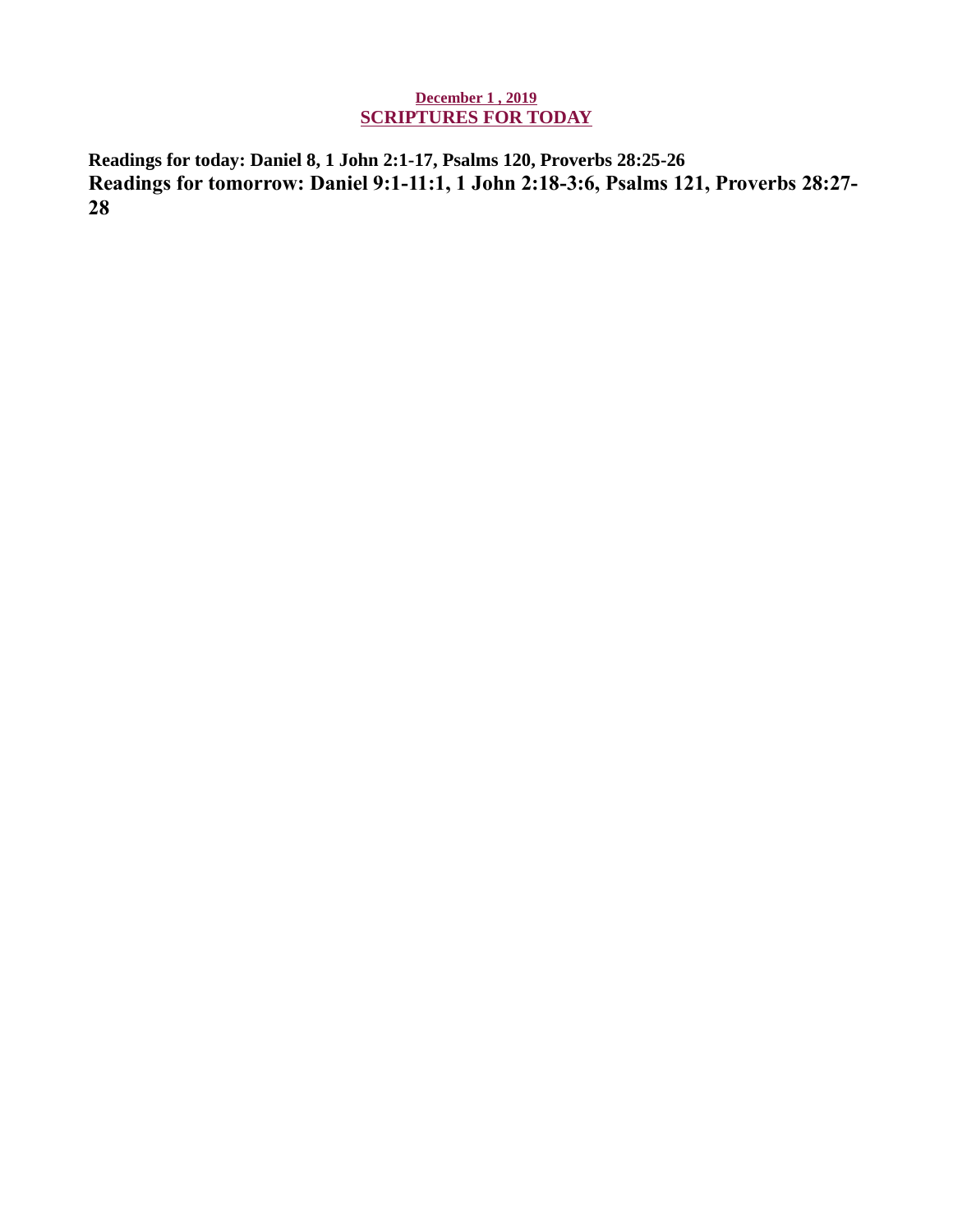**December 1 , 2019**

## SCRIPTURES FOR TODAY

**Readings for today: Daniel 8, 1 John 2:1-17, Psalms 120, Proverbs 28:25-26**

**Readings for tomorrow: Daniel 9:1-11:1, 1 John 2:18-3:6, Psalms 121, Proverbs 28:27-28**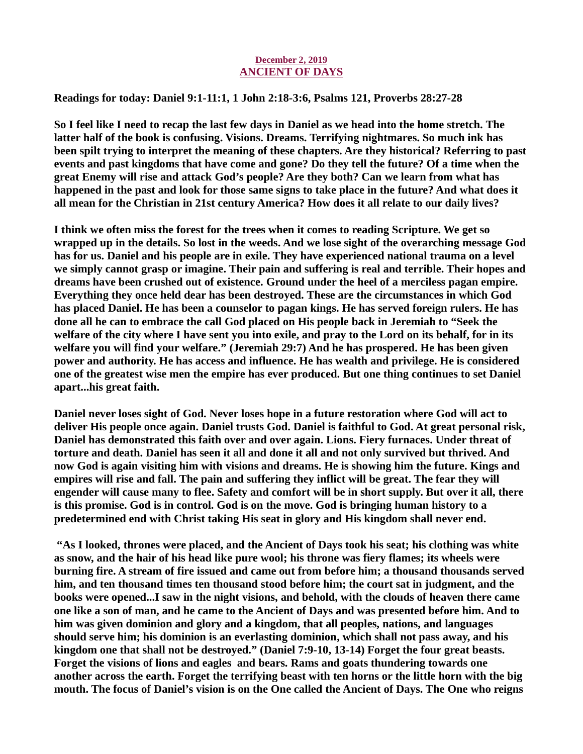**December 2, 2019**
## ANCIENT OF DAYS

**Readings for today: Daniel 9:1-11:1, 1 John 2:18-3:6, Psalms 121, Proverbs 28:27-28**

**So I feel like I need to recap the last few days in Daniel as we head into the home stretch. The latter half of the book is confusing. Visions. Dreams. Terrifying nightmares. So much ink has been spilt trying to interpret the meaning of these chapters. Are they historical? Referring to past events and past kingdoms that have come and gone? Do they tell the future? Of a time when the great Enemy will rise and attack God's people? Are they both? Can we learn from what has happened in the past and look for those same signs to take place in the future? And what does it all mean for the Christian in 21st century America? How does it all relate to our daily lives?**

**I think we often miss the forest for the trees when it comes to reading Scripture. We get so wrapped up in the details. So lost in the weeds. And we lose sight of the overarching message God has for us. Daniel and his people are in exile. They have experienced national trauma on a level we simply cannot grasp or imagine. Their pain and suffering is real and terrible. Their hopes and dreams have been crushed out of existence. Ground under the heel of a merciless pagan empire. Everything they once held dear has been destroyed. These are the circumstances in which God has placed Daniel. He has been a counselor to pagan kings. He has served foreign rulers. He has done all he can to embrace the call God placed on His people back in Jeremiah to "Seek the welfare of the city where I have sent you into exile, and pray to the Lord on its behalf, for in its welfare you will find your welfare." (Jeremiah 29:7) And he has prospered. He has been given power and authority. He has access and influence. He has wealth and privilege. He is considered one of the greatest wise men the empire has ever produced. But one thing continues to set Daniel apart...his great faith.**

**Daniel never loses sight of God. Never loses hope in a future restoration where God will act to deliver His people once again. Daniel trusts God. Daniel is faithful to God. At great personal risk, Daniel has demonstrated this faith over and over again. Lions. Fiery furnaces. Under threat of torture and death. Daniel has seen it all and done it all and not only survived but thrived. And now God is again visiting him with visions and dreams. He is showing him the future. Kings and empires will rise and fall. The pain and suffering they inflict will be great. The fear they will engender will cause many to flee. Safety and comfort will be in short supply. But over it all, there is this promise. God is in control. God is on the move. God is bringing human history to a predetermined end with Christ taking His seat in glory and His kingdom shall never end.**

**"As I looked, thrones were placed, and the Ancient of Days took his seat; his clothing was white as snow, and the hair of his head like pure wool; his throne was fiery flames; its wheels were burning fire. A stream of fire issued and came out from before him; a thousand thousands served him, and ten thousand times ten thousand stood before him; the court sat in judgment, and the books were opened...I saw in the night visions, and behold, with the clouds of heaven there came one like a son of man, and he came to the Ancient of Days and was presented before him. And to him was given dominion and glory and a kingdom, that all peoples, nations, and languages should serve him; his dominion is an everlasting dominion, which shall not pass away, and his kingdom one that shall not be destroyed." (Daniel 7:9-10, 13-14) Forget the four great beasts. Forget the visions of lions and eagles and bears. Rams and goats thundering towards one another across the earth. Forget the terrifying beast with ten horns or the little horn with the big mouth. The focus of Daniel's vision is on the One called the Ancient of Days. The One who reigns**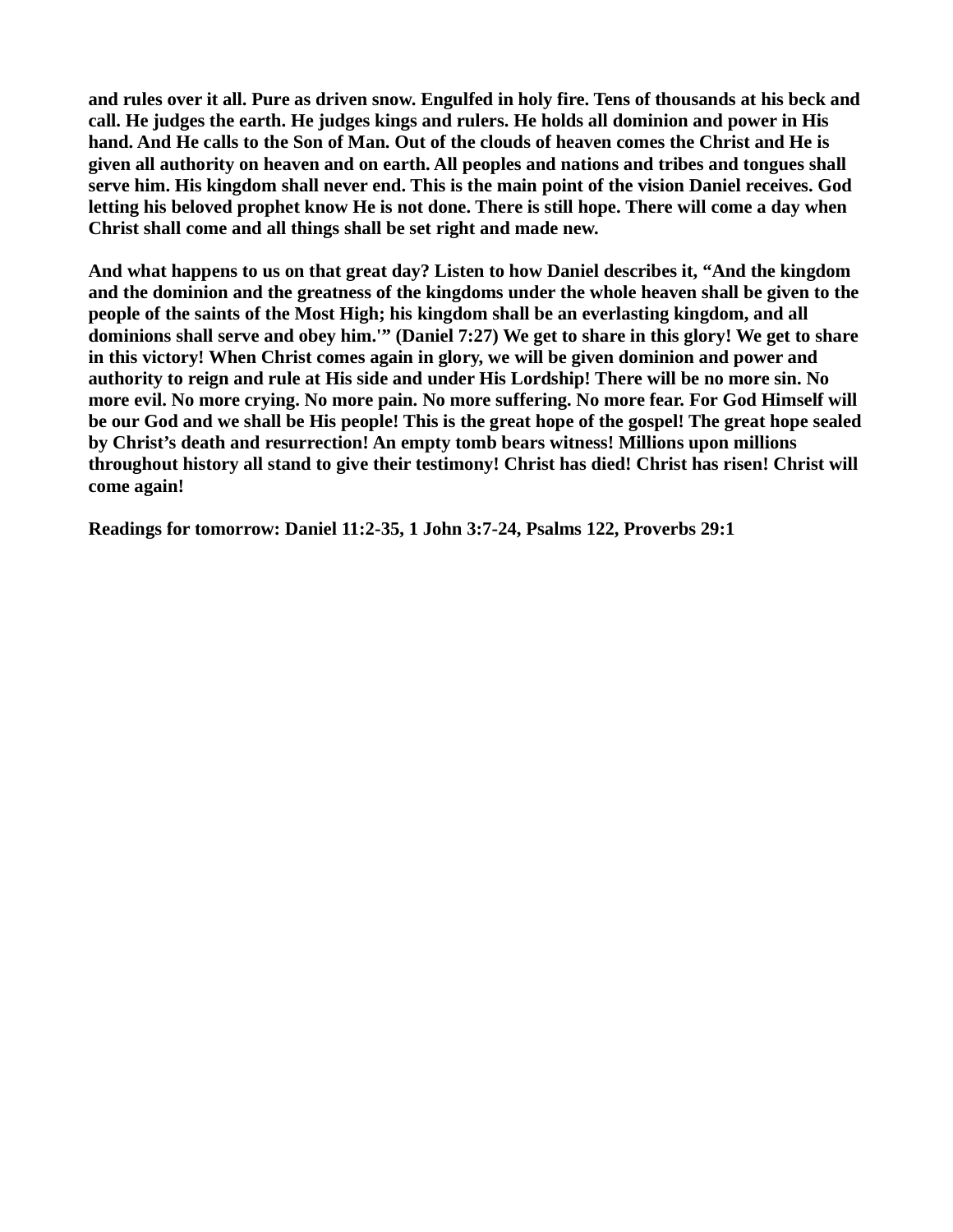**and rules over it all. Pure as driven snow. Engulfed in holy fire. Tens of thousands at his beck and call. He judges the earth. He judges kings and rulers. He holds all dominion and power in His hand. And He calls to the Son of Man. Out of the clouds of heaven comes the Christ and He is given all authority on heaven and on earth. All peoples and nations and tribes and tongues shall serve him. His kingdom shall never end. This is the main point of the vision Daniel receives. God letting his beloved prophet know He is not done. There is still hope. There will come a day when Christ shall come and all things shall be set right and made new.**

**And what happens to us on that great day? Listen to how Daniel describes it, "And the kingdom and the dominion and the greatness of the kingdoms under the whole heaven shall be given to the people of the saints of the Most High; his kingdom shall be an everlasting kingdom, and all dominions shall serve and obey him.'" (Daniel 7:27) We get to share in this glory! We get to share in this victory! When Christ comes again in glory, we will be given dominion and power and authority to reign and rule at His side and under His Lordship! There will be no more sin. No more evil. No more crying. No more pain. No more suffering. No more fear. For God Himself will be our God and we shall be His people! This is the great hope of the gospel! The great hope sealed by Christ's death and resurrection! An empty tomb bears witness! Millions upon millions throughout history all stand to give their testimony! Christ has died! Christ has risen! Christ will come again!**

**Readings for tomorrow: Daniel 11:2-35, 1 John 3:7-24, Psalms 122, Proverbs 29:1**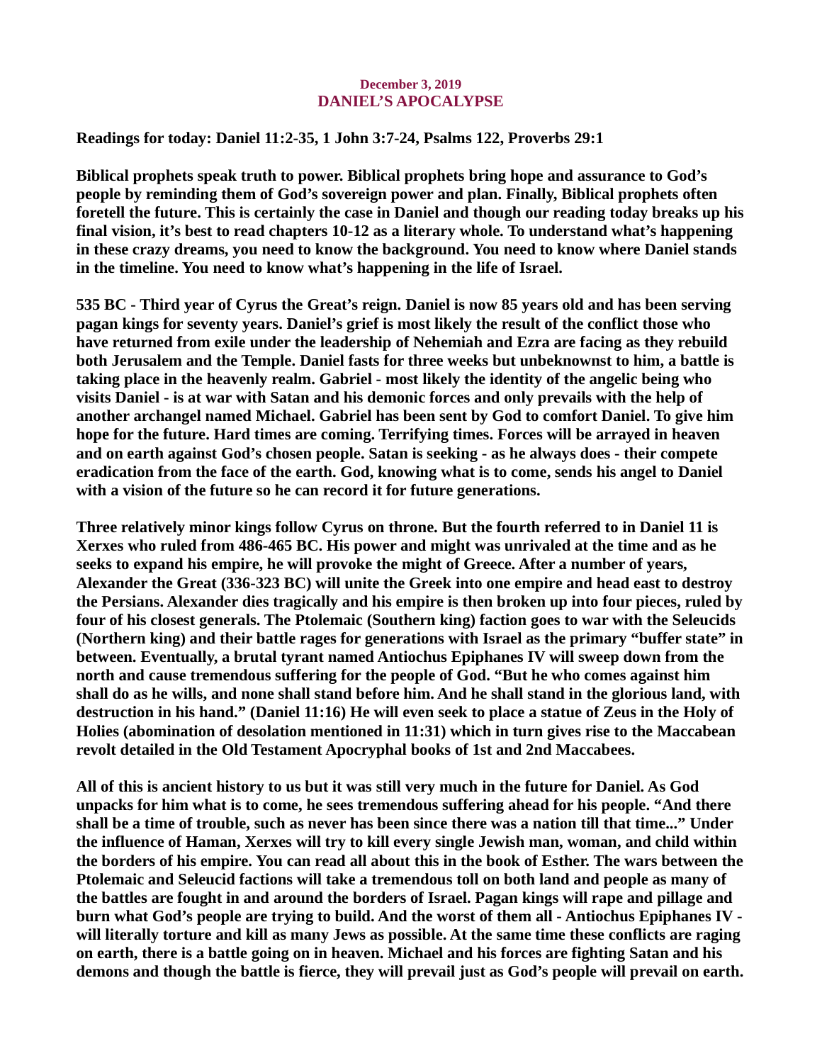**December 3, 2019**

## DANIEL'S APOCALYPSE

**Readings for today: Daniel 11:2-35, 1 John 3:7-24, Psalms 122, Proverbs 29:1**

**Biblical prophets speak truth to power. Biblical prophets bring hope and assurance to God's people by reminding them of God's sovereign power and plan. Finally, Biblical prophets often foretell the future. This is certainly the case in Daniel and though our reading today breaks up his final vision, it's best to read chapters 10-12 as a literary whole. To understand what's happening in these crazy dreams, you need to know the background. You need to know where Daniel stands in the timeline. You need to know what's happening in the life of Israel.**

**535 BC - Third year of Cyrus the Great's reign. Daniel is now 85 years old and has been serving pagan kings for seventy years. Daniel's grief is most likely the result of the conflict those who have returned from exile under the leadership of Nehemiah and Ezra are facing as they rebuild both Jerusalem and the Temple. Daniel fasts for three weeks but unbeknownst to him, a battle is taking place in the heavenly realm. Gabriel - most likely the identity of the angelic being who visits Daniel - is at war with Satan and his demonic forces and only prevails with the help of another archangel named Michael. Gabriel has been sent by God to comfort Daniel. To give him hope for the future. Hard times are coming. Terrifying times. Forces will be arrayed in heaven and on earth against God's chosen people. Satan is seeking - as he always does - their compete eradication from the face of the earth. God, knowing what is to come, sends his angel to Daniel with a vision of the future so he can record it for future generations.**

**Three relatively minor kings follow Cyrus on throne. But the fourth referred to in Daniel 11 is Xerxes who ruled from 486-465 BC. His power and might was unrivaled at the time and as he seeks to expand his empire, he will provoke the might of Greece. After a number of years, Alexander the Great (336-323 BC) will unite the Greek into one empire and head east to destroy the Persians. Alexander dies tragically and his empire is then broken up into four pieces, ruled by four of his closest generals. The Ptolemaic (Southern king) faction goes to war with the Seleucids (Northern king) and their battle rages for generations with Israel as the primary "buffer state" in between. Eventually, a brutal tyrant named Antiochus Epiphanes IV will sweep down from the north and cause tremendous suffering for the people of God. "But he who comes against him shall do as he wills, and none shall stand before him. And he shall stand in the glorious land, with destruction in his hand." (Daniel 11:16) He will even seek to place a statue of Zeus in the Holy of Holies (abomination of desolation mentioned in 11:31) which in turn gives rise to the Maccabean revolt detailed in the Old Testament Apocryphal books of 1st and 2nd Maccabees.**

**All of this is ancient history to us but it was still very much in the future for Daniel. As God unpacks for him what is to come, he sees tremendous suffering ahead for his people. "And there shall be a time of trouble, such as never has been since there was a nation till that time..." Under the influence of Haman, Xerxes will try to kill every single Jewish man, woman, and child within the borders of his empire. You can read all about this in the book of Esther. The wars between the Ptolemaic and Seleucid factions will take a tremendous toll on both land and people as many of the battles are fought in and around the borders of Israel. Pagan kings will rape and pillage and burn what God's people are trying to build. And the worst of them all - Antiochus Epiphanes IV - will literally torture and kill as many Jews as possible. At the same time these conflicts are raging on earth, there is a battle going on in heaven. Michael and his forces are fighting Satan and his demons and though the battle is fierce, they will prevail just as God's people will prevail on earth.**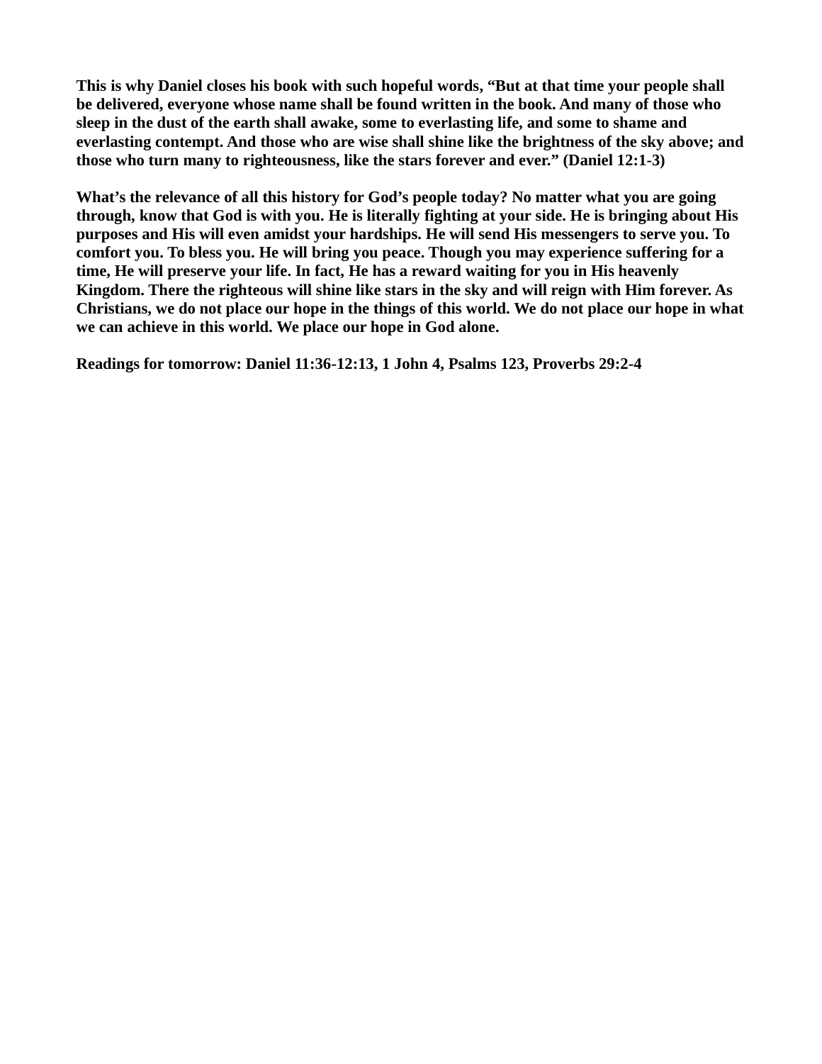**This is why Daniel closes his book with such hopeful words, “But at that time your people shall be delivered, everyone whose name shall be found written in the book. And many of those who sleep in the dust of the earth shall awake, some to everlasting life, and some to shame and everlasting contempt. And those who are wise shall shine like the brightness of the sky above; and those who turn many to righteousness, like the stars forever and ever.” (Daniel 12:1-3)**

**What’s the relevance of all this history for God’s people today? No matter what you are going through, know that God is with you. He is literally fighting at your side. He is bringing about His purposes and His will even amidst your hardships. He will send His messengers to serve you. To comfort you. To bless you. He will bring you peace. Though you may experience suffering for a time, He will preserve your life. In fact, He has a reward waiting for you in His heavenly Kingdom. There the righteous will shine like stars in the sky and will reign with Him forever. As Christians, we do not place our hope in the things of this world. We do not place our hope in what we can achieve in this world. We place our hope in God alone.**

**Readings for tomorrow: Daniel 11:36-12:13, 1 John 4, Psalms 123, Proverbs 29:2-4**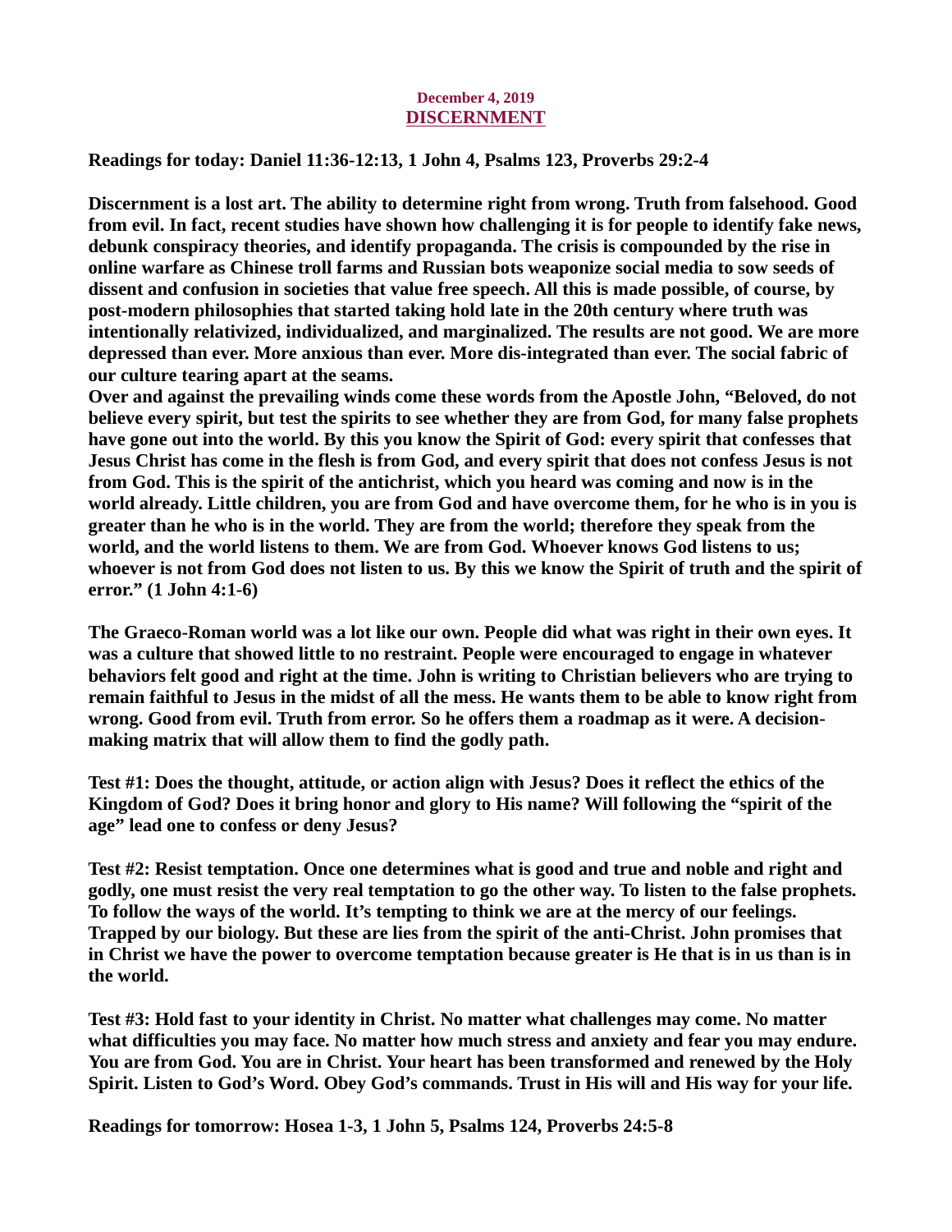December 4, 2019

# DISCERNMENT

**Readings for today: Daniel 11:36-12:13, 1 John 4, Psalms 123, Proverbs 29:2-4**

**Discernment is a lost art. The ability to determine right from wrong. Truth from falsehood. Good from evil. In fact, recent studies have shown how challenging it is for people to identify fake news, debunk conspiracy theories, and identify propaganda. The crisis is compounded by the rise in online warfare as Chinese troll farms and Russian bots weaponize social media to sow seeds of dissent and confusion in societies that value free speech. All this is made possible, of course, by post-modern philosophies that started taking hold late in the 20th century where truth was intentionally relativized, individualized, and marginalized. The results are not good. We are more depressed than ever. More anxious than ever. More dis-integrated than ever. The social fabric of our culture tearing apart at the seams.**

**Over and against the prevailing winds come these words from the Apostle John, "Beloved, do not believe every spirit, but test the spirits to see whether they are from God, for many false prophets have gone out into the world. By this you know the Spirit of God: every spirit that confesses that Jesus Christ has come in the flesh is from God, and every spirit that does not confess Jesus is not from God. This is the spirit of the antichrist, which you heard was coming and now is in the world already. Little children, you are from God and have overcome them, for he who is in you is greater than he who is in the world. They are from the world; therefore they speak from the world, and the world listens to them. We are from God. Whoever knows God listens to us; whoever is not from God does not listen to us. By this we know the Spirit of truth and the spirit of error." (1 John 4:1-6)**

**The Graeco-Roman world was a lot like our own. People did what was right in their own eyes. It was a culture that showed little to no restraint. People were encouraged to engage in whatever behaviors felt good and right at the time. John is writing to Christian believers who are trying to remain faithful to Jesus in the midst of all the mess. He wants them to be able to know right from wrong. Good from evil. Truth from error. So he offers them a roadmap as it were. A decision-making matrix that will allow them to find the godly path.**

**Test #1: Does the thought, attitude, or action align with Jesus? Does it reflect the ethics of the Kingdom of God? Does it bring honor and glory to His name? Will following the "spirit of the age" lead one to confess or deny Jesus?**

**Test #2: Resist temptation. Once one determines what is good and true and noble and right and godly, one must resist the very real temptation to go the other way. To listen to the false prophets. To follow the ways of the world. It's tempting to think we are at the mercy of our feelings. Trapped by our biology. But these are lies from the spirit of the anti-Christ. John promises that in Christ we have the power to overcome temptation because greater is He that is in us than is in the world.**

**Test #3: Hold fast to your identity in Christ. No matter what challenges may come. No matter what difficulties you may face. No matter how much stress and anxiety and fear you may endure. You are from God. You are in Christ. Your heart has been transformed and renewed by the Holy Spirit. Listen to God's Word. Obey God's commands. Trust in His will and His way for your life.**

**Readings for tomorrow: Hosea 1-3, 1 John 5, Psalms 124, Proverbs 24:5-8**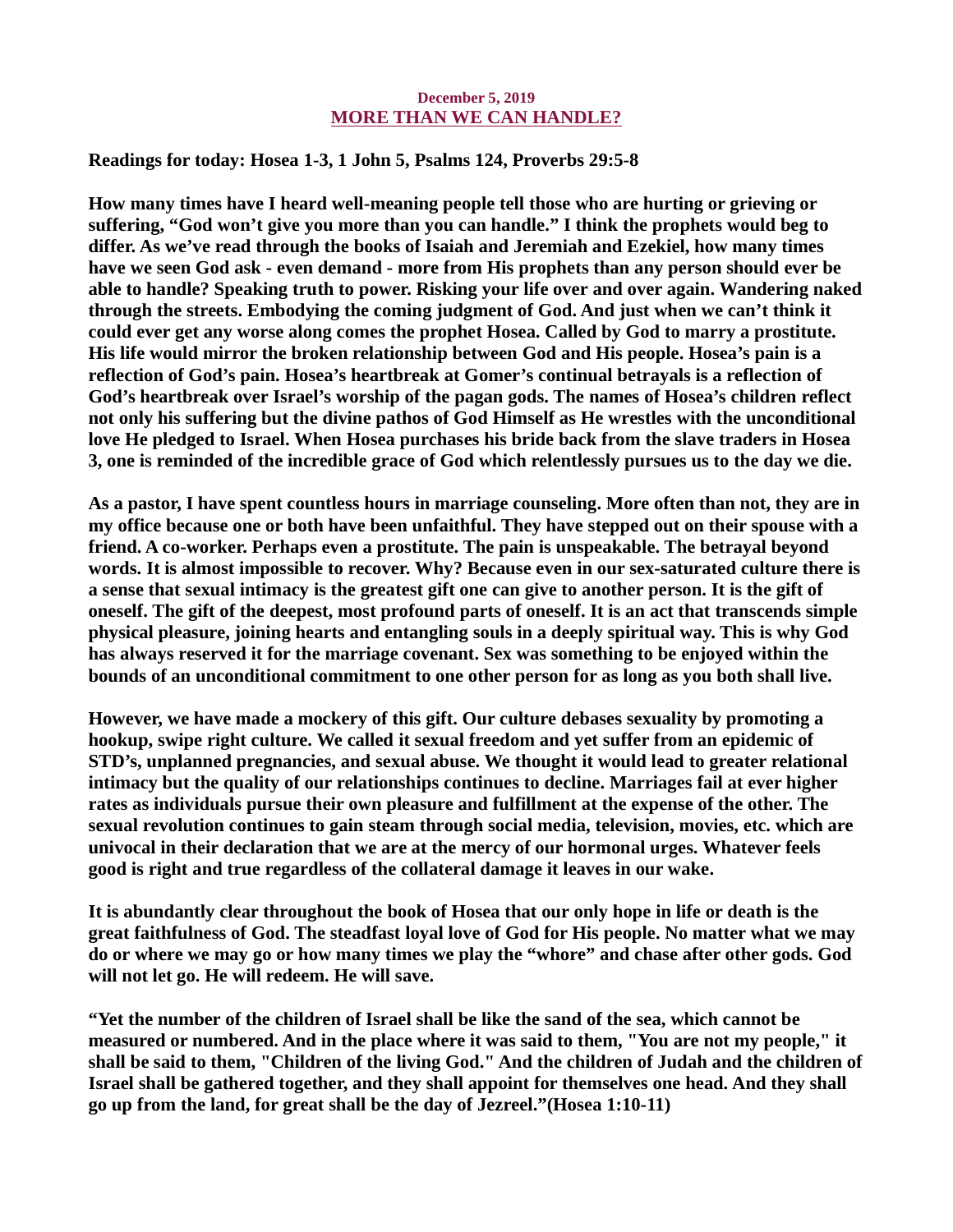**December 5, 2019**

## MORE THAN WE CAN HANDLE?

**Readings for today: Hosea 1-3, 1 John 5, Psalms 124, Proverbs 29:5-8**

**How many times have I heard well-meaning people tell those who are hurting or grieving or suffering, "God won't give you more than you can handle." I think the prophets would beg to differ. As we've read through the books of Isaiah and Jeremiah and Ezekiel, how many times have we seen God ask - even demand - more from His prophets than any person should ever be able to handle? Speaking truth to power. Risking your life over and over again. Wandering naked through the streets. Embodying the coming judgment of God. And just when we can't think it could ever get any worse along comes the prophet Hosea. Called by God to marry a prostitute. His life would mirror the broken relationship between God and His people. Hosea's pain is a reflection of God's pain. Hosea's heartbreak at Gomer's continual betrayals is a reflection of God's heartbreak over Israel's worship of the pagan gods. The names of Hosea's children reflect not only his suffering but the divine pathos of God Himself as He wrestles with the unconditional love He pledged to Israel. When Hosea purchases his bride back from the slave traders in Hosea 3, one is reminded of the incredible grace of God which relentlessly pursues us to the day we die.**

**As a pastor, I have spent countless hours in marriage counseling. More often than not, they are in my office because one or both have been unfaithful. They have stepped out on their spouse with a friend. A co-worker. Perhaps even a prostitute. The pain is unspeakable. The betrayal beyond words. It is almost impossible to recover. Why? Because even in our sex-saturated culture there is a sense that sexual intimacy is the greatest gift one can give to another person. It is the gift of oneself. The gift of the deepest, most profound parts of oneself. It is an act that transcends simple physical pleasure, joining hearts and entangling souls in a deeply spiritual way. This is why God has always reserved it for the marriage covenant. Sex was something to be enjoyed within the bounds of an unconditional commitment to one other person for as long as you both shall live.**

**However, we have made a mockery of this gift. Our culture debases sexuality by promoting a hookup, swipe right culture. We called it sexual freedom and yet suffer from an epidemic of STD's, unplanned pregnancies, and sexual abuse. We thought it would lead to greater relational intimacy but the quality of our relationships continues to decline. Marriages fail at ever higher rates as individuals pursue their own pleasure and fulfillment at the expense of the other. The sexual revolution continues to gain steam through social media, television, movies, etc. which are univocal in their declaration that we are at the mercy of our hormonal urges. Whatever feels good is right and true regardless of the collateral damage it leaves in our wake.**

**It is abundantly clear throughout the book of Hosea that our only hope in life or death is the great faithfulness of God. The steadfast loyal love of God for His people. No matter what we may do or where we may go or how many times we play the "whore" and chase after other gods. God will not let go. He will redeem. He will save.**

**"Yet the number of the children of Israel shall be like the sand of the sea, which cannot be measured or numbered. And in the place where it was said to them, "You are not my people," it shall be said to them, "Children of the living God." And the children of Judah and the children of Israel shall be gathered together, and they shall appoint for themselves one head. And they shall go up from the land, for great shall be the day of Jezreel."(Hosea 1:10-11)**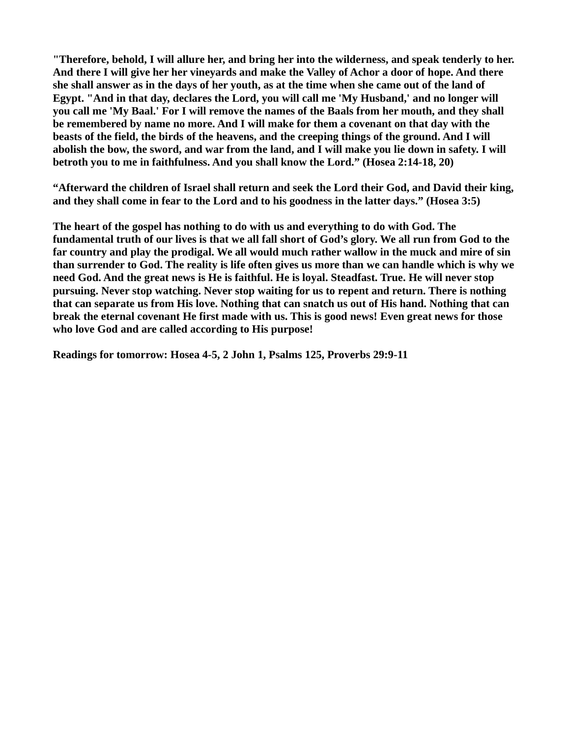**"Therefore, behold, I will allure her, and bring her into the wilderness, and speak tenderly to her. And there I will give her her vineyards and make the Valley of Achor a door of hope. And there she shall answer as in the days of her youth, as at the time when she came out of the land of Egypt. "And in that day, declares the Lord, you will call me 'My Husband,' and no longer will you call me 'My Baal.' For I will remove the names of the Baals from her mouth, and they shall be remembered by name no more. And I will make for them a covenant on that day with the beasts of the field, the birds of the heavens, and the creeping things of the ground. And I will abolish the bow, the sword, and war from the land, and I will make you lie down in safety. I will betroth you to me in faithfulness. And you shall know the Lord." (Hosea 2:14-18, 20)**

**"Afterward the children of Israel shall return and seek the Lord their God, and David their king, and they shall come in fear to the Lord and to his goodness in the latter days." (Hosea 3:5)**

**The heart of the gospel has nothing to do with us and everything to do with God. The fundamental truth of our lives is that we all fall short of God's glory. We all run from God to the far country and play the prodigal. We all would much rather wallow in the muck and mire of sin than surrender to God. The reality is life often gives us more than we can handle which is why we need God. And the great news is He is faithful. He is loyal. Steadfast. True. He will never stop pursuing. Never stop watching. Never stop waiting for us to repent and return. There is nothing that can separate us from His love. Nothing that can snatch us out of His hand. Nothing that can break the eternal covenant He first made with us. This is good news! Even great news for those who love God and are called according to His purpose!**

**Readings for tomorrow: Hosea 4-5, 2 John 1, Psalms 125, Proverbs 29:9-11**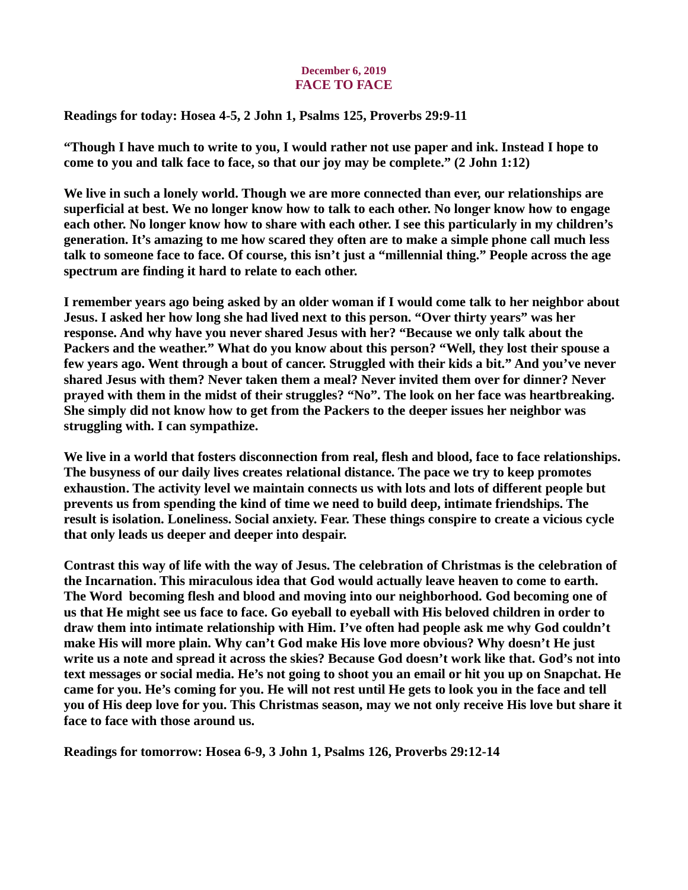**December 6, 2019**

## FACE TO FACE

**Readings for today: Hosea 4-5, 2 John 1, Psalms 125, Proverbs 29:9-11**

**"Though I have much to write to you, I would rather not use paper and ink. Instead I hope to come to you and talk face to face, so that our joy may be complete." (2 John 1:12)**

**We live in such a lonely world. Though we are more connected than ever, our relationships are superficial at best. We no longer know how to talk to each other. No longer know how to engage each other. No longer know how to share with each other. I see this particularly in my children's generation. It's amazing to me how scared they often are to make a simple phone call much less talk to someone face to face. Of course, this isn't just a "millennial thing." People across the age spectrum are finding it hard to relate to each other.**

**I remember years ago being asked by an older woman if I would come talk to her neighbor about Jesus. I asked her how long she had lived next to this person. "Over thirty years" was her response. And why have you never shared Jesus with her? "Because we only talk about the Packers and the weather." What do you know about this person? "Well, they lost their spouse a few years ago. Went through a bout of cancer. Struggled with their kids a bit." And you've never shared Jesus with them? Never taken them a meal? Never invited them over for dinner? Never prayed with them in the midst of their struggles? "No". The look on her face was heartbreaking. She simply did not know how to get from the Packers to the deeper issues her neighbor was struggling with. I can sympathize.**

**We live in a world that fosters disconnection from real, flesh and blood, face to face relationships. The busyness of our daily lives creates relational distance. The pace we try to keep promotes exhaustion. The activity level we maintain connects us with lots and lots of different people but prevents us from spending the kind of time we need to build deep, intimate friendships. The result is isolation. Loneliness. Social anxiety. Fear. These things conspire to create a vicious cycle that only leads us deeper and deeper into despair.**

**Contrast this way of life with the way of Jesus. The celebration of Christmas is the celebration of the Incarnation. This miraculous idea that God would actually leave heaven to come to earth. The Word becoming flesh and blood and moving into our neighborhood. God becoming one of us that He might see us face to face. Go eyeball to eyeball with His beloved children in order to draw them into intimate relationship with Him. I've often had people ask me why God couldn't make His will more plain. Why can't God make His love more obvious? Why doesn't He just write us a note and spread it across the skies? Because God doesn't work like that. God's not into text messages or social media. He's not going to shoot you an email or hit you up on Snapchat. He came for you. He's coming for you. He will not rest until He gets to look you in the face and tell you of His deep love for you. This Christmas season, may we not only receive His love but share it face to face with those around us.**

**Readings for tomorrow: Hosea 6-9, 3 John 1, Psalms 126, Proverbs 29:12-14**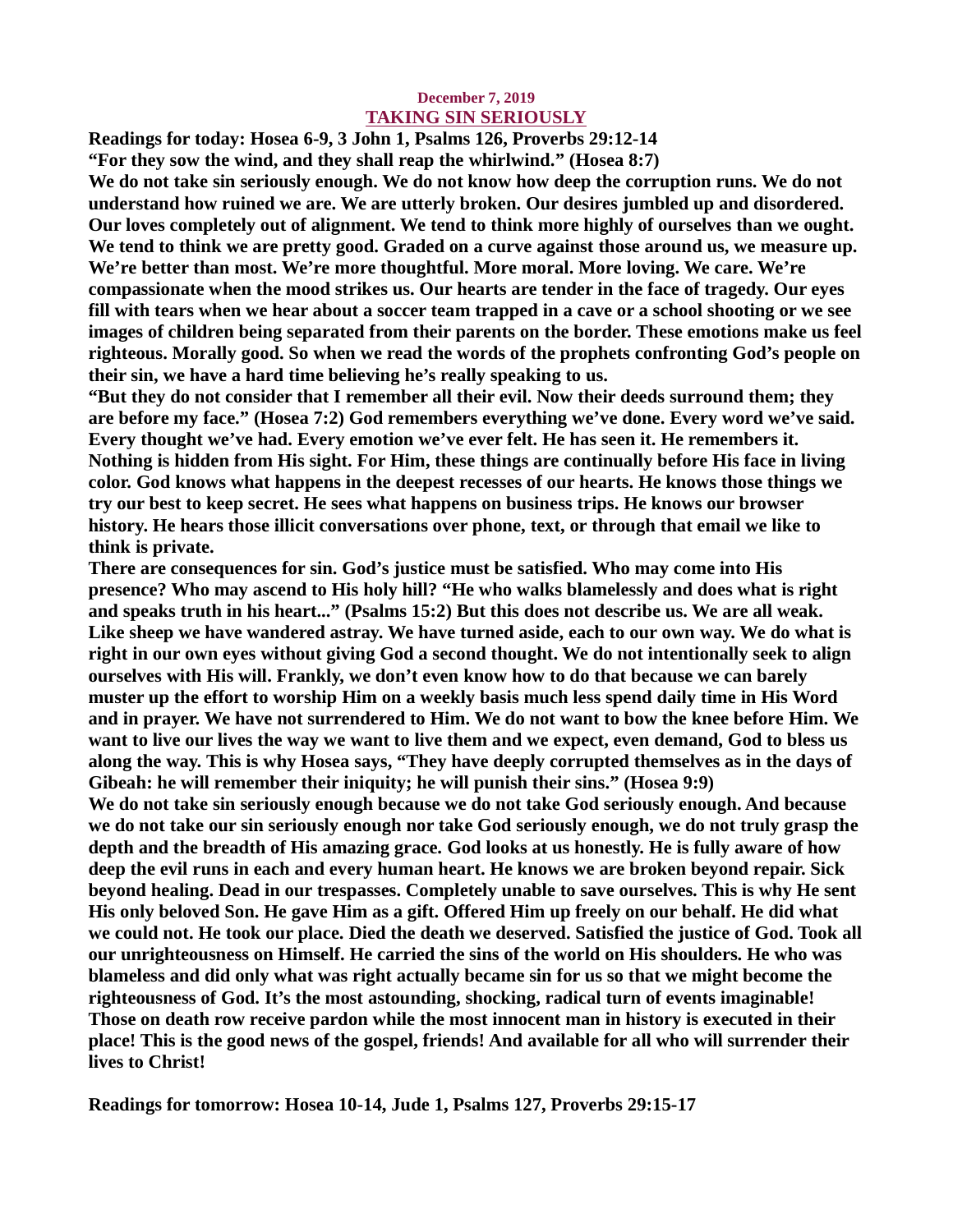December 7, 2019

## TAKING SIN SERIOUSLY

**Readings for today: Hosea 6-9, 3 John 1, Psalms 126, Proverbs 29:12-14**

**"For they sow the wind, and they shall reap the whirlwind." (Hosea 8:7)**

**We do not take sin seriously enough. We do not know how deep the corruption runs. We do not understand how ruined we are. We are utterly broken. Our desires jumbled up and disordered. Our loves completely out of alignment. We tend to think more highly of ourselves than we ought. We tend to think we are pretty good. Graded on a curve against those around us, we measure up. We're better than most. We're more thoughtful. More moral. More loving. We care. We're compassionate when the mood strikes us. Our hearts are tender in the face of tragedy. Our eyes fill with tears when we hear about a soccer team trapped in a cave or a school shooting or we see images of children being separated from their parents on the border. These emotions make us feel righteous. Morally good. So when we read the words of the prophets confronting God's people on their sin, we have a hard time believing he's really speaking to us.**

**"But they do not consider that I remember all their evil. Now their deeds surround them; they are before my face." (Hosea 7:2) God remembers everything we've done. Every word we've said. Every thought we've had. Every emotion we've ever felt. He has seen it. He remembers it. Nothing is hidden from His sight. For Him, these things are continually before His face in living color. God knows what happens in the deepest recesses of our hearts. He knows those things we try our best to keep secret. He sees what happens on business trips. He knows our browser history. He hears those illicit conversations over phone, text, or through that email we like to think is private.**

**There are consequences for sin. God's justice must be satisfied. Who may come into His presence? Who may ascend to His holy hill? "He who walks blamelessly and does what is right and speaks truth in his heart..." (Psalms 15:2) But this does not describe us. We are all weak. Like sheep we have wandered astray. We have turned aside, each to our own way. We do what is right in our own eyes without giving God a second thought. We do not intentionally seek to align ourselves with His will. Frankly, we don't even know how to do that because we can barely muster up the effort to worship Him on a weekly basis much less spend daily time in His Word and in prayer. We have not surrendered to Him. We do not want to bow the knee before Him. We want to live our lives the way we want to live them and we expect, even demand, God to bless us along the way. This is why Hosea says, "They have deeply corrupted themselves as in the days of Gibeah: he will remember their iniquity; he will punish their sins." (Hosea 9:9)**

**We do not take sin seriously enough because we do not take God seriously enough. And because we do not take our sin seriously enough nor take God seriously enough, we do not truly grasp the depth and the breadth of His amazing grace. God looks at us honestly. He is fully aware of how deep the evil runs in each and every human heart. He knows we are broken beyond repair. Sick beyond healing. Dead in our trespasses. Completely unable to save ourselves. This is why He sent His only beloved Son. He gave Him as a gift. Offered Him up freely on our behalf. He did what we could not. He took our place. Died the death we deserved. Satisfied the justice of God. Took all our unrighteousness on Himself. He carried the sins of the world on His shoulders. He who was blameless and did only what was right actually became sin for us so that we might become the righteousness of God. It's the most astounding, shocking, radical turn of events imaginable! Those on death row receive pardon while the most innocent man in history is executed in their place! This is the good news of the gospel, friends! And available for all who will surrender their lives to Christ!**

**Readings for tomorrow: Hosea 10-14, Jude 1, Psalms 127, Proverbs 29:15-17**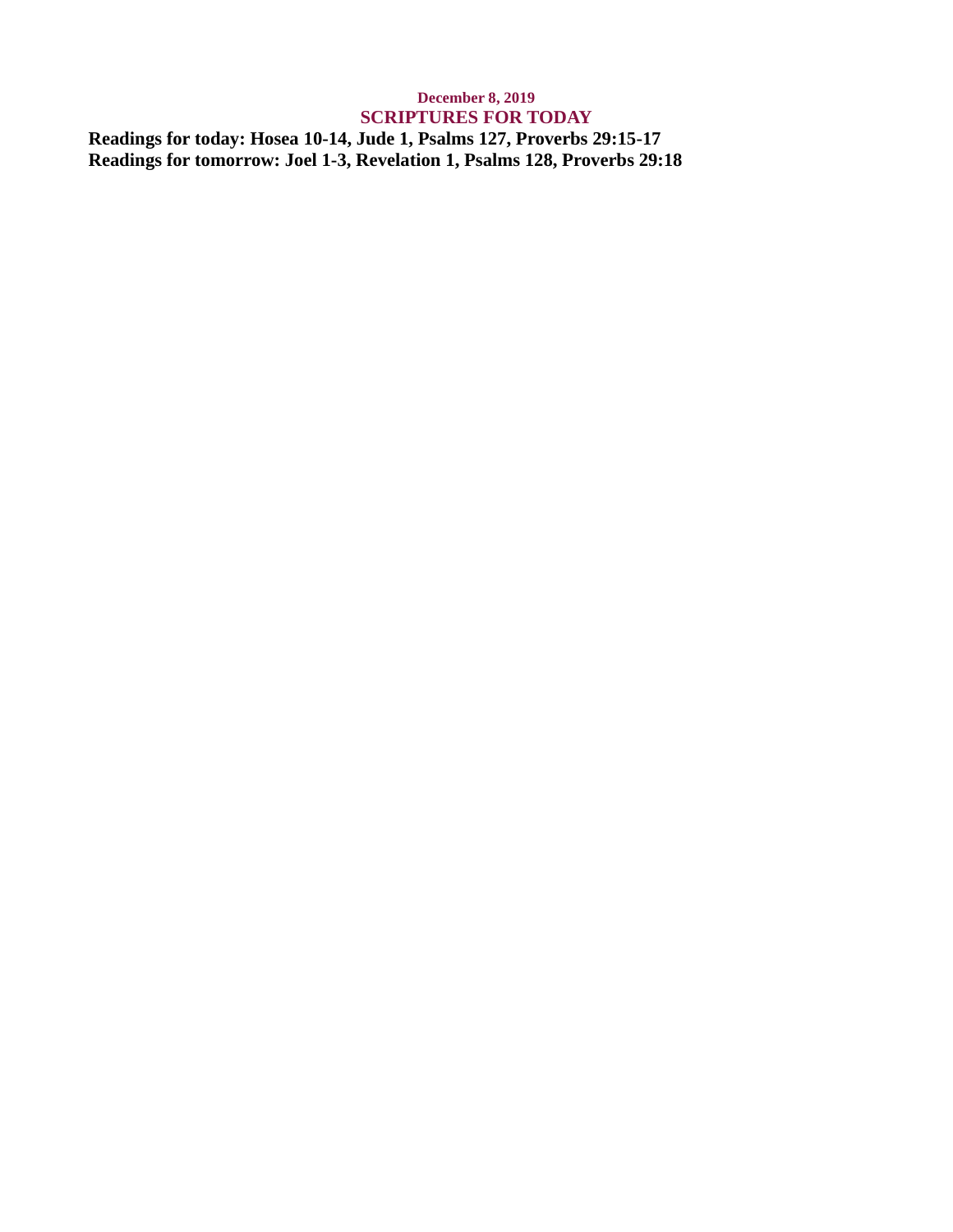**December 8, 2019**

## SCRIPTURES FOR TODAY

**Readings for today: Hosea 10-14, Jude 1, Psalms 127, Proverbs 29:15-17**
**Readings for tomorrow: Joel 1-3, Revelation 1, Psalms 128, Proverbs 29:18**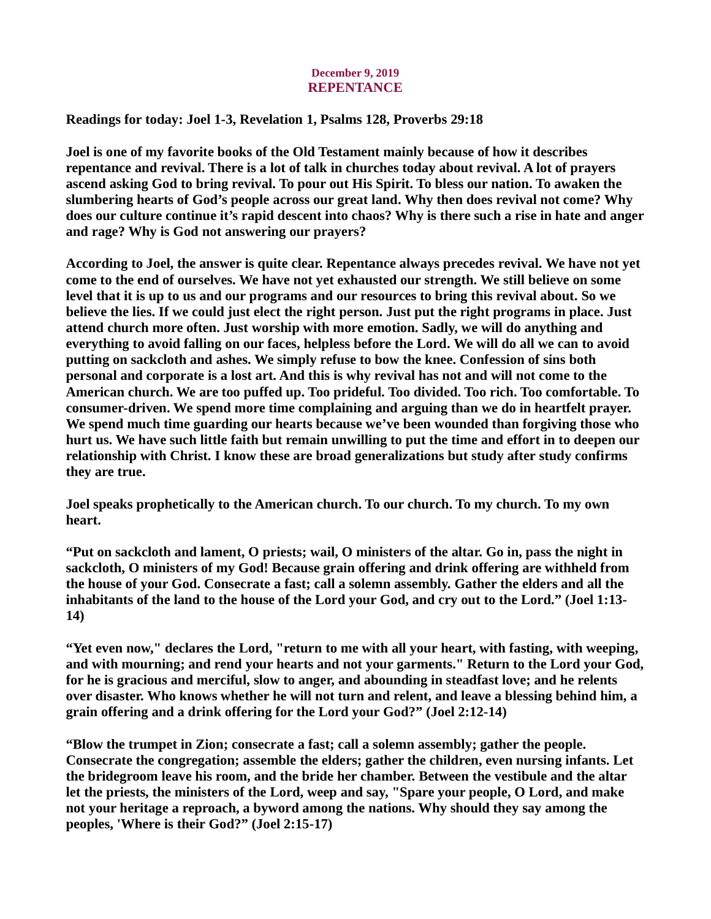**December 9, 2019**

# REPENTANCE

**Readings for today: Joel 1-3, Revelation 1, Psalms 128, Proverbs 29:18**

**Joel is one of my favorite books of the Old Testament mainly because of how it describes repentance and revival. There is a lot of talk in churches today about revival. A lot of prayers ascend asking God to bring revival. To pour out His Spirit. To bless our nation. To awaken the slumbering hearts of God's people across our great land. Why then does revival not come? Why does our culture continue it's rapid descent into chaos? Why is there such a rise in hate and anger and rage? Why is God not answering our prayers?**

**According to Joel, the answer is quite clear. Repentance always precedes revival. We have not yet come to the end of ourselves. We have not yet exhausted our strength. We still believe on some level that it is up to us and our programs and our resources to bring this revival about. So we believe the lies. If we could just elect the right person. Just put the right programs in place. Just attend church more often. Just worship with more emotion. Sadly, we will do anything and everything to avoid falling on our faces, helpless before the Lord. We will do all we can to avoid putting on sackcloth and ashes. We simply refuse to bow the knee. Confession of sins both personal and corporate is a lost art. And this is why revival has not and will not come to the American church. We are too puffed up. Too prideful. Too divided. Too rich. Too comfortable. To consumer-driven. We spend more time complaining and arguing than we do in heartfelt prayer. We spend much time guarding our hearts because we've been wounded than forgiving those who hurt us. We have such little faith but remain unwilling to put the time and effort in to deepen our relationship with Christ. I know these are broad generalizations but study after study confirms they are true.**

**Joel speaks prophetically to the American church. To our church. To my church. To my own heart.**

**"Put on sackcloth and lament, O priests; wail, O ministers of the altar. Go in, pass the night in sackcloth, O ministers of my God! Because grain offering and drink offering are withheld from the house of your God. Consecrate a fast; call a solemn assembly. Gather the elders and all the inhabitants of the land to the house of the Lord your God, and cry out to the Lord." (Joel 1:13-14)**

**"Yet even now," declares the Lord, "return to me with all your heart, with fasting, with weeping, and with mourning; and rend your hearts and not your garments." Return to the Lord your God, for he is gracious and merciful, slow to anger, and abounding in steadfast love; and he relents over disaster. Who knows whether he will not turn and relent, and leave a blessing behind him, a grain offering and a drink offering for the Lord your God?" (Joel 2:12-14)**

**"Blow the trumpet in Zion; consecrate a fast; call a solemn assembly; gather the people. Consecrate the congregation; assemble the elders; gather the children, even nursing infants. Let the bridegroom leave his room, and the bride her chamber. Between the vestibule and the altar let the priests, the ministers of the Lord, weep and say, "Spare your people, O Lord, and make not your heritage a reproach, a byword among the nations. Why should they say among the peoples, 'Where is their God?" (Joel 2:15-17)**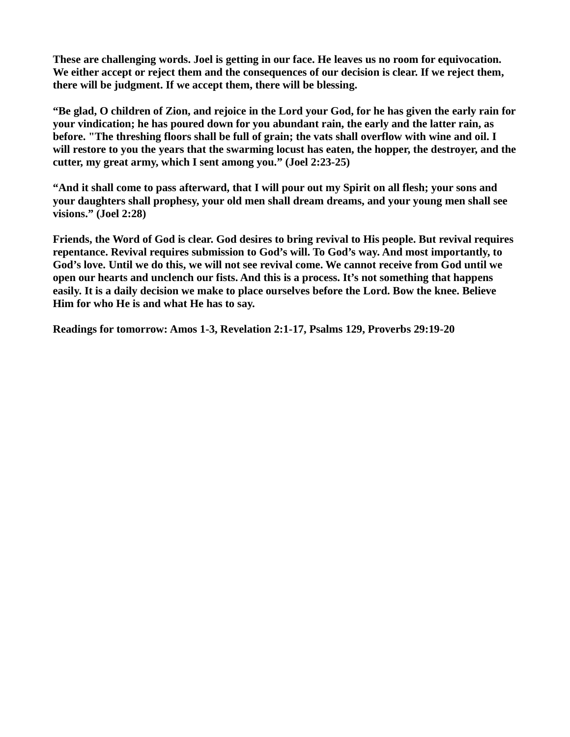**These are challenging words. Joel is getting in our face. He leaves us no room for equivocation. We either accept or reject them and the consequences of our decision is clear. If we reject them, there will be judgment. If we accept them, there will be blessing.**

**“Be glad, O children of Zion, and rejoice in the Lord your God, for he has given the early rain for your vindication; he has poured down for you abundant rain, the early and the latter rain, as before. "The threshing floors shall be full of grain; the vats shall overflow with wine and oil. I will restore to you the years that the swarming locust has eaten, the hopper, the destroyer, and the cutter, my great army, which I sent among you.” (Joel 2:23-25)**

**“And it shall come to pass afterward, that I will pour out my Spirit on all flesh; your sons and your daughters shall prophesy, your old men shall dream dreams, and your young men shall see visions.” (Joel 2:28)**

**Friends, the Word of God is clear. God desires to bring revival to His people. But revival requires repentance. Revival requires submission to God’s will. To God’s way. And most importantly, to God’s love. Until we do this, we will not see revival come. We cannot receive from God until we open our hearts and unclench our fists. And this is a process. It’s not something that happens easily. It is a daily decision we make to place ourselves before the Lord. Bow the knee. Believe Him for who He is and what He has to say.**

**Readings for tomorrow: Amos 1-3, Revelation 2:1-17, Psalms 129, Proverbs 29:19-20**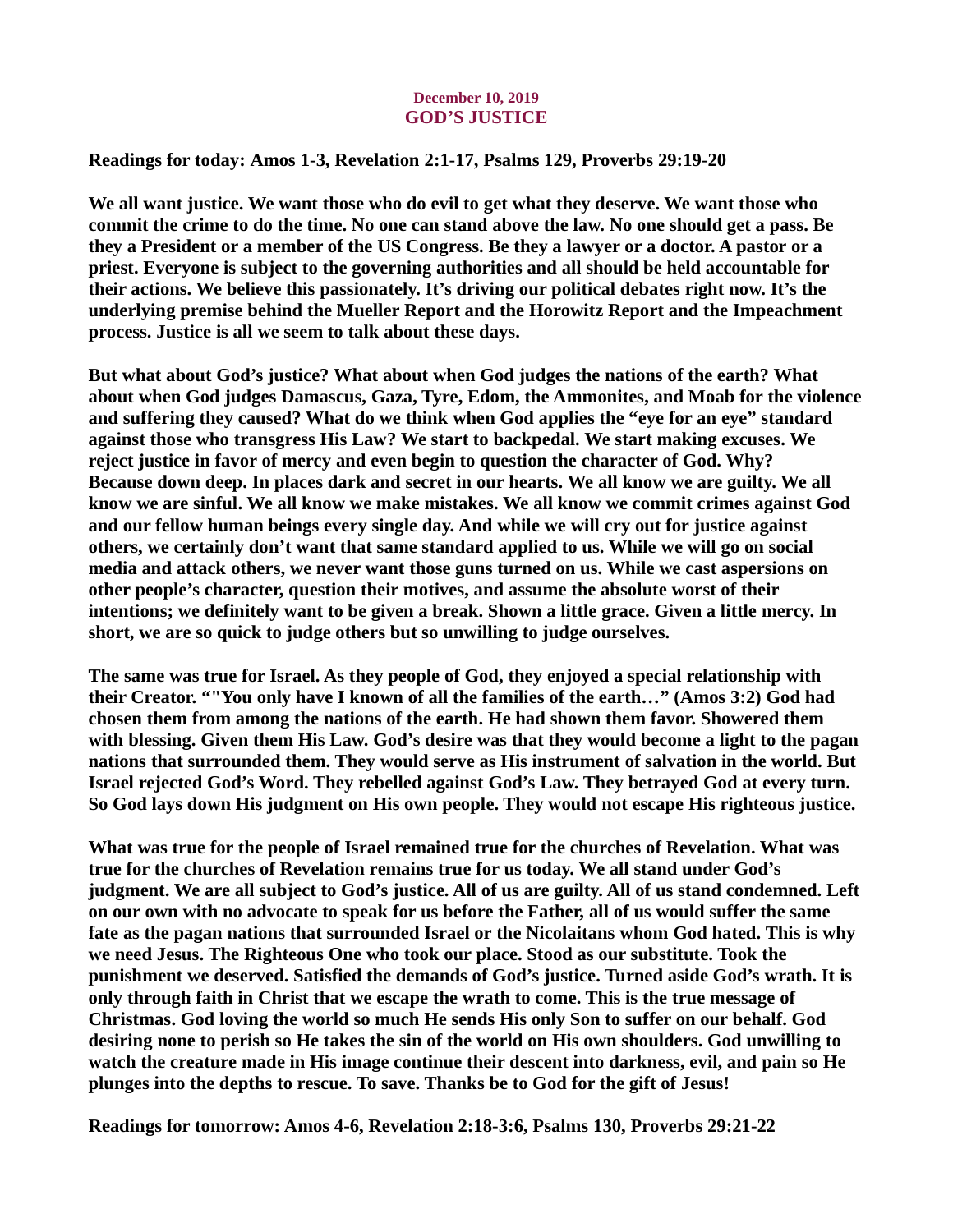**December 10, 2019**
## GOD'S JUSTICE

**Readings for today: Amos 1-3, Revelation 2:1-17, Psalms 129, Proverbs 29:19-20**

**We all want justice. We want those who do evil to get what they deserve. We want those who commit the crime to do the time. No one can stand above the law. No one should get a pass. Be they a President or a member of the US Congress. Be they a lawyer or a doctor. A pastor or a priest. Everyone is subject to the governing authorities and all should be held accountable for their actions. We believe this passionately. It's driving our political debates right now. It's the underlying premise behind the Mueller Report and the Horowitz Report and the Impeachment process. Justice is all we seem to talk about these days.**

**But what about God's justice? What about when God judges the nations of the earth? What about when God judges Damascus, Gaza, Tyre, Edom, the Ammonites, and Moab for the violence and suffering they caused? What do we think when God applies the "eye for an eye" standard against those who transgress His Law? We start to backpedal. We start making excuses. We reject justice in favor of mercy and even begin to question the character of God. Why? Because down deep. In places dark and secret in our hearts. We all know we are guilty. We all know we are sinful. We all know we make mistakes. We all know we commit crimes against God and our fellow human beings every single day. And while we will cry out for justice against others, we certainly don't want that same standard applied to us. While we will go on social media and attack others, we never want those guns turned on us. While we cast aspersions on other people's character, question their motives, and assume the absolute worst of their intentions; we definitely want to be given a break. Shown a little grace. Given a little mercy. In short, we are so quick to judge others but so unwilling to judge ourselves.**

**The same was true for Israel. As they people of God, they enjoyed a special relationship with their Creator. ""You only have I known of all the families of the earth…" (Amos 3:2) God had chosen them from among the nations of the earth. He had shown them favor. Showered them with blessing. Given them His Law. God's desire was that they would become a light to the pagan nations that surrounded them. They would serve as His instrument of salvation in the world. But Israel rejected God's Word. They rebelled against God's Law. They betrayed God at every turn. So God lays down His judgment on His own people. They would not escape His righteous justice.**

**What was true for the people of Israel remained true for the churches of Revelation. What was true for the churches of Revelation remains true for us today. We all stand under God's judgment. We are all subject to God's justice. All of us are guilty. All of us stand condemned. Left on our own with no advocate to speak for us before the Father, all of us would suffer the same fate as the pagan nations that surrounded Israel or the Nicolaitans whom God hated. This is why we need Jesus. The Righteous One who took our place. Stood as our substitute. Took the punishment we deserved. Satisfied the demands of God's justice. Turned aside God's wrath. It is only through faith in Christ that we escape the wrath to come. This is the true message of Christmas. God loving the world so much He sends His only Son to suffer on our behalf. God desiring none to perish so He takes the sin of the world on His own shoulders. God unwilling to watch the creature made in His image continue their descent into darkness, evil, and pain so He plunges into the depths to rescue. To save. Thanks be to God for the gift of Jesus!**

**Readings for tomorrow: Amos 4-6, Revelation 2:18-3:6, Psalms 130, Proverbs 29:21-22**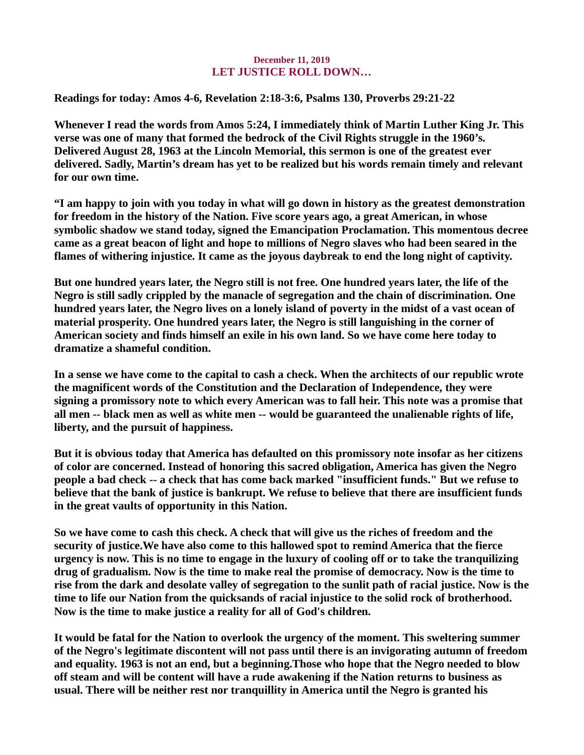**December 11, 2019**
## LET JUSTICE ROLL DOWN…

**Readings for today: Amos 4-6, Revelation 2:18-3:6, Psalms 130, Proverbs 29:21-22**

**Whenever I read the words from Amos 5:24, I immediately think of Martin Luther King Jr. This verse was one of many that formed the bedrock of the Civil Rights struggle in the 1960's. Delivered August 28, 1963 at the Lincoln Memorial, this sermon is one of the greatest ever delivered. Sadly, Martin's dream has yet to be realized but his words remain timely and relevant for our own time.**

**"I am happy to join with you today in what will go down in history as the greatest demonstration for freedom in the history of the Nation. Five score years ago, a great American, in whose symbolic shadow we stand today, signed the Emancipation Proclamation. This momentous decree came as a great beacon of light and hope to millions of Negro slaves who had been seared in the flames of withering injustice. It came as the joyous daybreak to end the long night of captivity.**

**But one hundred years later, the Negro still is not free. One hundred years later, the life of the Negro is still sadly crippled by the manacle of segregation and the chain of discrimination. One hundred years later, the Negro lives on a lonely island of poverty in the midst of a vast ocean of material prosperity. One hundred years later, the Negro is still languishing in the corner of American society and finds himself an exile in his own land. So we have come here today to dramatize a shameful condition.**

**In a sense we have come to the capital to cash a check. When the architects of our republic wrote the magnificent words of the Constitution and the Declaration of Independence, they were signing a promissory note to which every American was to fall heir. This note was a promise that all men -- black men as well as white men -- would be guaranteed the unalienable rights of life, liberty, and the pursuit of happiness.**

**But it is obvious today that America has defaulted on this promissory note insofar as her citizens of color are concerned. Instead of honoring this sacred obligation, America has given the Negro people a bad check -- a check that has come back marked "insufficient funds." But we refuse to believe that the bank of justice is bankrupt. We refuse to believe that there are insufficient funds in the great vaults of opportunity in this Nation.**

**So we have come to cash this check. A check that will give us the riches of freedom and the security of justice.We have also come to this hallowed spot to remind America that the fierce urgency is now. This is no time to engage in the luxury of cooling off or to take the tranquilizing drug of gradualism. Now is the time to make real the promise of democracy. Now is the time to rise from the dark and desolate valley of segregation to the sunlit path of racial justice. Now is the time to life our Nation from the quicksands of racial injustice to the solid rock of brotherhood. Now is the time to make justice a reality for all of God's children.**

**It would be fatal for the Nation to overlook the urgency of the moment. This sweltering summer of the Negro's legitimate discontent will not pass until there is an invigorating autumn of freedom and equality. 1963 is not an end, but a beginning.Those who hope that the Negro needed to blow off steam and will be content will have a rude awakening if the Nation returns to business as usual. There will be neither rest nor tranquillity in America until the Negro is granted his**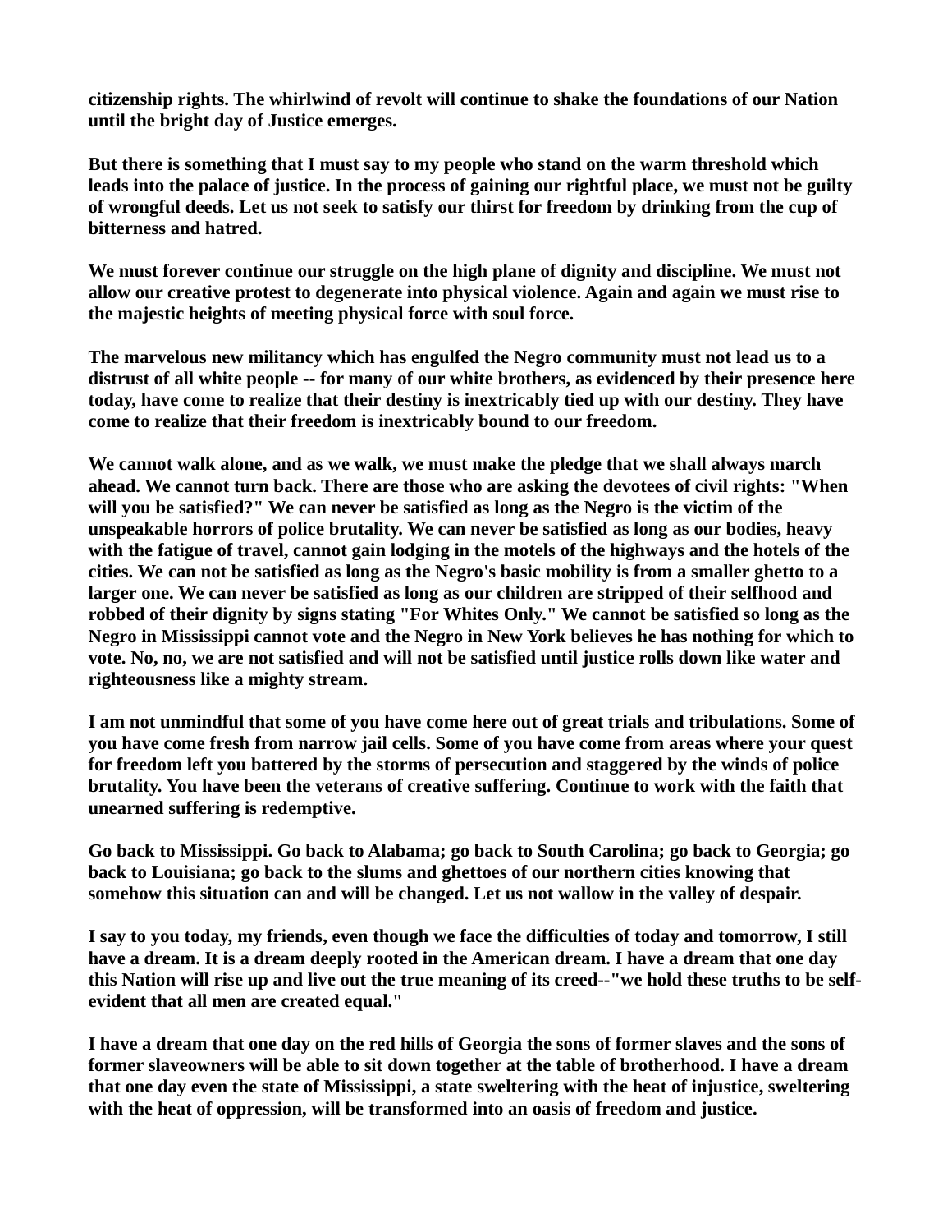**citizenship rights. The whirlwind of revolt will continue to shake the foundations of our Nation until the bright day of Justice emerges.**

**But there is something that I must say to my people who stand on the warm threshold which leads into the palace of justice. In the process of gaining our rightful place, we must not be guilty of wrongful deeds. Let us not seek to satisfy our thirst for freedom by drinking from the cup of bitterness and hatred.**

**We must forever continue our struggle on the high plane of dignity and discipline. We must not allow our creative protest to degenerate into physical violence. Again and again we must rise to the majestic heights of meeting physical force with soul force.**

**The marvelous new militancy which has engulfed the Negro community must not lead us to a distrust of all white people -- for many of our white brothers, as evidenced by their presence here today, have come to realize that their destiny is inextricably tied up with our destiny. They have come to realize that their freedom is inextricably bound to our freedom.**

**We cannot walk alone, and as we walk, we must make the pledge that we shall always march ahead. We cannot turn back. There are those who are asking the devotees of civil rights: "When will you be satisfied?" We can never be satisfied as long as the Negro is the victim of the unspeakable horrors of police brutality. We can never be satisfied as long as our bodies, heavy with the fatigue of travel, cannot gain lodging in the motels of the highways and the hotels of the cities. We can not be satisfied as long as the Negro's basic mobility is from a smaller ghetto to a larger one. We can never be satisfied as long as our children are stripped of their selfhood and robbed of their dignity by signs stating "For Whites Only." We cannot be satisfied so long as the Negro in Mississippi cannot vote and the Negro in New York believes he has nothing for which to vote. No, no, we are not satisfied and will not be satisfied until justice rolls down like water and righteousness like a mighty stream.**

**I am not unmindful that some of you have come here out of great trials and tribulations. Some of you have come fresh from narrow jail cells. Some of you have come from areas where your quest for freedom left you battered by the storms of persecution and staggered by the winds of police brutality. You have been the veterans of creative suffering. Continue to work with the faith that unearned suffering is redemptive.**

**Go back to Mississippi. Go back to Alabama; go back to South Carolina; go back to Georgia; go back to Louisiana; go back to the slums and ghettoes of our northern cities knowing that somehow this situation can and will be changed. Let us not wallow in the valley of despair.**

**I say to you today, my friends, even though we face the difficulties of today and tomorrow, I still have a dream. It is a dream deeply rooted in the American dream. I have a dream that one day this Nation will rise up and live out the true meaning of its creed--"we hold these truths to be self-evident that all men are created equal."**

**I have a dream that one day on the red hills of Georgia the sons of former slaves and the sons of former slaveowners will be able to sit down together at the table of brotherhood. I have a dream that one day even the state of Mississippi, a state sweltering with the heat of injustice, sweltering with the heat of oppression, will be transformed into an oasis of freedom and justice.**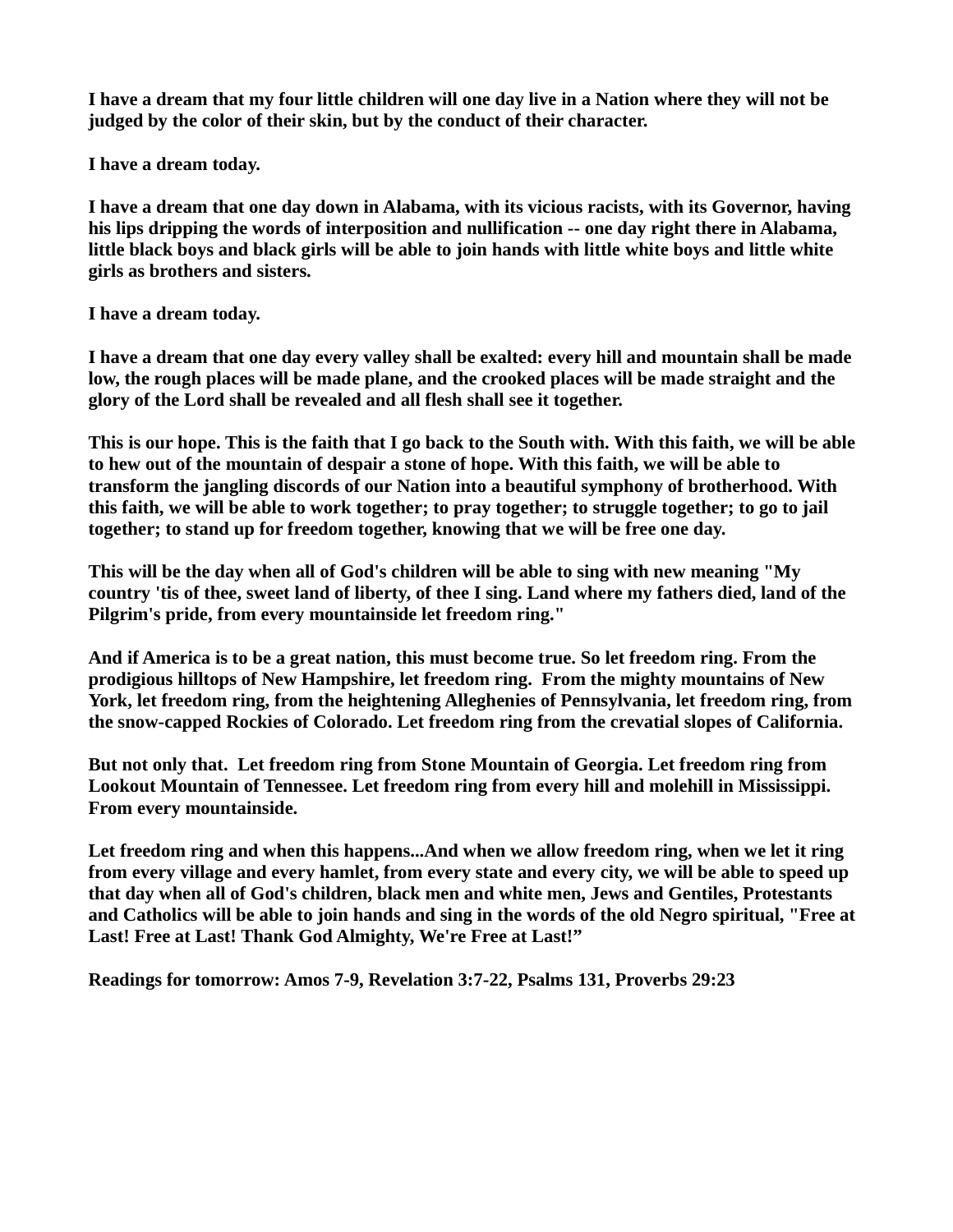**I have a dream that my four little children will one day live in a Nation where they will not be judged by the color of their skin, but by the conduct of their character.**

**I have a dream today.**

**I have a dream that one day down in Alabama, with its vicious racists, with its Governor, having his lips dripping the words of interposition and nullification -- one day right there in Alabama, little black boys and black girls will be able to join hands with little white boys and little white girls as brothers and sisters.**

**I have a dream today.**

**I have a dream that one day every valley shall be exalted: every hill and mountain shall be made low, the rough places will be made plane, and the crooked places will be made straight and the glory of the Lord shall be revealed and all flesh shall see it together.**

**This is our hope. This is the faith that I go back to the South with. With this faith, we will be able to hew out of the mountain of despair a stone of hope. With this faith, we will be able to transform the jangling discords of our Nation into a beautiful symphony of brotherhood. With this faith, we will be able to work together; to pray together; to struggle together; to go to jail together; to stand up for freedom together, knowing that we will be free one day.**

**This will be the day when all of God's children will be able to sing with new meaning "My country 'tis of thee, sweet land of liberty, of thee I sing. Land where my fathers died, land of the Pilgrim's pride, from every mountainside let freedom ring."**

**And if America is to be a great nation, this must become true. So let freedom ring. From the prodigious hilltops of New Hampshire, let freedom ring. From the mighty mountains of New York, let freedom ring, from the heightening Alleghenies of Pennsylvania, let freedom ring, from the snow-capped Rockies of Colorado. Let freedom ring from the crevatial slopes of California.**

**But not only that. Let freedom ring from Stone Mountain of Georgia. Let freedom ring from Lookout Mountain of Tennessee. Let freedom ring from every hill and molehill in Mississippi. From every mountainside.**

**Let freedom ring and when this happens...And when we allow freedom ring, when we let it ring from every village and every hamlet, from every state and every city, we will be able to speed up that day when all of God's children, black men and white men, Jews and Gentiles, Protestants and Catholics will be able to join hands and sing in the words of the old Negro spiritual, "Free at Last! Free at Last! Thank God Almighty, We're Free at Last!"**

**Readings for tomorrow: Amos 7-9, Revelation 3:7-22, Psalms 131, Proverbs 29:23**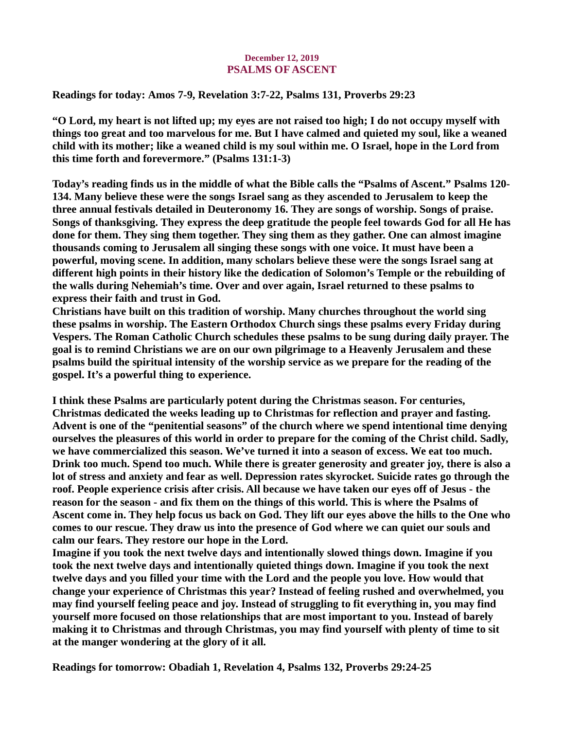## December 12, 2019
# PSALMS OF ASCENT

**Readings for today: Amos 7-9, Revelation 3:7-22, Psalms 131, Proverbs 29:23**

**"O Lord, my heart is not lifted up; my eyes are not raised too high; I do not occupy myself with things too great and too marvelous for me. But I have calmed and quieted my soul, like a weaned child with its mother; like a weaned child is my soul within me. O Israel, hope in the Lord from this time forth and forevermore." (Psalms 131:1-3)**

**Today's reading finds us in the middle of what the Bible calls the "Psalms of Ascent." Psalms 120-134. Many believe these were the songs Israel sang as they ascended to Jerusalem to keep the three annual festivals detailed in Deuteronomy 16. They are songs of worship. Songs of praise. Songs of thanksgiving. They express the deep gratitude the people feel towards God for all He has done for them. They sing them together. They sing them as they gather. One can almost imagine thousands coming to Jerusalem all singing these songs with one voice. It must have been a powerful, moving scene. In addition, many scholars believe these were the songs Israel sang at different high points in their history like the dedication of Solomon's Temple or the rebuilding of the walls during Nehemiah's time. Over and over again, Israel returned to these psalms to express their faith and trust in God.**

**Christians have built on this tradition of worship. Many churches throughout the world sing these psalms in worship. The Eastern Orthodox Church sings these psalms every Friday during Vespers. The Roman Catholic Church schedules these psalms to be sung during daily prayer. The goal is to remind Christians we are on our own pilgrimage to a Heavenly Jerusalem and these psalms build the spiritual intensity of the worship service as we prepare for the reading of the gospel. It's a powerful thing to experience.**

**I think these Psalms are particularly potent during the Christmas season. For centuries, Christmas dedicated the weeks leading up to Christmas for reflection and prayer and fasting. Advent is one of the "penitential seasons" of the church where we spend intentional time denying ourselves the pleasures of this world in order to prepare for the coming of the Christ child. Sadly, we have commercialized this season. We've turned it into a season of excess. We eat too much. Drink too much. Spend too much. While there is greater generosity and greater joy, there is also a lot of stress and anxiety and fear as well. Depression rates skyrocket. Suicide rates go through the roof. People experience crisis after crisis. All because we have taken our eyes off of Jesus - the reason for the season - and fix them on the things of this world. This is where the Psalms of Ascent come in. They help focus us back on God. They lift our eyes above the hills to the One who comes to our rescue. They draw us into the presence of God where we can quiet our souls and calm our fears. They restore our hope in the Lord.**

**Imagine if you took the next twelve days and intentionally slowed things down. Imagine if you took the next twelve days and intentionally quieted things down. Imagine if you took the next twelve days and you filled your time with the Lord and the people you love. How would that change your experience of Christmas this year? Instead of feeling rushed and overwhelmed, you may find yourself feeling peace and joy. Instead of struggling to fit everything in, you may find yourself more focused on those relationships that are most important to you. Instead of barely making it to Christmas and through Christmas, you may find yourself with plenty of time to sit at the manger wondering at the glory of it all.**

**Readings for tomorrow: Obadiah 1, Revelation 4, Psalms 132, Proverbs 29:24-25**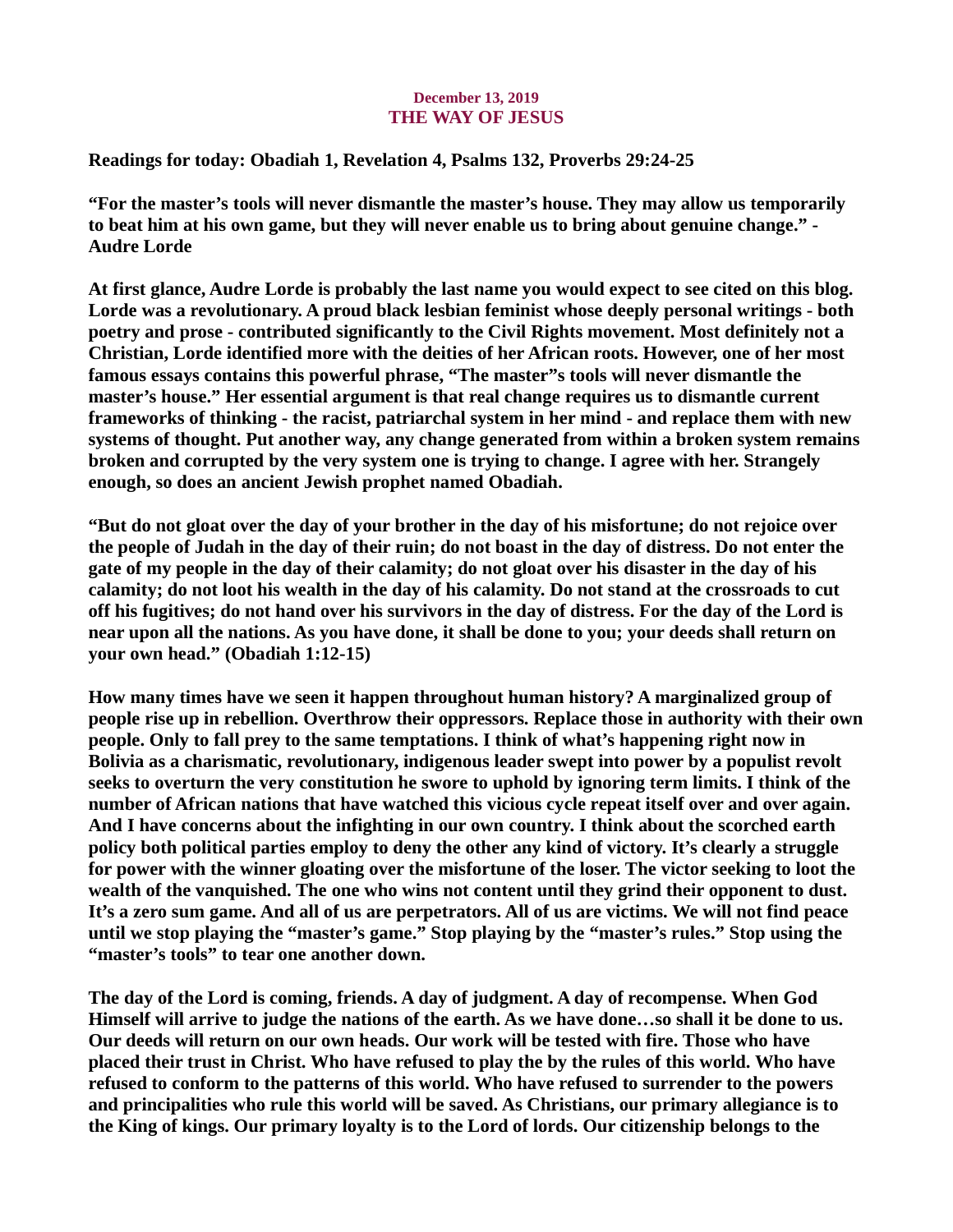December 13, 2019

## THE WAY OF JESUS

**Readings for today: Obadiah 1, Revelation 4, Psalms 132, Proverbs 29:24-25**

**"For the master's tools will never dismantle the master's house. They may allow us temporarily to beat him at his own game, but they will never enable us to bring about genuine change." - Audre Lorde**

**At first glance, Audre Lorde is probably the last name you would expect to see cited on this blog. Lorde was a revolutionary. A proud black lesbian feminist whose deeply personal writings - both poetry and prose - contributed significantly to the Civil Rights movement. Most definitely not a Christian, Lorde identified more with the deities of her African roots. However, one of her most famous essays contains this powerful phrase, "The master"s tools will never dismantle the master's house." Her essential argument is that real change requires us to dismantle current frameworks of thinking - the racist, patriarchal system in her mind - and replace them with new systems of thought. Put another way, any change generated from within a broken system remains broken and corrupted by the very system one is trying to change. I agree with her. Strangely enough, so does an ancient Jewish prophet named Obadiah.**

**"But do not gloat over the day of your brother in the day of his misfortune; do not rejoice over the people of Judah in the day of their ruin; do not boast in the day of distress. Do not enter the gate of my people in the day of their calamity; do not gloat over his disaster in the day of his calamity; do not loot his wealth in the day of his calamity. Do not stand at the crossroads to cut off his fugitives; do not hand over his survivors in the day of distress. For the day of the Lord is near upon all the nations. As you have done, it shall be done to you; your deeds shall return on your own head." (Obadiah 1:12-15)**

**How many times have we seen it happen throughout human history? A marginalized group of people rise up in rebellion. Overthrow their oppressors. Replace those in authority with their own people. Only to fall prey to the same temptations. I think of what's happening right now in Bolivia as a charismatic, revolutionary, indigenous leader swept into power by a populist revolt seeks to overturn the very constitution he swore to uphold by ignoring term limits. I think of the number of African nations that have watched this vicious cycle repeat itself over and over again. And I have concerns about the infighting in our own country. I think about the scorched earth policy both political parties employ to deny the other any kind of victory. It's clearly a struggle for power with the winner gloating over the misfortune of the loser. The victor seeking to loot the wealth of the vanquished. The one who wins not content until they grind their opponent to dust. It's a zero sum game. And all of us are perpetrators. All of us are victims. We will not find peace until we stop playing the "master's game." Stop playing by the "master's rules." Stop using the "master's tools" to tear one another down.**

**The day of the Lord is coming, friends. A day of judgment. A day of recompense. When God Himself will arrive to judge the nations of the earth. As we have done…so shall it be done to us. Our deeds will return on our own heads. Our work will be tested with fire. Those who have placed their trust in Christ. Who have refused to play the by the rules of this world. Who have refused to conform to the patterns of this world. Who have refused to surrender to the powers and principalities who rule this world will be saved. As Christians, our primary allegiance is to the King of kings. Our primary loyalty is to the Lord of lords. Our citizenship belongs to the**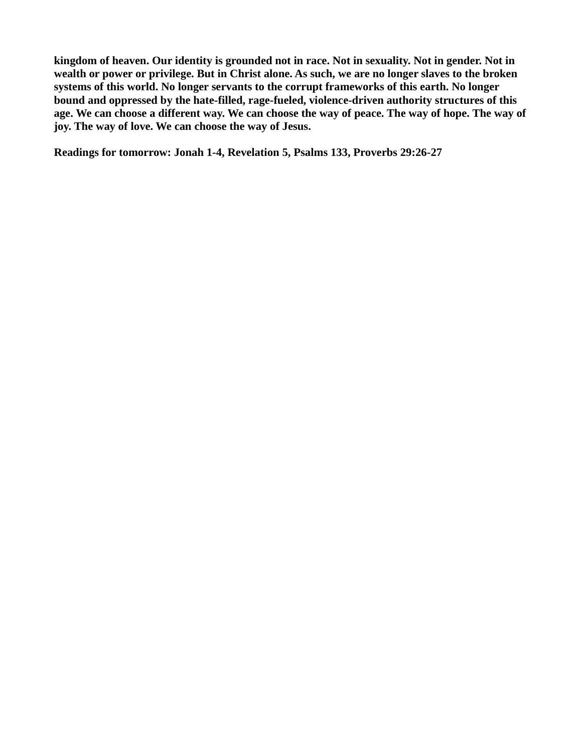**kingdom of heaven. Our identity is grounded not in race. Not in sexuality. Not in gender. Not in wealth or power or privilege. But in Christ alone. As such, we are no longer slaves to the broken systems of this world. No longer servants to the corrupt frameworks of this earth. No longer bound and oppressed by the hate-filled, rage-fueled, violence-driven authority structures of this age. We can choose a different way. We can choose the way of peace. The way of hope. The way of joy. The way of love. We can choose the way of Jesus.**

**Readings for tomorrow: Jonah 1-4, Revelation 5, Psalms 133, Proverbs 29:26-27**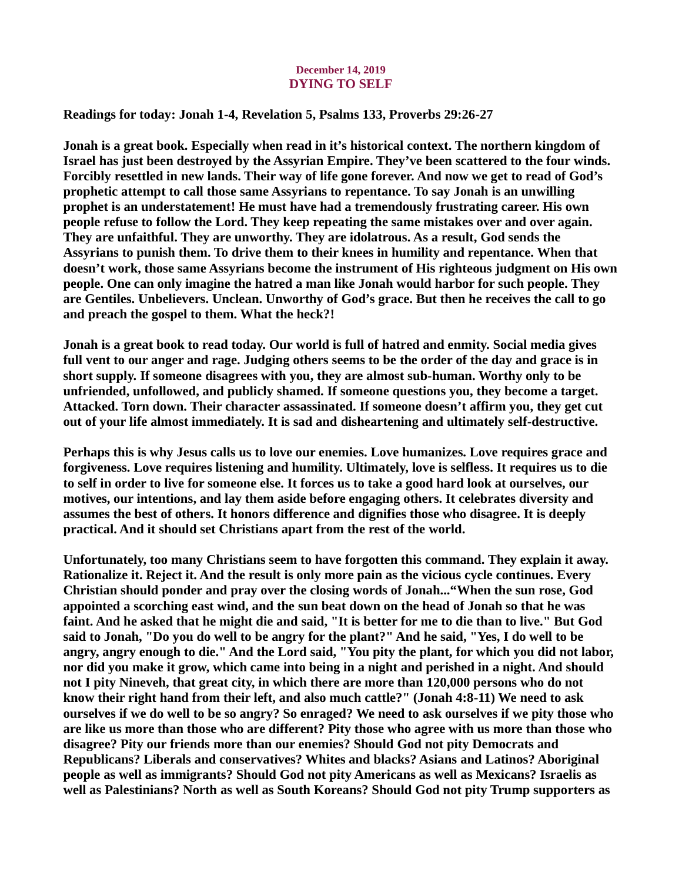**December 14, 2019**
## DYING TO SELF

**Readings for today: Jonah 1-4, Revelation 5, Psalms 133, Proverbs 29:26-27**

**Jonah is a great book. Especially when read in it's historical context. The northern kingdom of Israel has just been destroyed by the Assyrian Empire. They've been scattered to the four winds. Forcibly resettled in new lands. Their way of life gone forever. And now we get to read of God's prophetic attempt to call those same Assyrians to repentance. To say Jonah is an unwilling prophet is an understatement! He must have had a tremendously frustrating career. His own people refuse to follow the Lord. They keep repeating the same mistakes over and over again. They are unfaithful. They are unworthy. They are idolatrous. As a result, God sends the Assyrians to punish them. To drive them to their knees in humility and repentance. When that doesn't work, those same Assyrians become the instrument of His righteous judgment on His own people. One can only imagine the hatred a man like Jonah would harbor for such people. They are Gentiles. Unbelievers. Unclean. Unworthy of God's grace. But then he receives the call to go and preach the gospel to them. What the heck?!**

**Jonah is a great book to read today. Our world is full of hatred and enmity. Social media gives full vent to our anger and rage. Judging others seems to be the order of the day and grace is in short supply. If someone disagrees with you, they are almost sub-human. Worthy only to be unfriended, unfollowed, and publicly shamed. If someone questions you, they become a target. Attacked. Torn down. Their character assassinated. If someone doesn't affirm you, they get cut out of your life almost immediately. It is sad and disheartening and ultimately self-destructive.**

**Perhaps this is why Jesus calls us to love our enemies. Love humanizes. Love requires grace and forgiveness. Love requires listening and humility. Ultimately, love is selfless. It requires us to die to self in order to live for someone else. It forces us to take a good hard look at ourselves, our motives, our intentions, and lay them aside before engaging others. It celebrates diversity and assumes the best of others. It honors difference and dignifies those who disagree. It is deeply practical. And it should set Christians apart from the rest of the world.**

**Unfortunately, too many Christians seem to have forgotten this command. They explain it away. Rationalize it. Reject it. And the result is only more pain as the vicious cycle continues. Every Christian should ponder and pray over the closing words of Jonah..."When the sun rose, God appointed a scorching east wind, and the sun beat down on the head of Jonah so that he was faint. And he asked that he might die and said, "It is better for me to die than to live." But God said to Jonah, "Do you do well to be angry for the plant?" And he said, "Yes, I do well to be angry, angry enough to die." And the Lord said, "You pity the plant, for which you did not labor, nor did you make it grow, which came into being in a night and perished in a night. And should not I pity Nineveh, that great city, in which there are more than 120,000 persons who do not know their right hand from their left, and also much cattle?" (Jonah 4:8-11) We need to ask ourselves if we do well to be so angry? So enraged? We need to ask ourselves if we pity those who are like us more than those who are different? Pity those who agree with us more than those who disagree? Pity our friends more than our enemies? Should God not pity Democrats and Republicans? Liberals and conservatives? Whites and blacks? Asians and Latinos? Aboriginal people as well as immigrants? Should God not pity Americans as well as Mexicans? Israelis as well as Palestinians? North as well as South Koreans? Should God not pity Trump supporters as**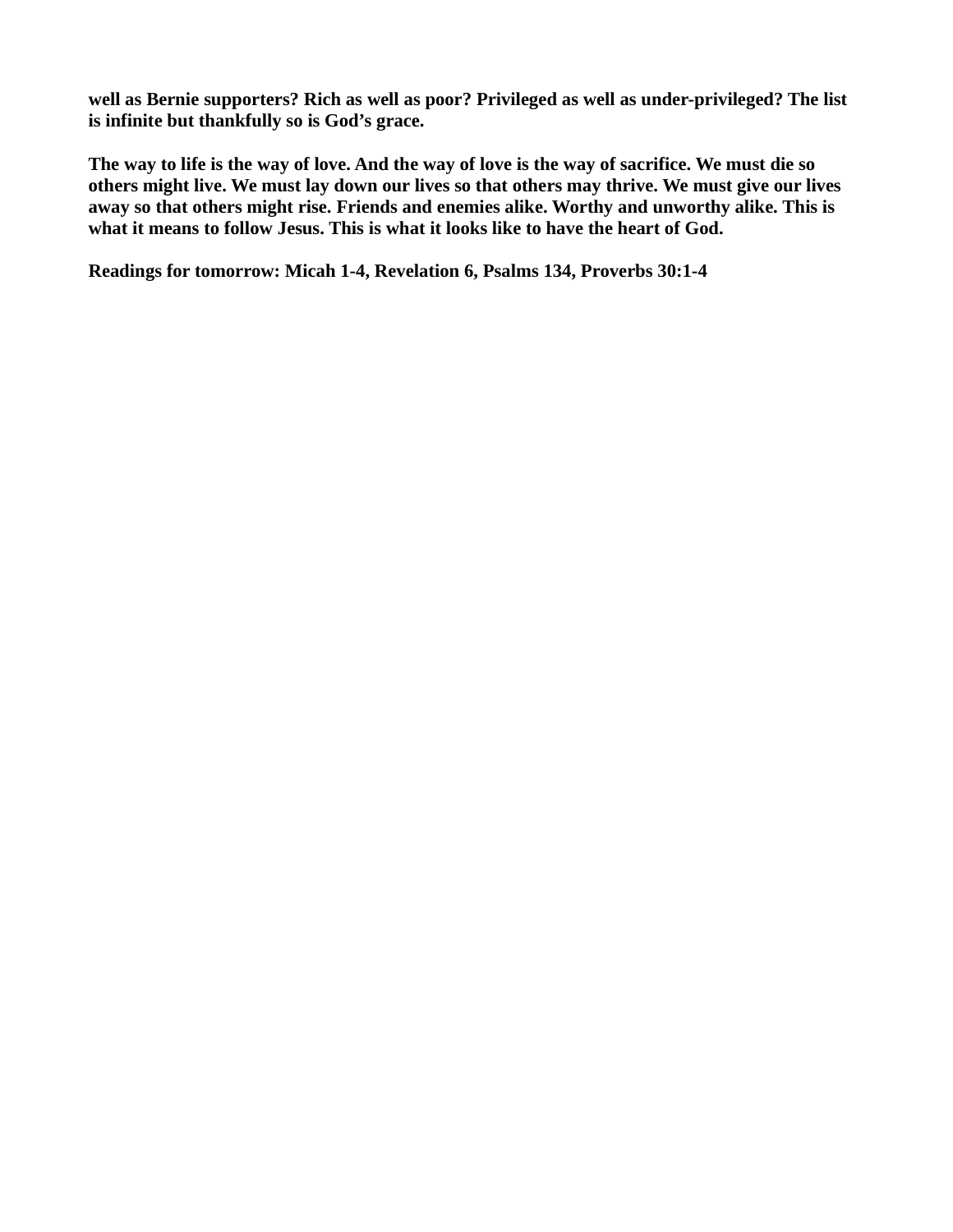**well as Bernie supporters? Rich as well as poor? Privileged as well as under-privileged? The list is infinite but thankfully so is God's grace.**

**The way to life is the way of love. And the way of love is the way of sacrifice. We must die so others might live. We must lay down our lives so that others may thrive. We must give our lives away so that others might rise. Friends and enemies alike. Worthy and unworthy alike. This is what it means to follow Jesus. This is what it looks like to have the heart of God.**

**Readings for tomorrow: Micah 1-4, Revelation 6, Psalms 134, Proverbs 30:1-4**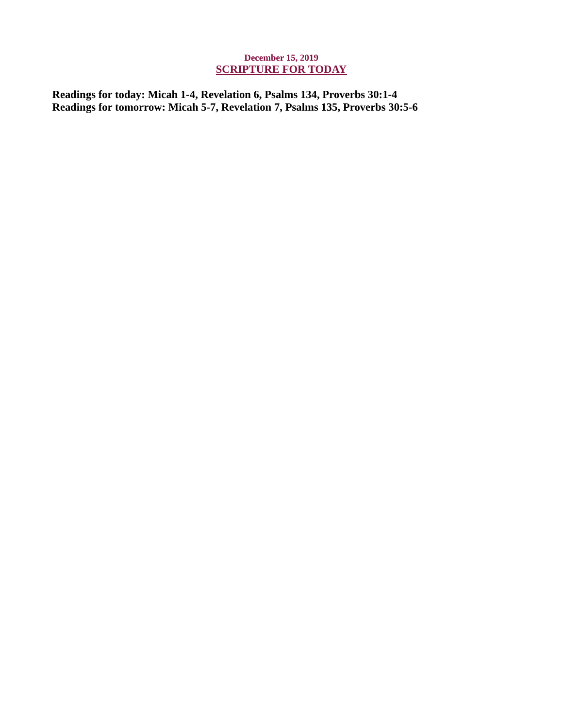**December 15, 2019**

## SCRIPTURE FOR TODAY

**Readings for today: Micah 1-4, Revelation 6, Psalms 134, Proverbs 30:1-4**
**Readings for tomorrow: Micah 5-7, Revelation 7, Psalms 135, Proverbs 30:5-6**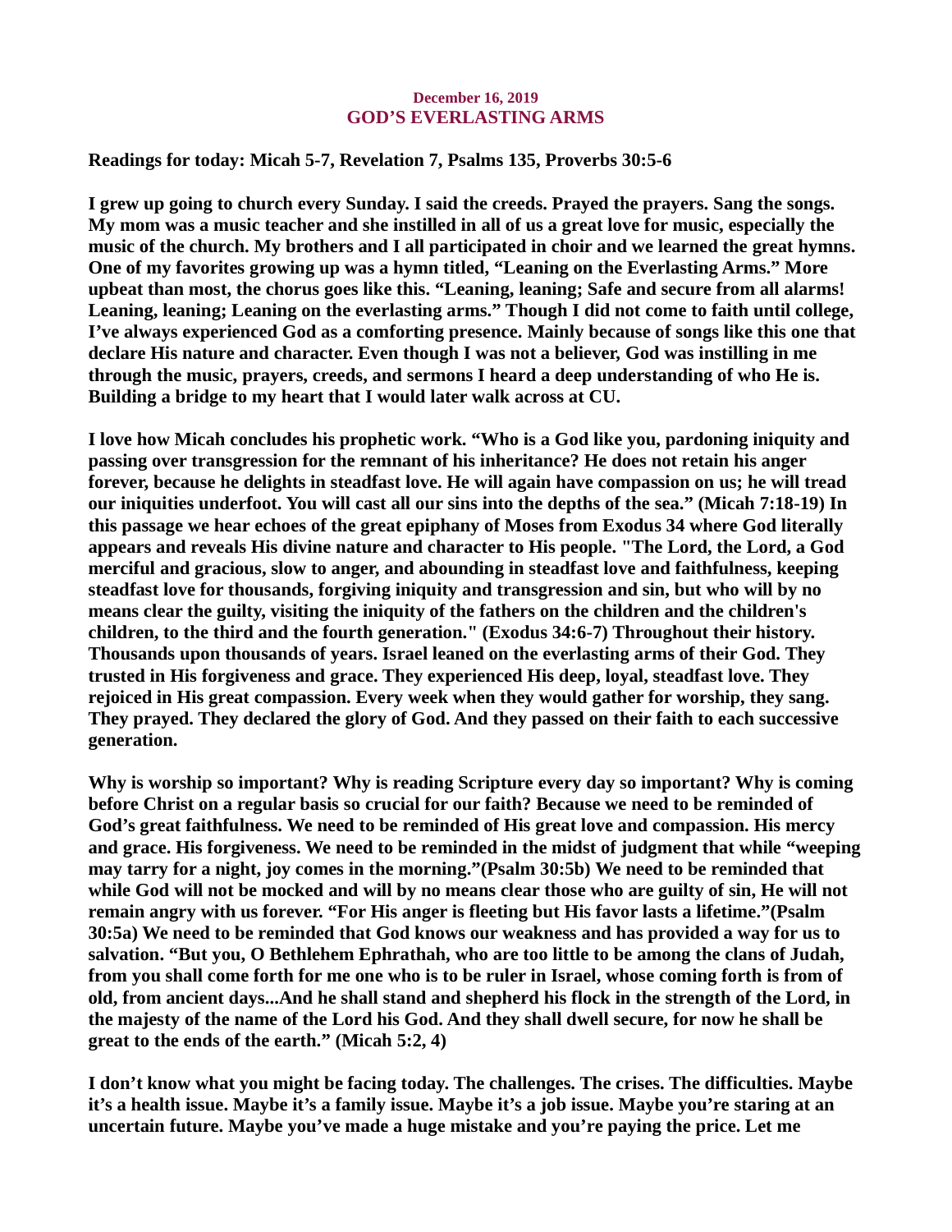**December 16, 2019**
## GOD'S EVERLASTING ARMS

**Readings for today: Micah 5-7, Revelation 7, Psalms 135, Proverbs 30:5-6**

**I grew up going to church every Sunday. I said the creeds. Prayed the prayers. Sang the songs. My mom was a music teacher and she instilled in all of us a great love for music, especially the music of the church. My brothers and I all participated in choir and we learned the great hymns. One of my favorites growing up was a hymn titled, "Leaning on the Everlasting Arms." More upbeat than most, the chorus goes like this. "Leaning, leaning; Safe and secure from all alarms! Leaning, leaning; Leaning on the everlasting arms." Though I did not come to faith until college, I've always experienced God as a comforting presence. Mainly because of songs like this one that declare His nature and character. Even though I was not a believer, God was instilling in me through the music, prayers, creeds, and sermons I heard a deep understanding of who He is. Building a bridge to my heart that I would later walk across at CU.**

**I love how Micah concludes his prophetic work. "Who is a God like you, pardoning iniquity and passing over transgression for the remnant of his inheritance? He does not retain his anger forever, because he delights in steadfast love. He will again have compassion on us; he will tread our iniquities underfoot. You will cast all our sins into the depths of the sea." (Micah 7:18-19) In this passage we hear echoes of the great epiphany of Moses from Exodus 34 where God literally appears and reveals His divine nature and character to His people. "The Lord, the Lord, a God merciful and gracious, slow to anger, and abounding in steadfast love and faithfulness, keeping steadfast love for thousands, forgiving iniquity and transgression and sin, but who will by no means clear the guilty, visiting the iniquity of the fathers on the children and the children's children, to the third and the fourth generation." (Exodus 34:6-7) Throughout their history. Thousands upon thousands of years. Israel leaned on the everlasting arms of their God. They trusted in His forgiveness and grace. They experienced His deep, loyal, steadfast love. They rejoiced in His great compassion. Every week when they would gather for worship, they sang. They prayed. They declared the glory of God. And they passed on their faith to each successive generation.**

**Why is worship so important? Why is reading Scripture every day so important? Why is coming before Christ on a regular basis so crucial for our faith? Because we need to be reminded of God's great faithfulness. We need to be reminded of His great love and compassion. His mercy and grace. His forgiveness. We need to be reminded in the midst of judgment that while "weeping may tarry for a night, joy comes in the morning."(Psalm 30:5b) We need to be reminded that while God will not be mocked and will by no means clear those who are guilty of sin, He will not remain angry with us forever. "For His anger is fleeting but His favor lasts a lifetime."(Psalm 30:5a) We need to be reminded that God knows our weakness and has provided a way for us to salvation. "But you, O Bethlehem Ephrathah, who are too little to be among the clans of Judah, from you shall come forth for me one who is to be ruler in Israel, whose coming forth is from of old, from ancient days...And he shall stand and shepherd his flock in the strength of the Lord, in the majesty of the name of the Lord his God. And they shall dwell secure, for now he shall be great to the ends of the earth." (Micah 5:2, 4)**

**I don't know what you might be facing today. The challenges. The crises. The difficulties. Maybe it's a health issue. Maybe it's a family issue. Maybe it's a job issue. Maybe you're staring at an uncertain future. Maybe you've made a huge mistake and you're paying the price. Let me**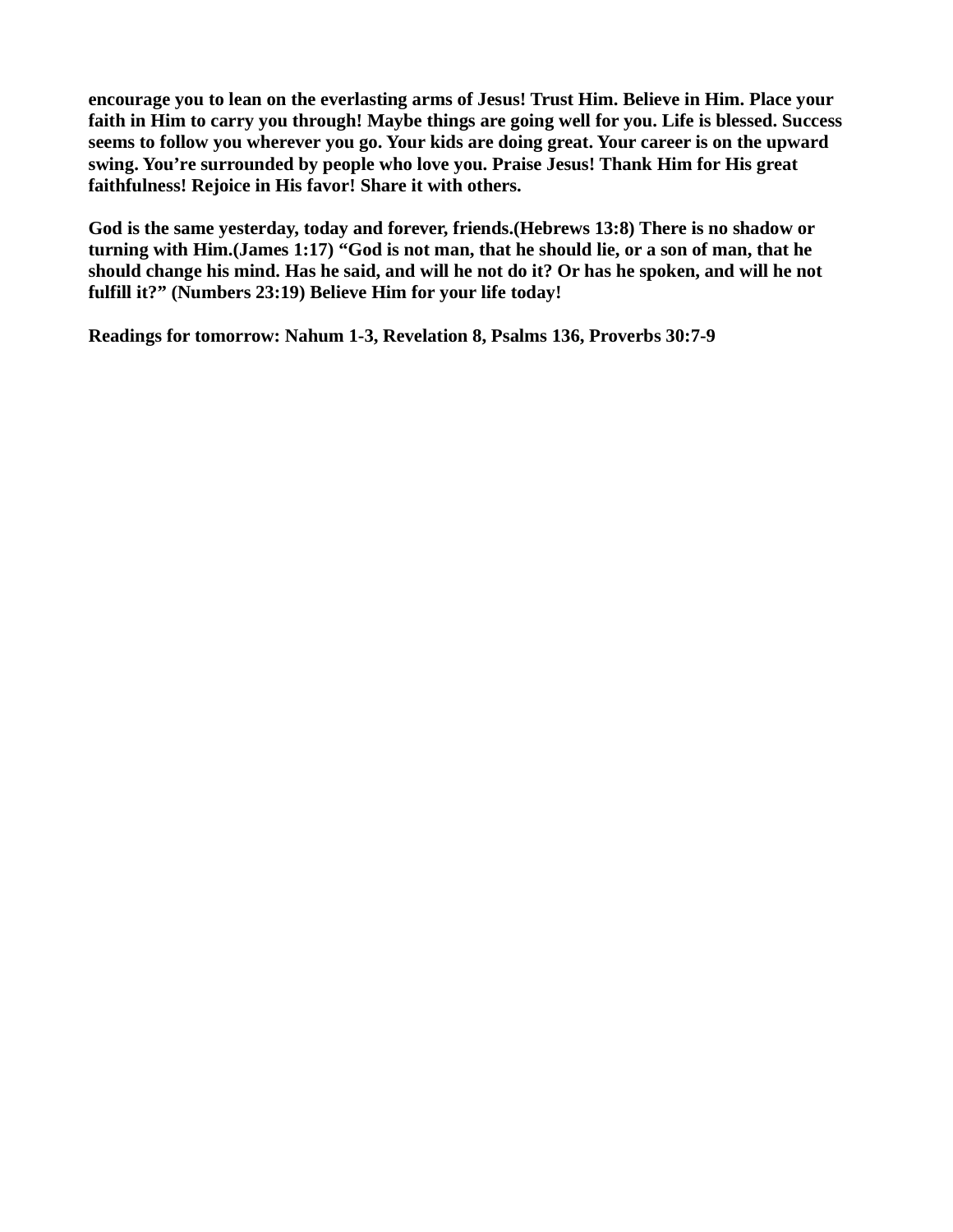**encourage you to lean on the everlasting arms of Jesus! Trust Him. Believe in Him. Place your faith in Him to carry you through! Maybe things are going well for you. Life is blessed. Success seems to follow you wherever you go. Your kids are doing great. Your career is on the upward swing. You're surrounded by people who love you. Praise Jesus! Thank Him for His great faithfulness! Rejoice in His favor! Share it with others.**

**God is the same yesterday, today and forever, friends.(Hebrews 13:8) There is no shadow or turning with Him.(James 1:17) "God is not man, that he should lie, or a son of man, that he should change his mind. Has he said, and will he not do it? Or has he spoken, and will he not fulfill it?" (Numbers 23:19) Believe Him for your life today!**

**Readings for tomorrow: Nahum 1-3, Revelation 8, Psalms 136, Proverbs 30:7-9**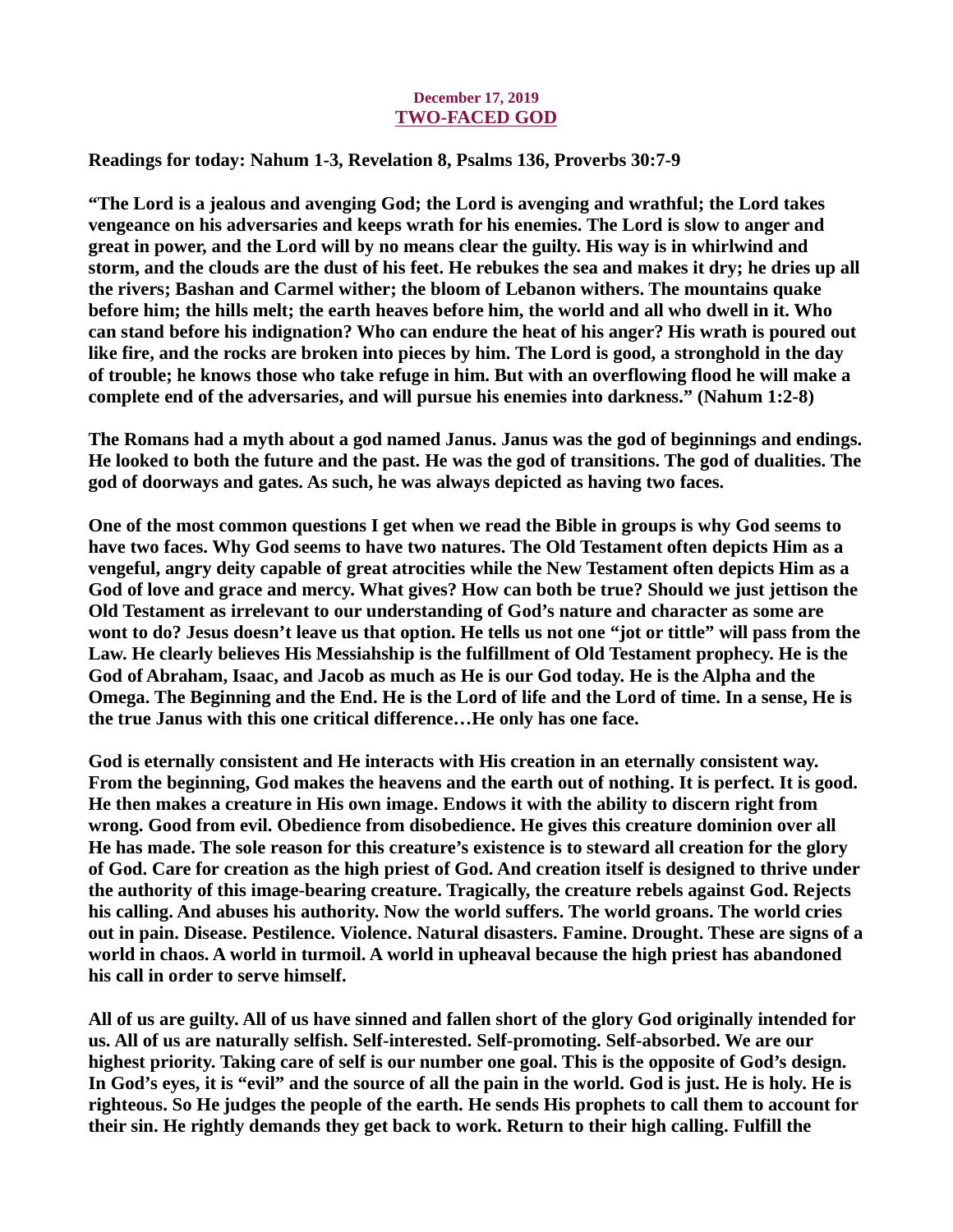**December 17, 2019**
## TWO-FACED GOD

**Readings for today: Nahum 1-3, Revelation 8, Psalms 136, Proverbs 30:7-9**

**"The Lord is a jealous and avenging God; the Lord is avenging and wrathful; the Lord takes vengeance on his adversaries and keeps wrath for his enemies. The Lord is slow to anger and great in power, and the Lord will by no means clear the guilty. His way is in whirlwind and storm, and the clouds are the dust of his feet. He rebukes the sea and makes it dry; he dries up all the rivers; Bashan and Carmel wither; the bloom of Lebanon withers. The mountains quake before him; the hills melt; the earth heaves before him, the world and all who dwell in it. Who can stand before his indignation? Who can endure the heat of his anger? His wrath is poured out like fire, and the rocks are broken into pieces by him. The Lord is good, a stronghold in the day of trouble; he knows those who take refuge in him. But with an overflowing flood he will make a complete end of the adversaries, and will pursue his enemies into darkness." (Nahum 1:2-8)**

**The Romans had a myth about a god named Janus. Janus was the god of beginnings and endings. He looked to both the future and the past. He was the god of transitions. The god of dualities. The god of doorways and gates. As such, he was always depicted as having two faces.**

**One of the most common questions I get when we read the Bible in groups is why God seems to have two faces. Why God seems to have two natures. The Old Testament often depicts Him as a vengeful, angry deity capable of great atrocities while the New Testament often depicts Him as a God of love and grace and mercy. What gives? How can both be true? Should we just jettison the Old Testament as irrelevant to our understanding of God's nature and character as some are wont to do? Jesus doesn't leave us that option. He tells us not one "jot or tittle" will pass from the Law. He clearly believes His Messiahship is the fulfillment of Old Testament prophecy. He is the God of Abraham, Isaac, and Jacob as much as He is our God today. He is the Alpha and the Omega. The Beginning and the End. He is the Lord of life and the Lord of time. In a sense, He is the true Janus with this one critical difference…He only has one face.**

**God is eternally consistent and He interacts with His creation in an eternally consistent way. From the beginning, God makes the heavens and the earth out of nothing. It is perfect. It is good. He then makes a creature in His own image. Endows it with the ability to discern right from wrong. Good from evil. Obedience from disobedience. He gives this creature dominion over all He has made. The sole reason for this creature's existence is to steward all creation for the glory of God. Care for creation as the high priest of God. And creation itself is designed to thrive under the authority of this image-bearing creature. Tragically, the creature rebels against God. Rejects his calling. And abuses his authority. Now the world suffers. The world groans. The world cries out in pain. Disease. Pestilence. Violence. Natural disasters. Famine. Drought. These are signs of a world in chaos. A world in turmoil. A world in upheaval because the high priest has abandoned his call in order to serve himself.**

**All of us are guilty. All of us have sinned and fallen short of the glory God originally intended for us. All of us are naturally selfish. Self-interested. Self-promoting. Self-absorbed. We are our highest priority. Taking care of self is our number one goal. This is the opposite of God's design. In God's eyes, it is "evil" and the source of all the pain in the world. God is just. He is holy. He is righteous. So He judges the people of the earth. He sends His prophets to call them to account for their sin. He rightly demands they get back to work. Return to their high calling. Fulfill the**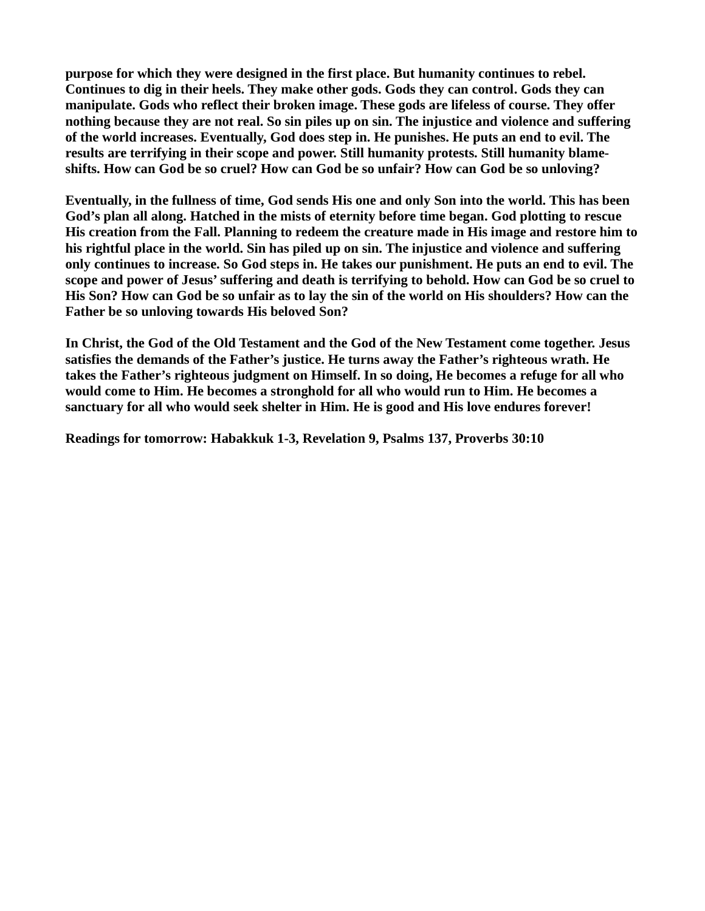**purpose for which they were designed in the first place. But humanity continues to rebel. Continues to dig in their heels. They make other gods. Gods they can control. Gods they can manipulate. Gods who reflect their broken image. These gods are lifeless of course. They offer nothing because they are not real. So sin piles up on sin. The injustice and violence and suffering of the world increases. Eventually, God does step in. He punishes. He puts an end to evil. The results are terrifying in their scope and power. Still humanity protests. Still humanity blame-shifts. How can God be so cruel? How can God be so unfair? How can God be so unloving?**

**Eventually, in the fullness of time, God sends His one and only Son into the world. This has been God's plan all along. Hatched in the mists of eternity before time began. God plotting to rescue His creation from the Fall. Planning to redeem the creature made in His image and restore him to his rightful place in the world. Sin has piled up on sin. The injustice and violence and suffering only continues to increase. So God steps in. He takes our punishment. He puts an end to evil. The scope and power of Jesus' suffering and death is terrifying to behold. How can God be so cruel to His Son? How can God be so unfair as to lay the sin of the world on His shoulders? How can the Father be so unloving towards His beloved Son?**

**In Christ, the God of the Old Testament and the God of the New Testament come together. Jesus satisfies the demands of the Father's justice. He turns away the Father's righteous wrath. He takes the Father's righteous judgment on Himself. In so doing, He becomes a refuge for all who would come to Him. He becomes a stronghold for all who would run to Him. He becomes a sanctuary for all who would seek shelter in Him. He is good and His love endures forever!**

**Readings for tomorrow: Habakkuk 1-3, Revelation 9, Psalms 137, Proverbs 30:10**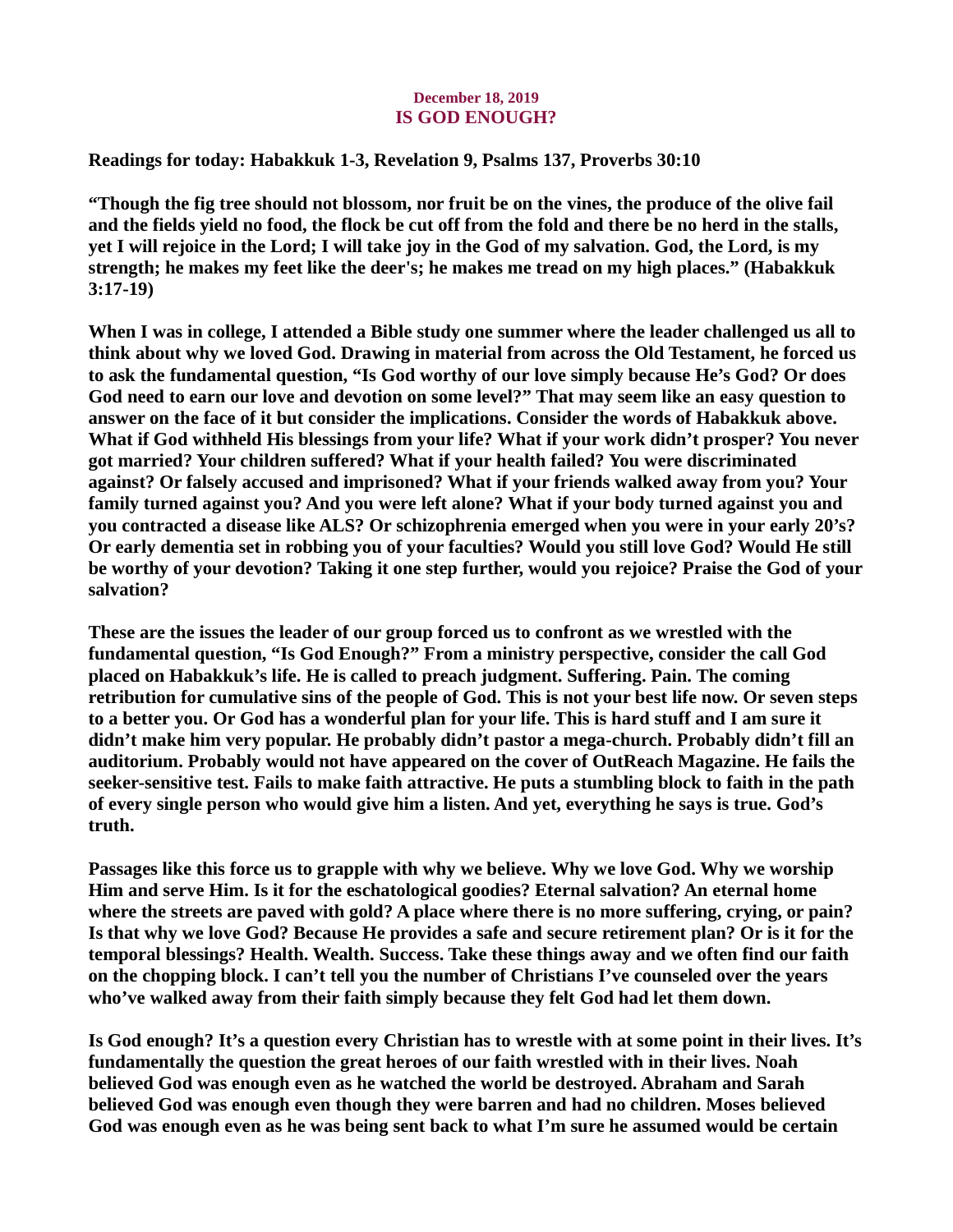**December 18, 2019**
# IS GOD ENOUGH?

**Readings for today: Habakkuk 1-3, Revelation 9, Psalms 137, Proverbs 30:10**

**"Though the fig tree should not blossom, nor fruit be on the vines, the produce of the olive fail and the fields yield no food, the flock be cut off from the fold and there be no herd in the stalls, yet I will rejoice in the Lord; I will take joy in the God of my salvation. God, the Lord, is my strength; he makes my feet like the deer's; he makes me tread on my high places." (Habakkuk 3:17-19)**

**When I was in college, I attended a Bible study one summer where the leader challenged us all to think about why we loved God. Drawing in material from across the Old Testament, he forced us to ask the fundamental question, "Is God worthy of our love simply because He's God? Or does God need to earn our love and devotion on some level?" That may seem like an easy question to answer on the face of it but consider the implications. Consider the words of Habakkuk above. What if God withheld His blessings from your life? What if your work didn't prosper? You never got married? Your children suffered? What if your health failed? You were discriminated against? Or falsely accused and imprisoned? What if your friends walked away from you? Your family turned against you? And you were left alone? What if your body turned against you and you contracted a disease like ALS? Or schizophrenia emerged when you were in your early 20's? Or early dementia set in robbing you of your faculties? Would you still love God? Would He still be worthy of your devotion? Taking it one step further, would you rejoice? Praise the God of your salvation?**

**These are the issues the leader of our group forced us to confront as we wrestled with the fundamental question, "Is God Enough?" From a ministry perspective, consider the call God placed on Habakkuk's life. He is called to preach judgment. Suffering. Pain. The coming retribution for cumulative sins of the people of God. This is not your best life now. Or seven steps to a better you. Or God has a wonderful plan for your life. This is hard stuff and I am sure it didn't make him very popular. He probably didn't pastor a mega-church. Probably didn't fill an auditorium. Probably would not have appeared on the cover of OutReach Magazine. He fails the seeker-sensitive test. Fails to make faith attractive. He puts a stumbling block to faith in the path of every single person who would give him a listen. And yet, everything he says is true. God's truth.**

**Passages like this force us to grapple with why we believe. Why we love God. Why we worship Him and serve Him. Is it for the eschatological goodies? Eternal salvation? An eternal home where the streets are paved with gold? A place where there is no more suffering, crying, or pain? Is that why we love God? Because He provides a safe and secure retirement plan? Or is it for the temporal blessings? Health. Wealth. Success. Take these things away and we often find our faith on the chopping block. I can't tell you the number of Christians I've counseled over the years who've walked away from their faith simply because they felt God had let them down.**

**Is God enough? It's a question every Christian has to wrestle with at some point in their lives. It's fundamentally the question the great heroes of our faith wrestled with in their lives. Noah believed God was enough even as he watched the world be destroyed. Abraham and Sarah believed God was enough even though they were barren and had no children. Moses believed God was enough even as he was being sent back to what I'm sure he assumed would be certain**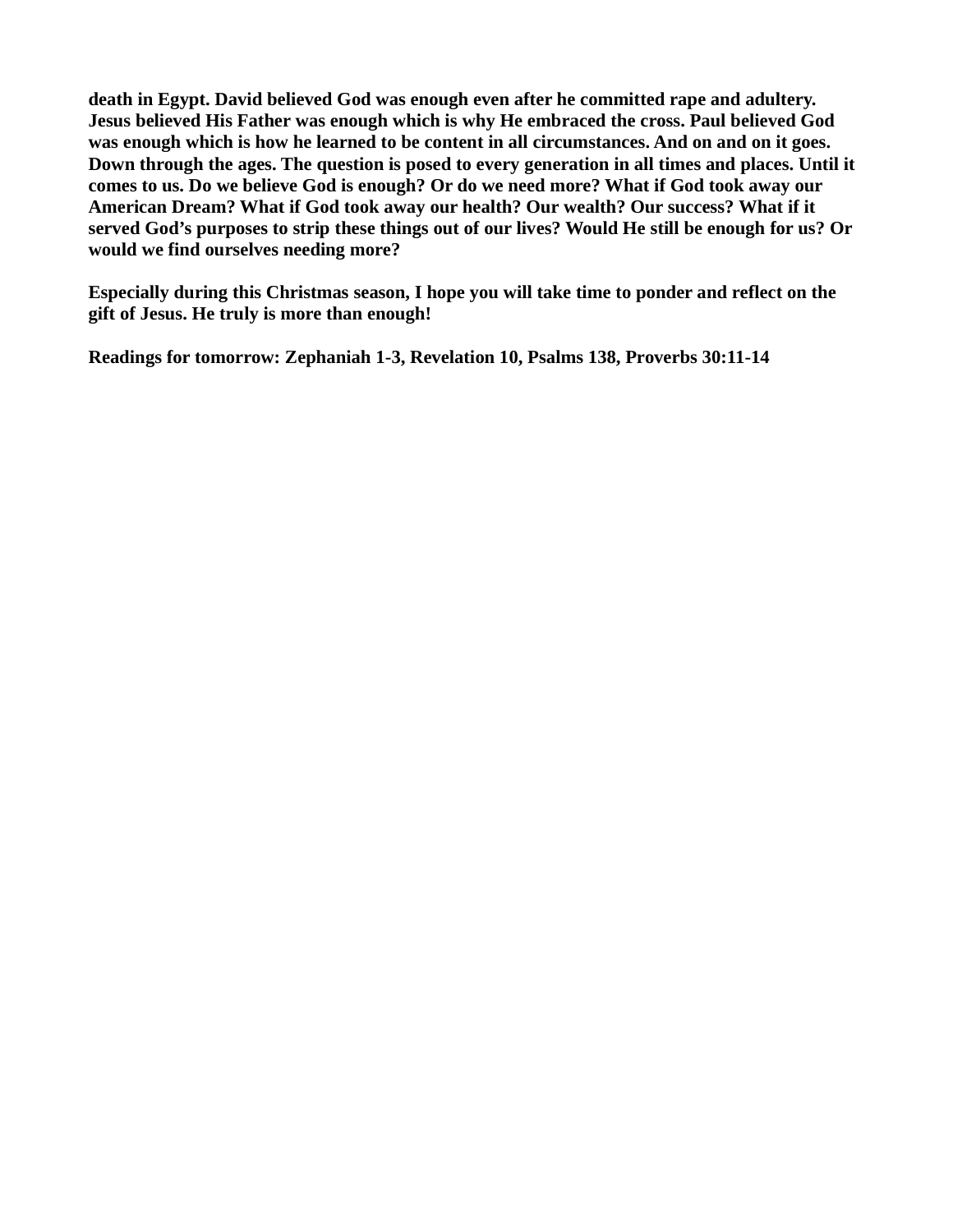**death in Egypt. David believed God was enough even after he committed rape and adultery. Jesus believed His Father was enough which is why He embraced the cross. Paul believed God was enough which is how he learned to be content in all circumstances. And on and on it goes. Down through the ages. The question is posed to every generation in all times and places. Until it comes to us. Do we believe God is enough? Or do we need more? What if God took away our American Dream? What if God took away our health? Our wealth? Our success? What if it served God's purposes to strip these things out of our lives? Would He still be enough for us? Or would we find ourselves needing more?**

**Especially during this Christmas season, I hope you will take time to ponder and reflect on the gift of Jesus. He truly is more than enough!**

**Readings for tomorrow: Zephaniah 1-3, Revelation 10, Psalms 138, Proverbs 30:11-14**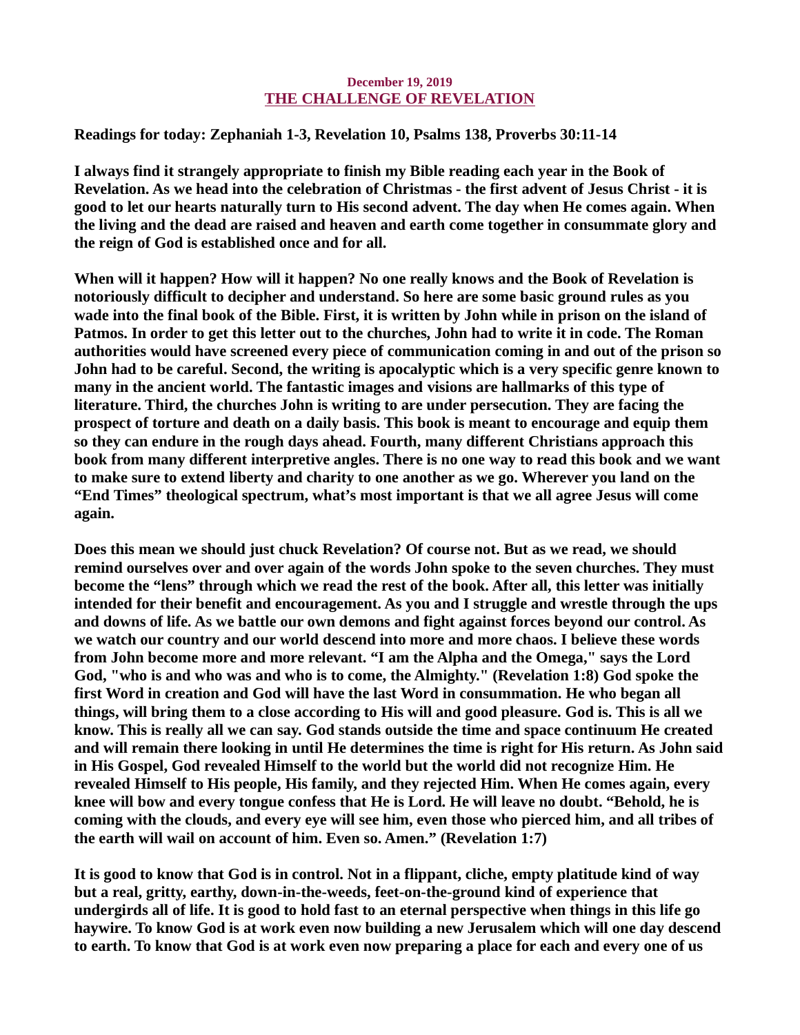December 19, 2019

## THE CHALLENGE OF REVELATION

**Readings for today: Zephaniah 1-3, Revelation 10, Psalms 138, Proverbs 30:11-14**

**I always find it strangely appropriate to finish my Bible reading each year in the Book of Revelation. As we head into the celebration of Christmas - the first advent of Jesus Christ - it is good to let our hearts naturally turn to His second advent. The day when He comes again. When the living and the dead are raised and heaven and earth come together in consummate glory and the reign of God is established once and for all.**

**When will it happen? How will it happen? No one really knows and the Book of Revelation is notoriously difficult to decipher and understand. So here are some basic ground rules as you wade into the final book of the Bible. First, it is written by John while in prison on the island of Patmos. In order to get this letter out to the churches, John had to write it in code. The Roman authorities would have screened every piece of communication coming in and out of the prison so John had to be careful. Second, the writing is apocalyptic which is a very specific genre known to many in the ancient world. The fantastic images and visions are hallmarks of this type of literature. Third, the churches John is writing to are under persecution. They are facing the prospect of torture and death on a daily basis. This book is meant to encourage and equip them so they can endure in the rough days ahead. Fourth, many different Christians approach this book from many different interpretive angles. There is no one way to read this book and we want to make sure to extend liberty and charity to one another as we go. Wherever you land on the "End Times" theological spectrum, what's most important is that we all agree Jesus will come again.**

**Does this mean we should just chuck Revelation? Of course not. But as we read, we should remind ourselves over and over again of the words John spoke to the seven churches. They must become the "lens" through which we read the rest of the book. After all, this letter was initially intended for their benefit and encouragement. As you and I struggle and wrestle through the ups and downs of life. As we battle our own demons and fight against forces beyond our control. As we watch our country and our world descend into more and more chaos. I believe these words from John become more and more relevant. "I am the Alpha and the Omega," says the Lord God, "who is and who was and who is to come, the Almighty." (Revelation 1:8) God spoke the first Word in creation and God will have the last Word in consummation. He who began all things, will bring them to a close according to His will and good pleasure. God is. This is all we know. This is really all we can say. God stands outside the time and space continuum He created and will remain there looking in until He determines the time is right for His return. As John said in His Gospel, God revealed Himself to the world but the world did not recognize Him. He revealed Himself to His people, His family, and they rejected Him. When He comes again, every knee will bow and every tongue confess that He is Lord. He will leave no doubt. "Behold, he is coming with the clouds, and every eye will see him, even those who pierced him, and all tribes of the earth will wail on account of him. Even so. Amen." (Revelation 1:7)**

**It is good to know that God is in control. Not in a flippant, cliche, empty platitude kind of way but a real, gritty, earthy, down-in-the-weeds, feet-on-the-ground kind of experience that undergirds all of life. It is good to hold fast to an eternal perspective when things in this life go haywire. To know God is at work even now building a new Jerusalem which will one day descend to earth. To know that God is at work even now preparing a place for each and every one of us**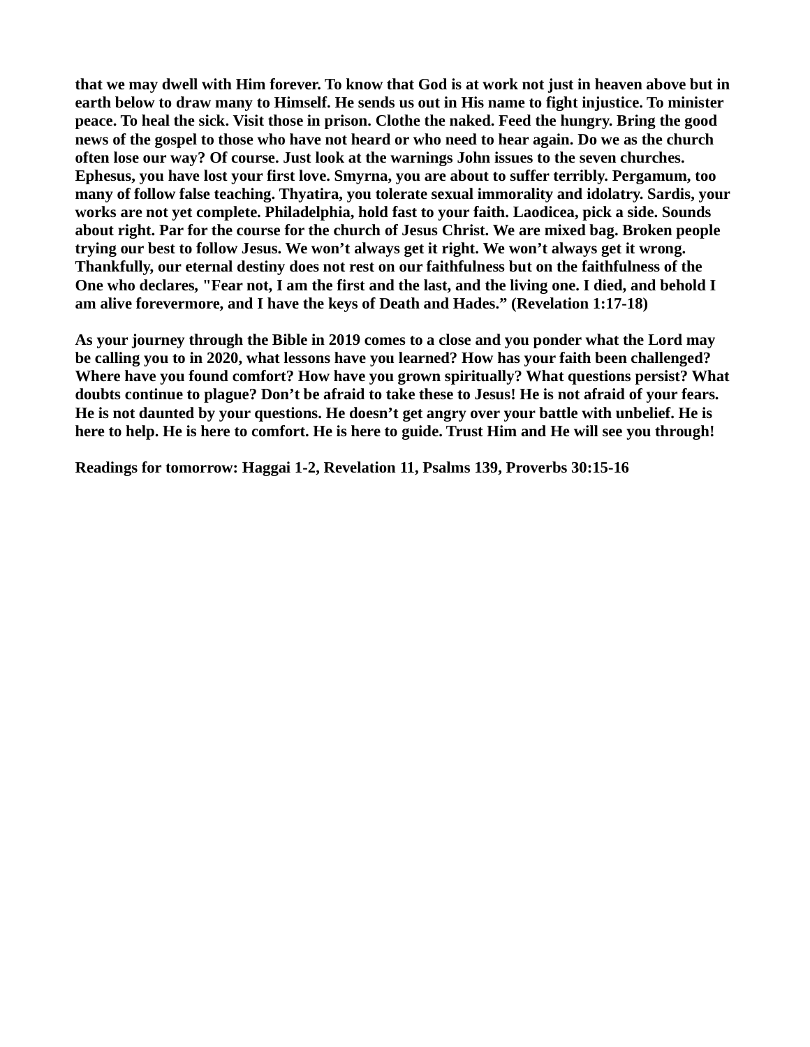**that we may dwell with Him forever. To know that God is at work not just in heaven above but in earth below to draw many to Himself. He sends us out in His name to fight injustice. To minister peace. To heal the sick. Visit those in prison. Clothe the naked. Feed the hungry. Bring the good news of the gospel to those who have not heard or who need to hear again. Do we as the church often lose our way? Of course. Just look at the warnings John issues to the seven churches. Ephesus, you have lost your first love. Smyrna, you are about to suffer terribly. Pergamum, too many of follow false teaching. Thyatira, you tolerate sexual immorality and idolatry. Sardis, your works are not yet complete. Philadelphia, hold fast to your faith. Laodicea, pick a side. Sounds about right. Par for the course for the church of Jesus Christ. We are mixed bag. Broken people trying our best to follow Jesus. We won't always get it right. We won't always get it wrong. Thankfully, our eternal destiny does not rest on our faithfulness but on the faithfulness of the One who declares, "Fear not, I am the first and the last, and the living one. I died, and behold I am alive forevermore, and I have the keys of Death and Hades." (Revelation 1:17-18)**

**As your journey through the Bible in 2019 comes to a close and you ponder what the Lord may be calling you to in 2020, what lessons have you learned? How has your faith been challenged? Where have you found comfort? How have you grown spiritually? What questions persist? What doubts continue to plague? Don't be afraid to take these to Jesus! He is not afraid of your fears. He is not daunted by your questions. He doesn't get angry over your battle with unbelief. He is here to help. He is here to comfort. He is here to guide. Trust Him and He will see you through!**

**Readings for tomorrow: Haggai 1-2, Revelation 11, Psalms 139, Proverbs 30:15-16**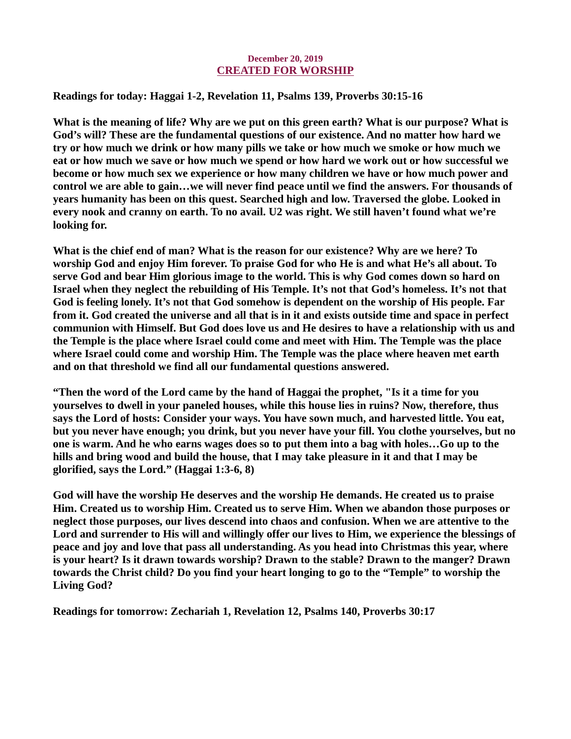December 20, 2019

## CREATED FOR WORSHIP

**Readings for today: Haggai 1-2, Revelation 11, Psalms 139, Proverbs 30:15-16**

**What is the meaning of life? Why are we put on this green earth? What is our purpose? What is God's will? These are the fundamental questions of our existence. And no matter how hard we try or how much we drink or how many pills we take or how much we smoke or how much we eat or how much we save or how much we spend or how hard we work out or how successful we become or how much sex we experience or how many children we have or how much power and control we are able to gain…we will never find peace until we find the answers. For thousands of years humanity has been on this quest. Searched high and low. Traversed the globe. Looked in every nook and cranny on earth. To no avail. U2 was right. We still haven't found what we're looking for.**

**What is the chief end of man? What is the reason for our existence? Why are we here? To worship God and enjoy Him forever. To praise God for who He is and what He's all about. To serve God and bear Him glorious image to the world. This is why God comes down so hard on Israel when they neglect the rebuilding of His Temple. It's not that God's homeless. It's not that God is feeling lonely. It's not that God somehow is dependent on the worship of His people. Far from it. God created the universe and all that is in it and exists outside time and space in perfect communion with Himself. But God does love us and He desires to have a relationship with us and the Temple is the place where Israel could come and meet with Him. The Temple was the place where Israel could come and worship Him. The Temple was the place where heaven met earth and on that threshold we find all our fundamental questions answered.**

**"Then the word of the Lord came by the hand of Haggai the prophet, "Is it a time for you yourselves to dwell in your paneled houses, while this house lies in ruins? Now, therefore, thus says the Lord of hosts: Consider your ways. You have sown much, and harvested little. You eat, but you never have enough; you drink, but you never have your fill. You clothe yourselves, but no one is warm. And he who earns wages does so to put them into a bag with holes…Go up to the hills and bring wood and build the house, that I may take pleasure in it and that I may be glorified, says the Lord." (Haggai 1:3-6, 8)**

**God will have the worship He deserves and the worship He demands. He created us to praise Him. Created us to worship Him. Created us to serve Him. When we abandon those purposes or neglect those purposes, our lives descend into chaos and confusion. When we are attentive to the Lord and surrender to His will and willingly offer our lives to Him, we experience the blessings of peace and joy and love that pass all understanding. As you head into Christmas this year, where is your heart? Is it drawn towards worship? Drawn to the stable? Drawn to the manger? Drawn towards the Christ child? Do you find your heart longing to go to the "Temple" to worship the Living God?**

**Readings for tomorrow: Zechariah 1, Revelation 12, Psalms 140, Proverbs 30:17**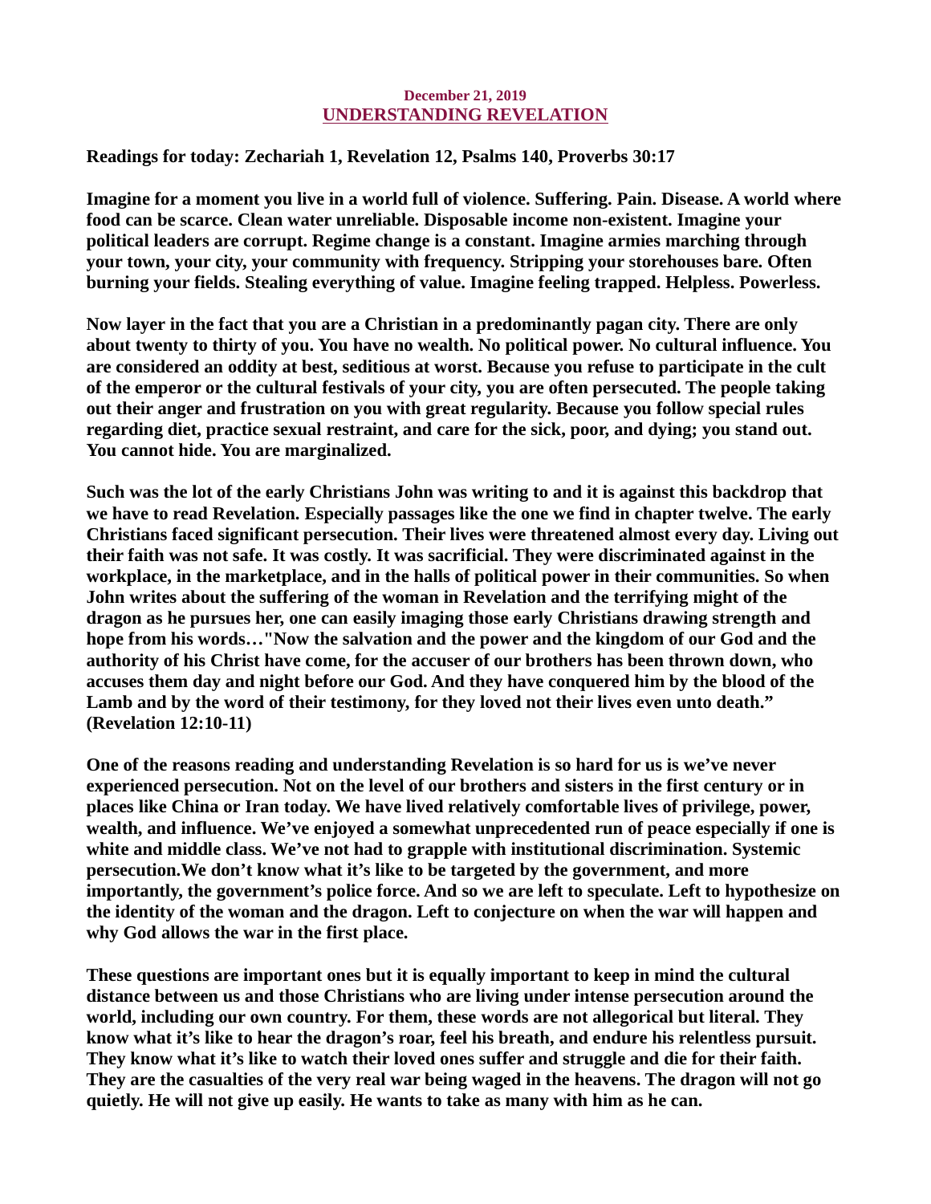December 21, 2019

## UNDERSTANDING REVELATION

**Readings for today: Zechariah 1, Revelation 12, Psalms 140, Proverbs 30:17**

**Imagine for a moment you live in a world full of violence. Suffering. Pain. Disease. A world where food can be scarce. Clean water unreliable. Disposable income non-existent. Imagine your political leaders are corrupt. Regime change is a constant. Imagine armies marching through your town, your city, your community with frequency. Stripping your storehouses bare. Often burning your fields. Stealing everything of value. Imagine feeling trapped. Helpless. Powerless.**

**Now layer in the fact that you are a Christian in a predominantly pagan city. There are only about twenty to thirty of you. You have no wealth. No political power. No cultural influence. You are considered an oddity at best, seditious at worst. Because you refuse to participate in the cult of the emperor or the cultural festivals of your city, you are often persecuted. The people taking out their anger and frustration on you with great regularity. Because you follow special rules regarding diet, practice sexual restraint, and care for the sick, poor, and dying; you stand out. You cannot hide. You are marginalized.**

**Such was the lot of the early Christians John was writing to and it is against this backdrop that we have to read Revelation. Especially passages like the one we find in chapter twelve. The early Christians faced significant persecution. Their lives were threatened almost every day. Living out their faith was not safe. It was costly. It was sacrificial. They were discriminated against in the workplace, in the marketplace, and in the halls of political power in their communities. So when John writes about the suffering of the woman in Revelation and the terrifying might of the dragon as he pursues her, one can easily imaging those early Christians drawing strength and hope from his words…"Now the salvation and the power and the kingdom of our God and the authority of his Christ have come, for the accuser of our brothers has been thrown down, who accuses them day and night before our God. And they have conquered him by the blood of the Lamb and by the word of their testimony, for they loved not their lives even unto death." (Revelation 12:10-11)**

**One of the reasons reading and understanding Revelation is so hard for us is we've never experienced persecution. Not on the level of our brothers and sisters in the first century or in places like China or Iran today. We have lived relatively comfortable lives of privilege, power, wealth, and influence. We've enjoyed a somewhat unprecedented run of peace especially if one is white and middle class. We've not had to grapple with institutional discrimination. Systemic persecution.We don't know what it's like to be targeted by the government, and more importantly, the government's police force. And so we are left to speculate. Left to hypothesize on the identity of the woman and the dragon. Left to conjecture on when the war will happen and why God allows the war in the first place.**

**These questions are important ones but it is equally important to keep in mind the cultural distance between us and those Christians who are living under intense persecution around the world, including our own country. For them, these words are not allegorical but literal. They know what it's like to hear the dragon's roar, feel his breath, and endure his relentless pursuit. They know what it's like to watch their loved ones suffer and struggle and die for their faith. They are the casualties of the very real war being waged in the heavens. The dragon will not go quietly. He will not give up easily. He wants to take as many with him as he can.**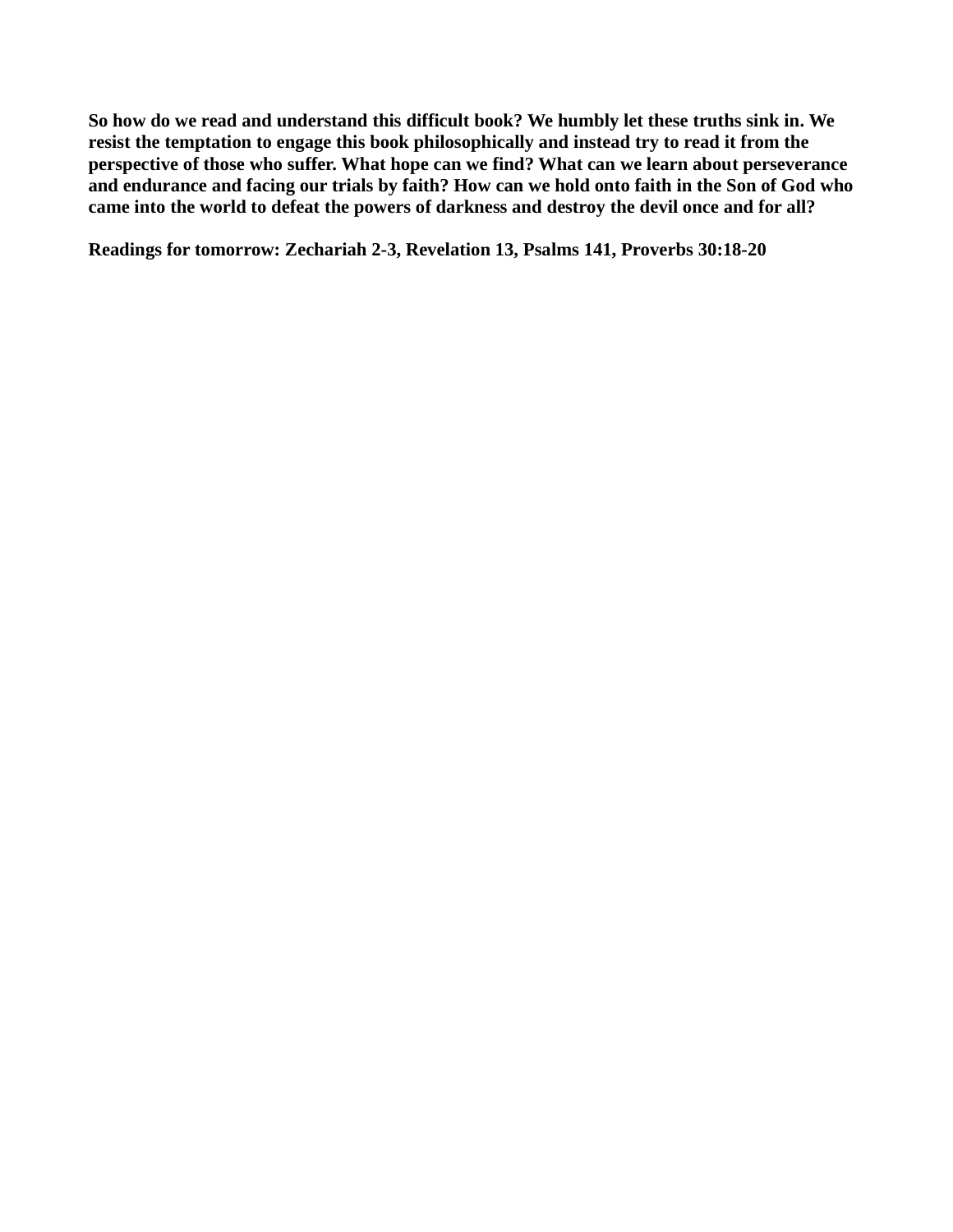**So how do we read and understand this difficult book? We humbly let these truths sink in. We resist the temptation to engage this book philosophically and instead try to read it from the perspective of those who suffer. What hope can we find? What can we learn about perseverance and endurance and facing our trials by faith? How can we hold onto faith in the Son of God who came into the world to defeat the powers of darkness and destroy the devil once and for all?**

**Readings for tomorrow: Zechariah 2-3, Revelation 13, Psalms 141, Proverbs 30:18-20**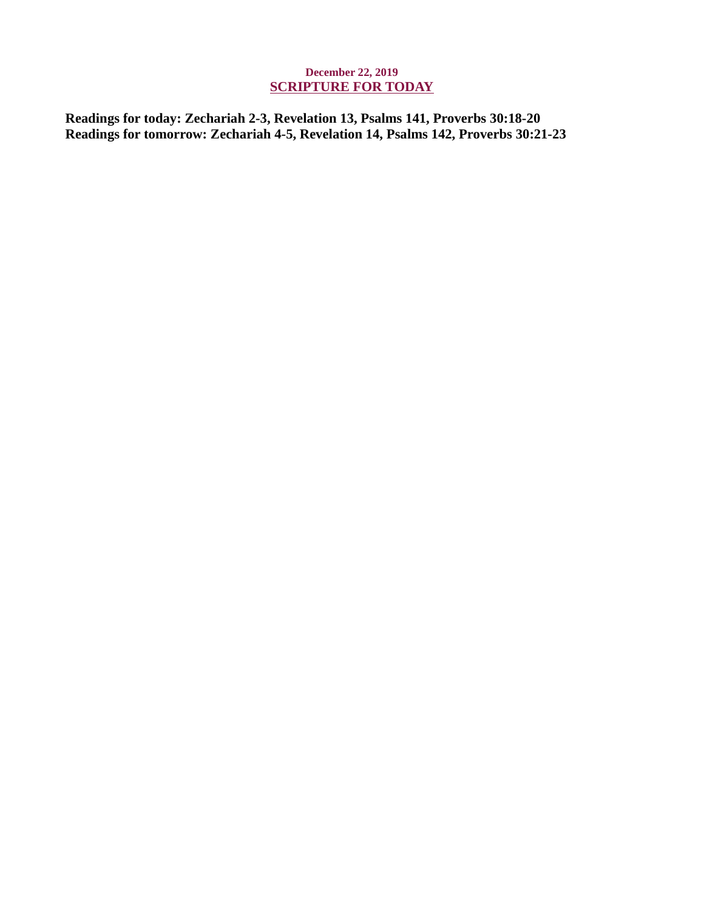**December 22, 2019**

## SCRIPTURE FOR TODAY

**Readings for today: Zechariah 2-3, Revelation 13, Psalms 141, Proverbs 30:18-20**
**Readings for tomorrow: Zechariah 4-5, Revelation 14, Psalms 142, Proverbs 30:21-23**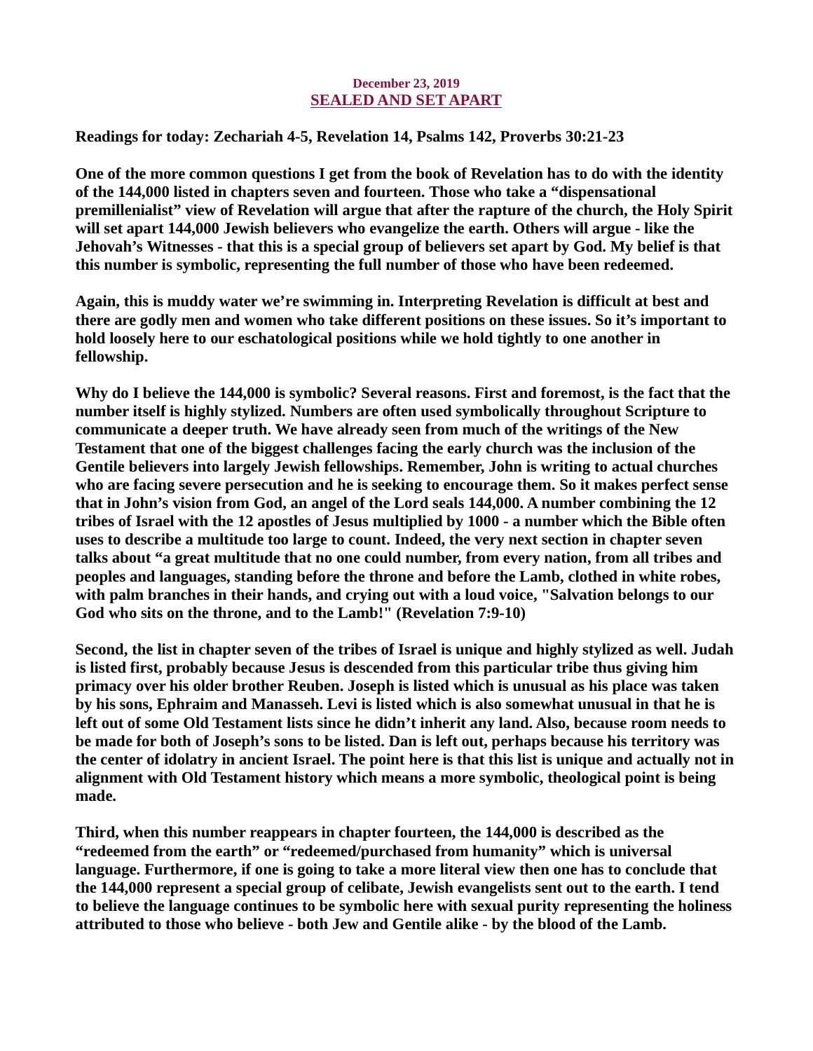December 23, 2019

## SEALED AND SET APART

**Readings for today: Zechariah 4-5, Revelation 14, Psalms 142, Proverbs 30:21-23**

**One of the more common questions I get from the book of Revelation has to do with the identity of the 144,000 listed in chapters seven and fourteen. Those who take a "dispensational premillenialist" view of Revelation will argue that after the rapture of the church, the Holy Spirit will set apart 144,000 Jewish believers who evangelize the earth. Others will argue - like the Jehovah's Witnesses - that this is a special group of believers set apart by God. My belief is that this number is symbolic, representing the full number of those who have been redeemed.**

**Again, this is muddy water we're swimming in. Interpreting Revelation is difficult at best and there are godly men and women who take different positions on these issues. So it's important to hold loosely here to our eschatological positions while we hold tightly to one another in fellowship.**

**Why do I believe the 144,000 is symbolic? Several reasons. First and foremost, is the fact that the number itself is highly stylized. Numbers are often used symbolically throughout Scripture to communicate a deeper truth. We have already seen from much of the writings of the New Testament that one of the biggest challenges facing the early church was the inclusion of the Gentile believers into largely Jewish fellowships. Remember, John is writing to actual churches who are facing severe persecution and he is seeking to encourage them. So it makes perfect sense that in John's vision from God, an angel of the Lord seals 144,000. A number combining the 12 tribes of Israel with the 12 apostles of Jesus multiplied by 1000 - a number which the Bible often uses to describe a multitude too large to count. Indeed, the very next section in chapter seven talks about "a great multitude that no one could number, from every nation, from all tribes and peoples and languages, standing before the throne and before the Lamb, clothed in white robes, with palm branches in their hands, and crying out with a loud voice, "Salvation belongs to our God who sits on the throne, and to the Lamb!" (Revelation 7:9-10)**

**Second, the list in chapter seven of the tribes of Israel is unique and highly stylized as well. Judah is listed first, probably because Jesus is descended from this particular tribe thus giving him primacy over his older brother Reuben. Joseph is listed which is unusual as his place was taken by his sons, Ephraim and Manasseh. Levi is listed which is also somewhat unusual in that he is left out of some Old Testament lists since he didn't inherit any land. Also, because room needs to be made for both of Joseph's sons to be listed. Dan is left out, perhaps because his territory was the center of idolatry in ancient Israel. The point here is that this list is unique and actually not in alignment with Old Testament history which means a more symbolic, theological point is being made.**

**Third, when this number reappears in chapter fourteen, the 144,000 is described as the "redeemed from the earth" or "redeemed/purchased from humanity" which is universal language. Furthermore, if one is going to take a more literal view then one has to conclude that the 144,000 represent a special group of celibate, Jewish evangelists sent out to the earth. I tend to believe the language continues to be symbolic here with sexual purity representing the holiness attributed to those who believe - both Jew and Gentile alike - by the blood of the Lamb.**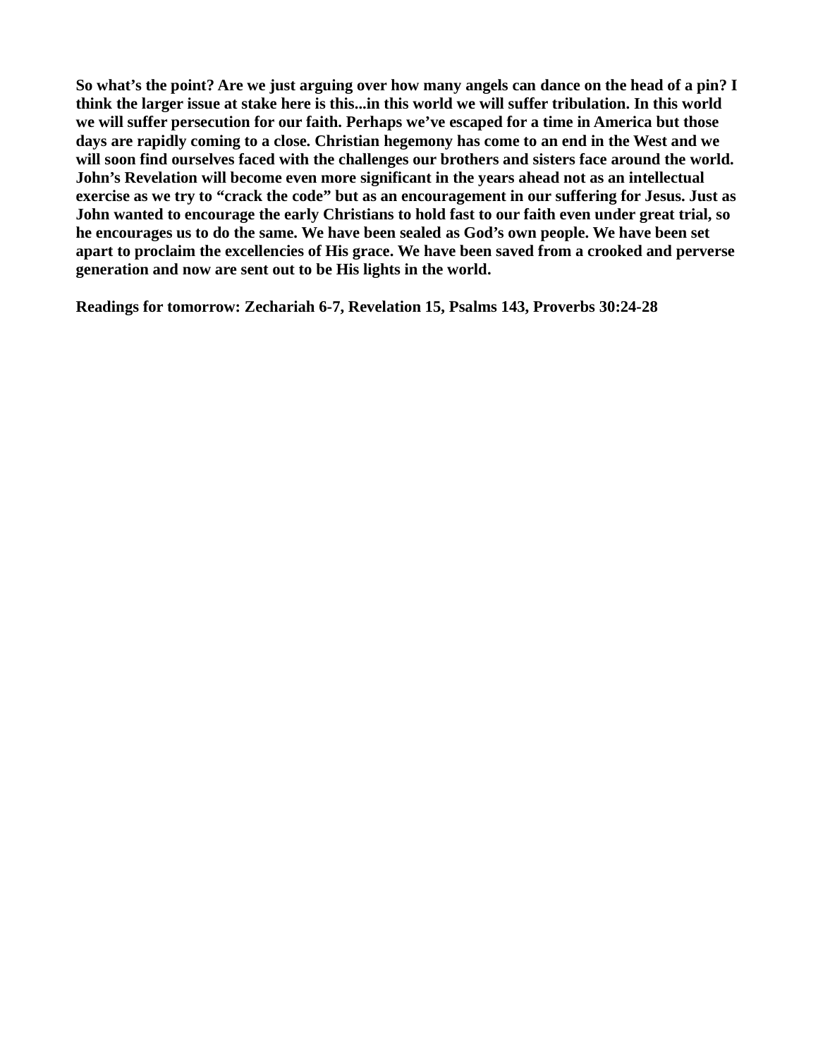**So what's the point? Are we just arguing over how many angels can dance on the head of a pin? I think the larger issue at stake here is this...in this world we will suffer tribulation. In this world we will suffer persecution for our faith. Perhaps we've escaped for a time in America but those days are rapidly coming to a close. Christian hegemony has come to an end in the West and we will soon find ourselves faced with the challenges our brothers and sisters face around the world. John's Revelation will become even more significant in the years ahead not as an intellectual exercise as we try to "crack the code" but as an encouragement in our suffering for Jesus. Just as John wanted to encourage the early Christians to hold fast to our faith even under great trial, so he encourages us to do the same. We have been sealed as God's own people. We have been set apart to proclaim the excellencies of His grace. We have been saved from a crooked and perverse generation and now are sent out to be His lights in the world.**

**Readings for tomorrow: Zechariah 6-7, Revelation 15, Psalms 143, Proverbs 30:24-28**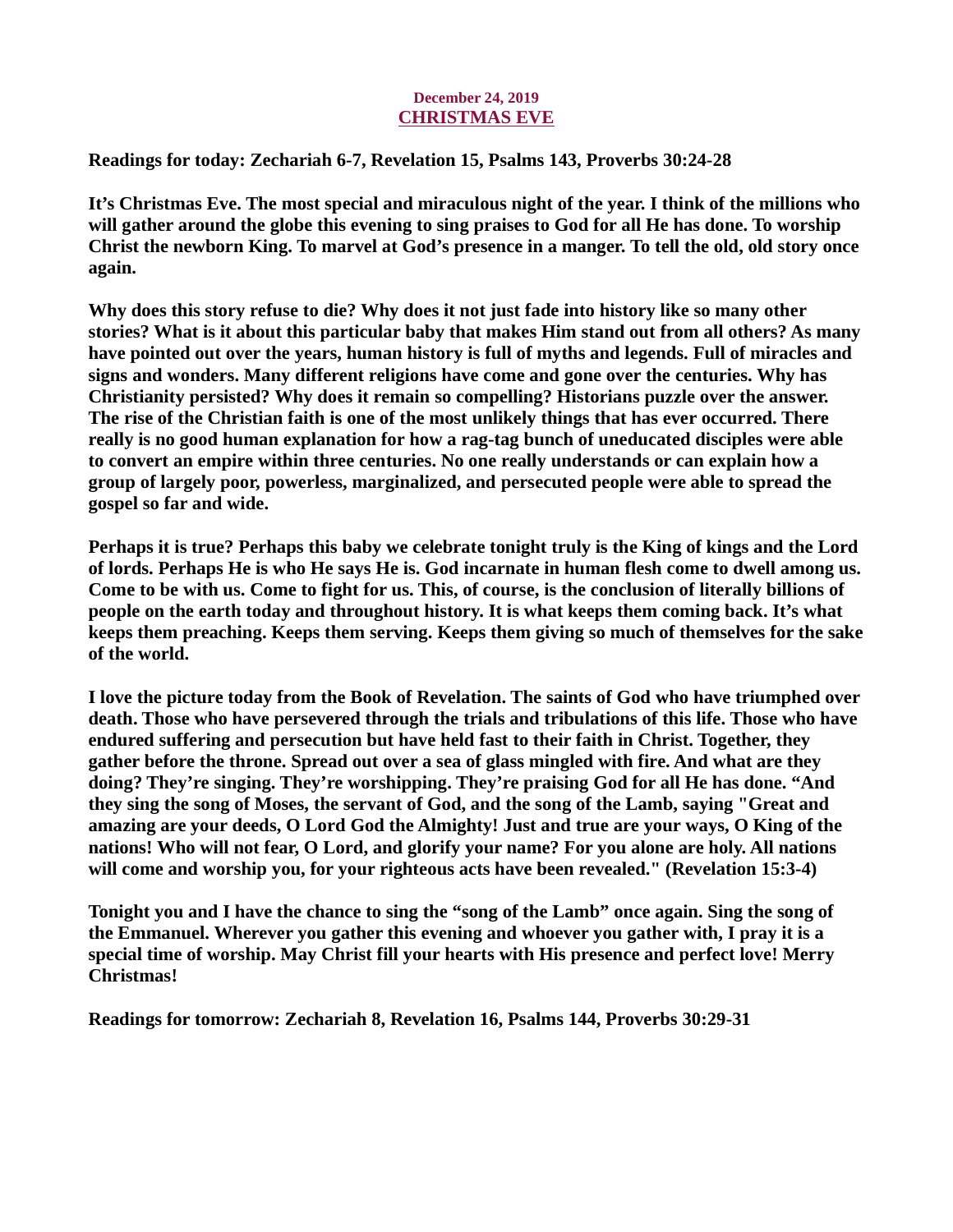**December 24, 2019**

## CHRISTMAS EVE

**Readings for today: Zechariah 6-7, Revelation 15, Psalms 143, Proverbs 30:24-28**

**It's Christmas Eve. The most special and miraculous night of the year. I think of the millions who will gather around the globe this evening to sing praises to God for all He has done. To worship Christ the newborn King. To marvel at God's presence in a manger. To tell the old, old story once again.**

**Why does this story refuse to die? Why does it not just fade into history like so many other stories? What is it about this particular baby that makes Him stand out from all others? As many have pointed out over the years, human history is full of myths and legends. Full of miracles and signs and wonders. Many different religions have come and gone over the centuries. Why has Christianity persisted? Why does it remain so compelling? Historians puzzle over the answer. The rise of the Christian faith is one of the most unlikely things that has ever occurred. There really is no good human explanation for how a rag-tag bunch of uneducated disciples were able to convert an empire within three centuries. No one really understands or can explain how a group of largely poor, powerless, marginalized, and persecuted people were able to spread the gospel so far and wide.**

**Perhaps it is true? Perhaps this baby we celebrate tonight truly is the King of kings and the Lord of lords. Perhaps He is who He says He is. God incarnate in human flesh come to dwell among us. Come to be with us. Come to fight for us. This, of course, is the conclusion of literally billions of people on the earth today and throughout history. It is what keeps them coming back. It's what keeps them preaching. Keeps them serving. Keeps them giving so much of themselves for the sake of the world.**

**I love the picture today from the Book of Revelation. The saints of God who have triumphed over death. Those who have persevered through the trials and tribulations of this life. Those who have endured suffering and persecution but have held fast to their faith in Christ. Together, they gather before the throne. Spread out over a sea of glass mingled with fire. And what are they doing? They're singing. They're worshipping. They're praising God for all He has done. "And they sing the song of Moses, the servant of God, and the song of the Lamb, saying "Great and amazing are your deeds, O Lord God the Almighty! Just and true are your ways, O King of the nations! Who will not fear, O Lord, and glorify your name? For you alone are holy. All nations will come and worship you, for your righteous acts have been revealed." (Revelation 15:3-4)**

**Tonight you and I have the chance to sing the "song of the Lamb" once again. Sing the song of the Emmanuel. Wherever you gather this evening and whoever you gather with, I pray it is a special time of worship. May Christ fill your hearts with His presence and perfect love! Merry Christmas!**

**Readings for tomorrow: Zechariah 8, Revelation 16, Psalms 144, Proverbs 30:29-31**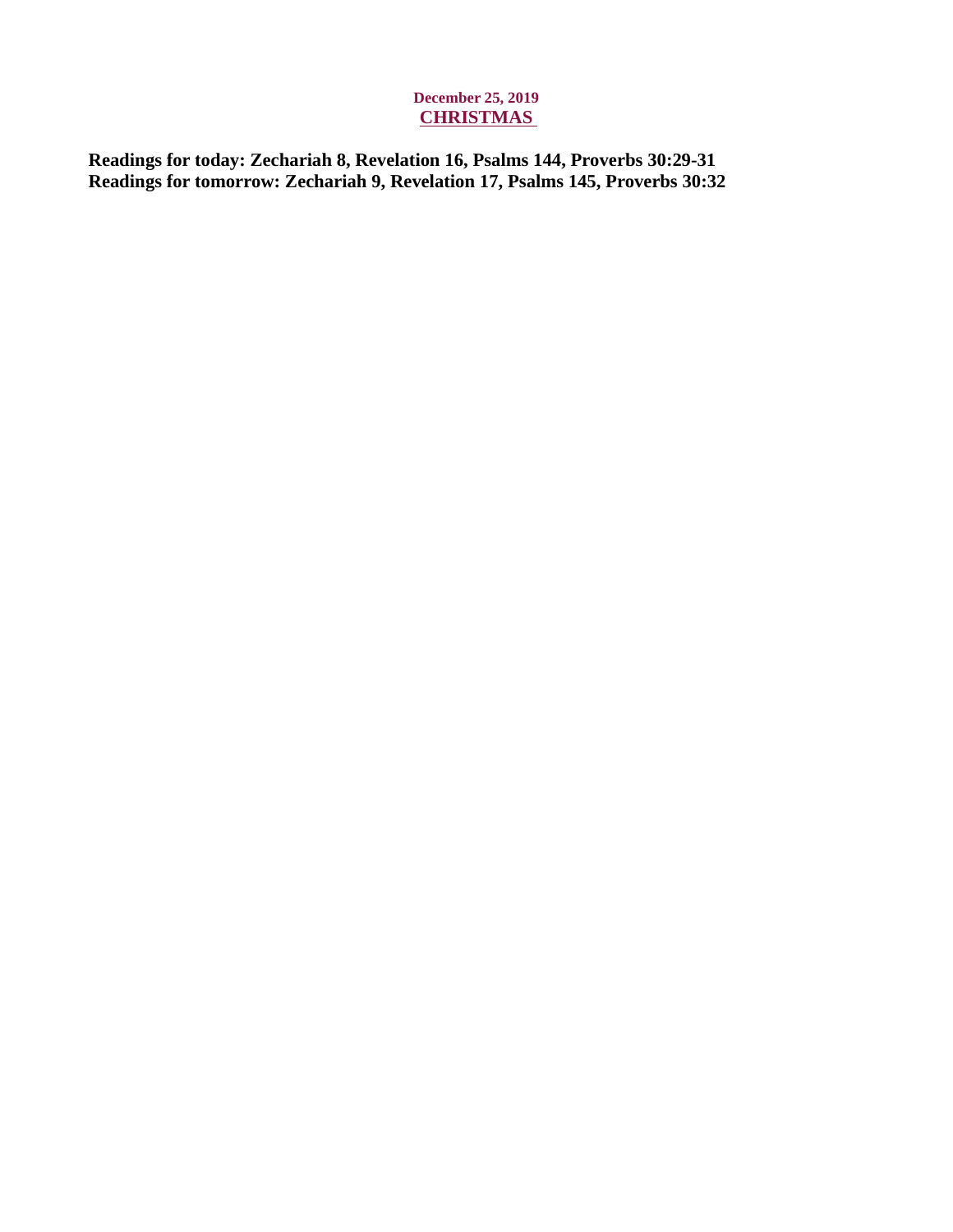**December 25, 2019**

## CHRISTMAS

**Readings for today: Zechariah 8, Revelation 16, Psalms 144, Proverbs 30:29-31**
**Readings for tomorrow: Zechariah 9, Revelation 17, Psalms 145, Proverbs 30:32**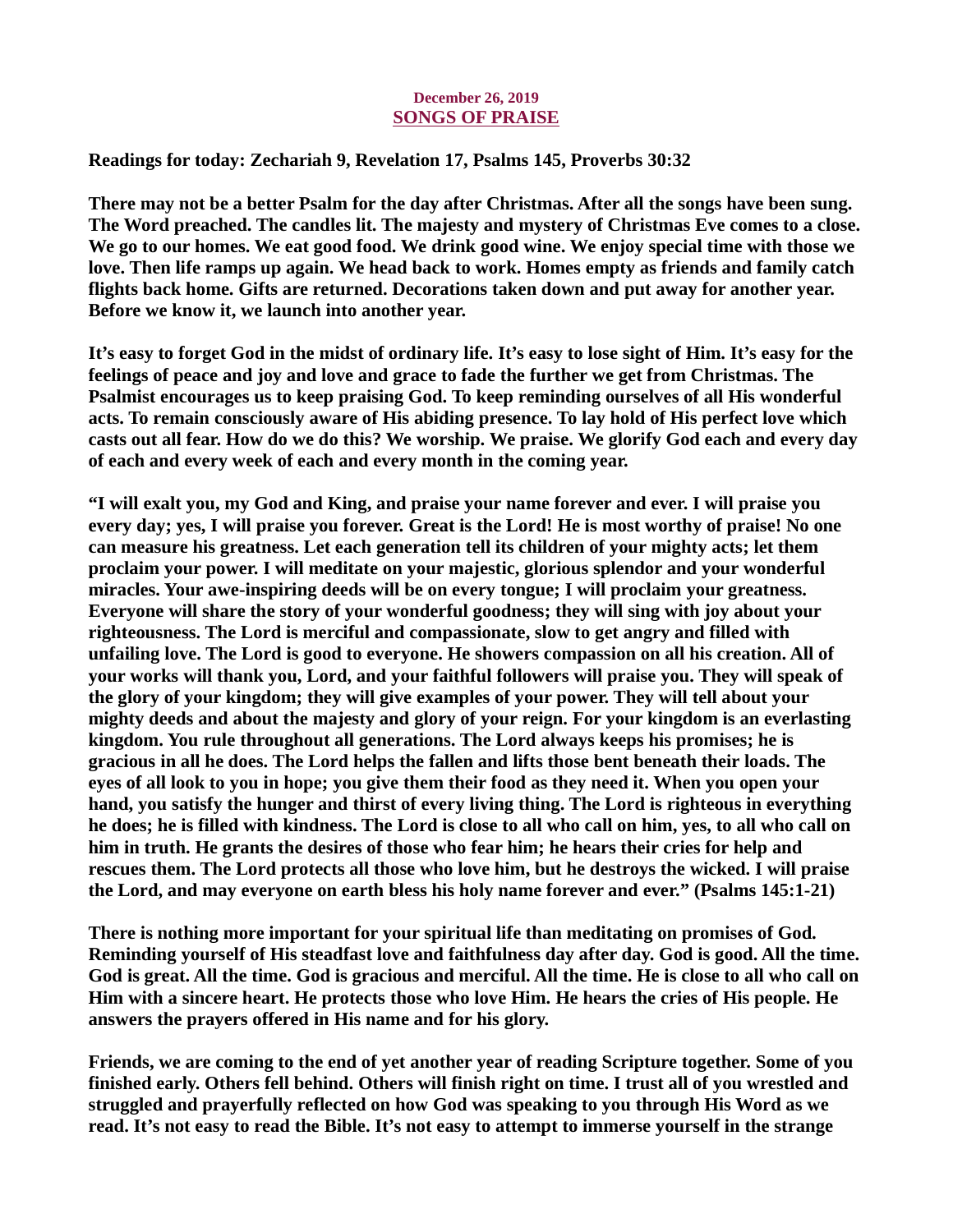December 26, 2019

## SONGS OF PRAISE

**Readings for today: Zechariah 9, Revelation 17, Psalms 145, Proverbs 30:32**

**There may not be a better Psalm for the day after Christmas. After all the songs have been sung. The Word preached. The candles lit. The majesty and mystery of Christmas Eve comes to a close. We go to our homes. We eat good food. We drink good wine. We enjoy special time with those we love. Then life ramps up again. We head back to work. Homes empty as friends and family catch flights back home. Gifts are returned. Decorations taken down and put away for another year. Before we know it, we launch into another year.**

**It's easy to forget God in the midst of ordinary life. It's easy to lose sight of Him. It's easy for the feelings of peace and joy and love and grace to fade the further we get from Christmas. The Psalmist encourages us to keep praising God. To keep reminding ourselves of all His wonderful acts. To remain consciously aware of His abiding presence. To lay hold of His perfect love which casts out all fear. How do we do this? We worship. We praise. We glorify God each and every day of each and every week of each and every month in the coming year.**

**"I will exalt you, my God and King, and praise your name forever and ever. I will praise you every day; yes, I will praise you forever. Great is the Lord! He is most worthy of praise! No one can measure his greatness. Let each generation tell its children of your mighty acts; let them proclaim your power. I will meditate on your majestic, glorious splendor and your wonderful miracles. Your awe-inspiring deeds will be on every tongue; I will proclaim your greatness. Everyone will share the story of your wonderful goodness; they will sing with joy about your righteousness. The Lord is merciful and compassionate, slow to get angry and filled with unfailing love. The Lord is good to everyone. He showers compassion on all his creation. All of your works will thank you, Lord, and your faithful followers will praise you. They will speak of the glory of your kingdom; they will give examples of your power. They will tell about your mighty deeds and about the majesty and glory of your reign. For your kingdom is an everlasting kingdom. You rule throughout all generations. The Lord always keeps his promises; he is gracious in all he does. The Lord helps the fallen and lifts those bent beneath their loads. The eyes of all look to you in hope; you give them their food as they need it. When you open your hand, you satisfy the hunger and thirst of every living thing. The Lord is righteous in everything he does; he is filled with kindness. The Lord is close to all who call on him, yes, to all who call on him in truth. He grants the desires of those who fear him; he hears their cries for help and rescues them. The Lord protects all those who love him, but he destroys the wicked. I will praise the Lord, and may everyone on earth bless his holy name forever and ever." (Psalms 145:1-21)**

**There is nothing more important for your spiritual life than meditating on promises of God. Reminding yourself of His steadfast love and faithfulness day after day. God is good. All the time. God is great. All the time. God is gracious and merciful. All the time. He is close to all who call on Him with a sincere heart. He protects those who love Him. He hears the cries of His people. He answers the prayers offered in His name and for his glory.**

**Friends, we are coming to the end of yet another year of reading Scripture together. Some of you finished early. Others fell behind. Others will finish right on time. I trust all of you wrestled and struggled and prayerfully reflected on how God was speaking to you through His Word as we read. It's not easy to read the Bible. It's not easy to attempt to immerse yourself in the strange**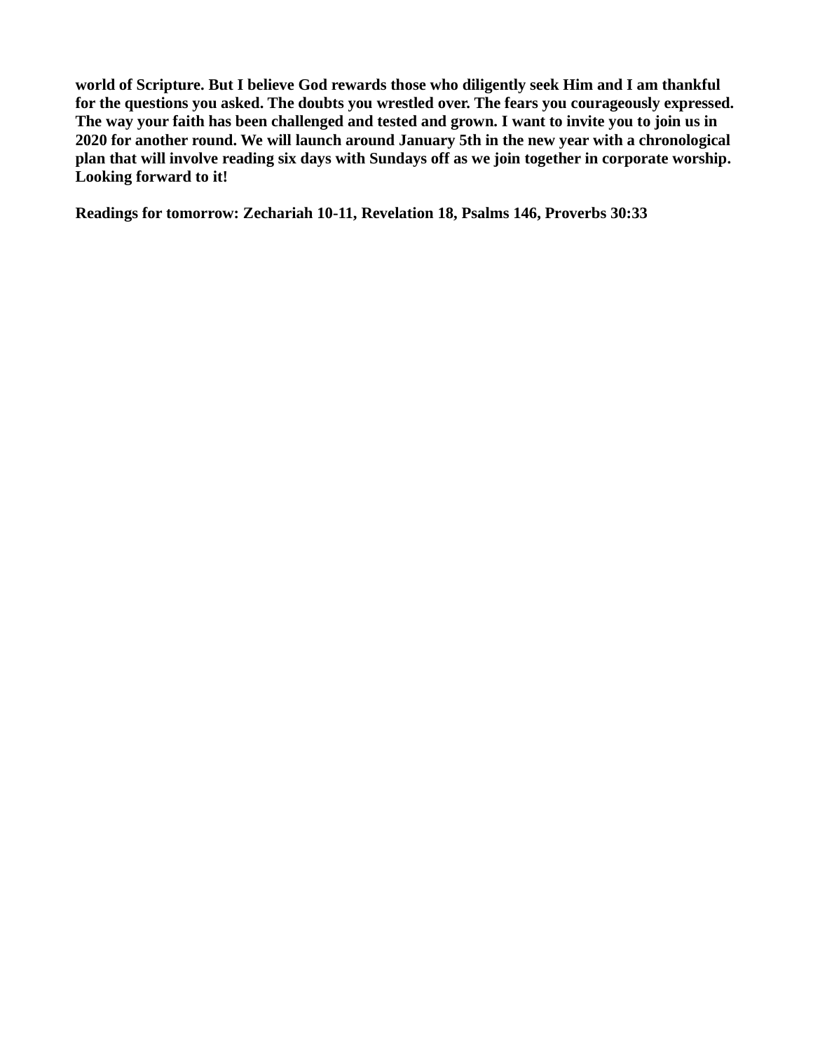**world of Scripture. But I believe God rewards those who diligently seek Him and I am thankful for the questions you asked. The doubts you wrestled over. The fears you courageously expressed. The way your faith has been challenged and tested and grown. I want to invite you to join us in 2020 for another round. We will launch around January 5th in the new year with a chronological plan that will involve reading six days with Sundays off as we join together in corporate worship. Looking forward to it!**

**Readings for tomorrow: Zechariah 10-11, Revelation 18, Psalms 146, Proverbs 30:33**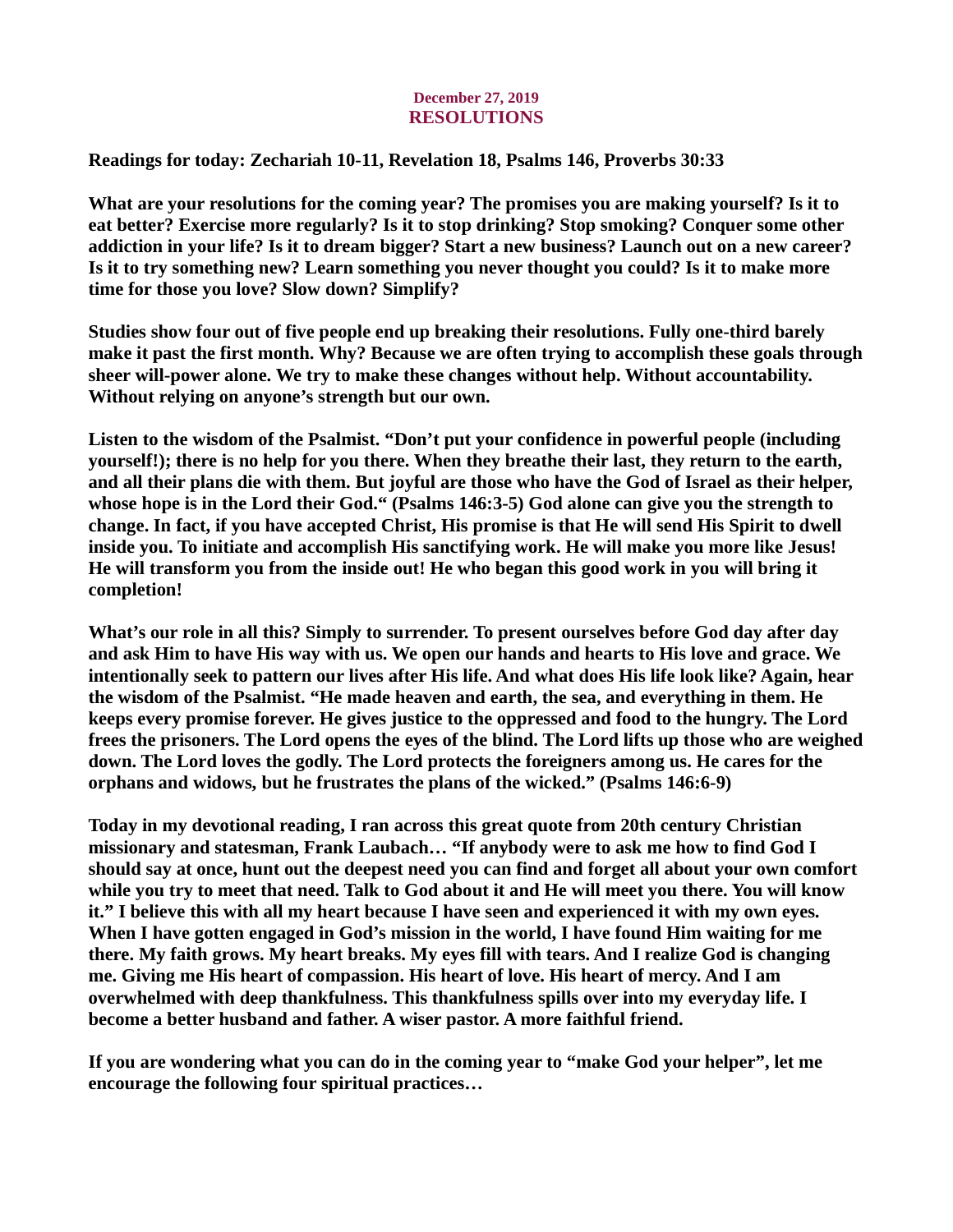**December 27, 2019**
# RESOLUTIONS

**Readings for today: Zechariah 10-11, Revelation 18, Psalms 146, Proverbs 30:33**

**What are your resolutions for the coming year? The promises you are making yourself? Is it to eat better? Exercise more regularly? Is it to stop drinking? Stop smoking? Conquer some other addiction in your life? Is it to dream bigger? Start a new business? Launch out on a new career? Is it to try something new? Learn something you never thought you could? Is it to make more time for those you love? Slow down? Simplify?**

**Studies show four out of five people end up breaking their resolutions. Fully one-third barely make it past the first month. Why? Because we are often trying to accomplish these goals through sheer will-power alone. We try to make these changes without help. Without accountability. Without relying on anyone's strength but our own.**

**Listen to the wisdom of the Psalmist. "Don't put your confidence in powerful people (including yourself!); there is no help for you there. When they breathe their last, they return to the earth, and all their plans die with them. But joyful are those who have the God of Israel as their helper, whose hope is in the Lord their God." (Psalms 146:3-5) God alone can give you the strength to change. In fact, if you have accepted Christ, His promise is that He will send His Spirit to dwell inside you. To initiate and accomplish His sanctifying work. He will make you more like Jesus! He will transform you from the inside out! He who began this good work in you will bring it completion!**

**What's our role in all this? Simply to surrender. To present ourselves before God day after day and ask Him to have His way with us. We open our hands and hearts to His love and grace. We intentionally seek to pattern our lives after His life. And what does His life look like? Again, hear the wisdom of the Psalmist. "He made heaven and earth, the sea, and everything in them. He keeps every promise forever. He gives justice to the oppressed and food to the hungry. The Lord frees the prisoners. The Lord opens the eyes of the blind. The Lord lifts up those who are weighed down. The Lord loves the godly. The Lord protects the foreigners among us. He cares for the orphans and widows, but he frustrates the plans of the wicked." (Psalms 146:6-9)**

**Today in my devotional reading, I ran across this great quote from 20th century Christian missionary and statesman, Frank Laubach… "If anybody were to ask me how to find God I should say at once, hunt out the deepest need you can find and forget all about your own comfort while you try to meet that need. Talk to God about it and He will meet you there. You will know it." I believe this with all my heart because I have seen and experienced it with my own eyes. When I have gotten engaged in God's mission in the world, I have found Him waiting for me there. My faith grows. My heart breaks. My eyes fill with tears. And I realize God is changing me. Giving me His heart of compassion. His heart of love. His heart of mercy. And I am overwhelmed with deep thankfulness. This thankfulness spills over into my everyday life. I become a better husband and father. A wiser pastor. A more faithful friend.**

**If you are wondering what you can do in the coming year to "make God your helper", let me encourage the following four spiritual practices…**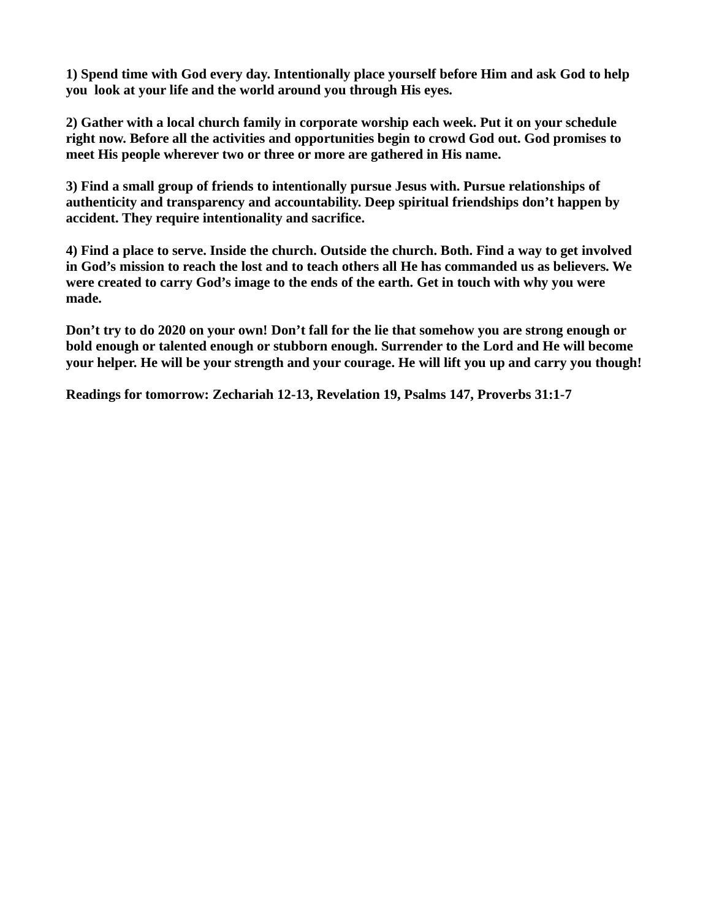**1) Spend time with God every day. Intentionally place yourself before Him and ask God to help you look at your life and the world around you through His eyes.**

**2) Gather with a local church family in corporate worship each week. Put it on your schedule right now. Before all the activities and opportunities begin to crowd God out. God promises to meet His people wherever two or three or more are gathered in His name.**

**3) Find a small group of friends to intentionally pursue Jesus with. Pursue relationships of authenticity and transparency and accountability. Deep spiritual friendships don't happen by accident. They require intentionality and sacrifice.**

**4) Find a place to serve. Inside the church. Outside the church. Both. Find a way to get involved in God's mission to reach the lost and to teach others all He has commanded us as believers. We were created to carry God's image to the ends of the earth. Get in touch with why you were made.**

**Don't try to do 2020 on your own! Don't fall for the lie that somehow you are strong enough or bold enough or talented enough or stubborn enough. Surrender to the Lord and He will become your helper. He will be your strength and your courage. He will lift you up and carry you though!**

**Readings for tomorrow: Zechariah 12-13, Revelation 19, Psalms 147, Proverbs 31:1-7**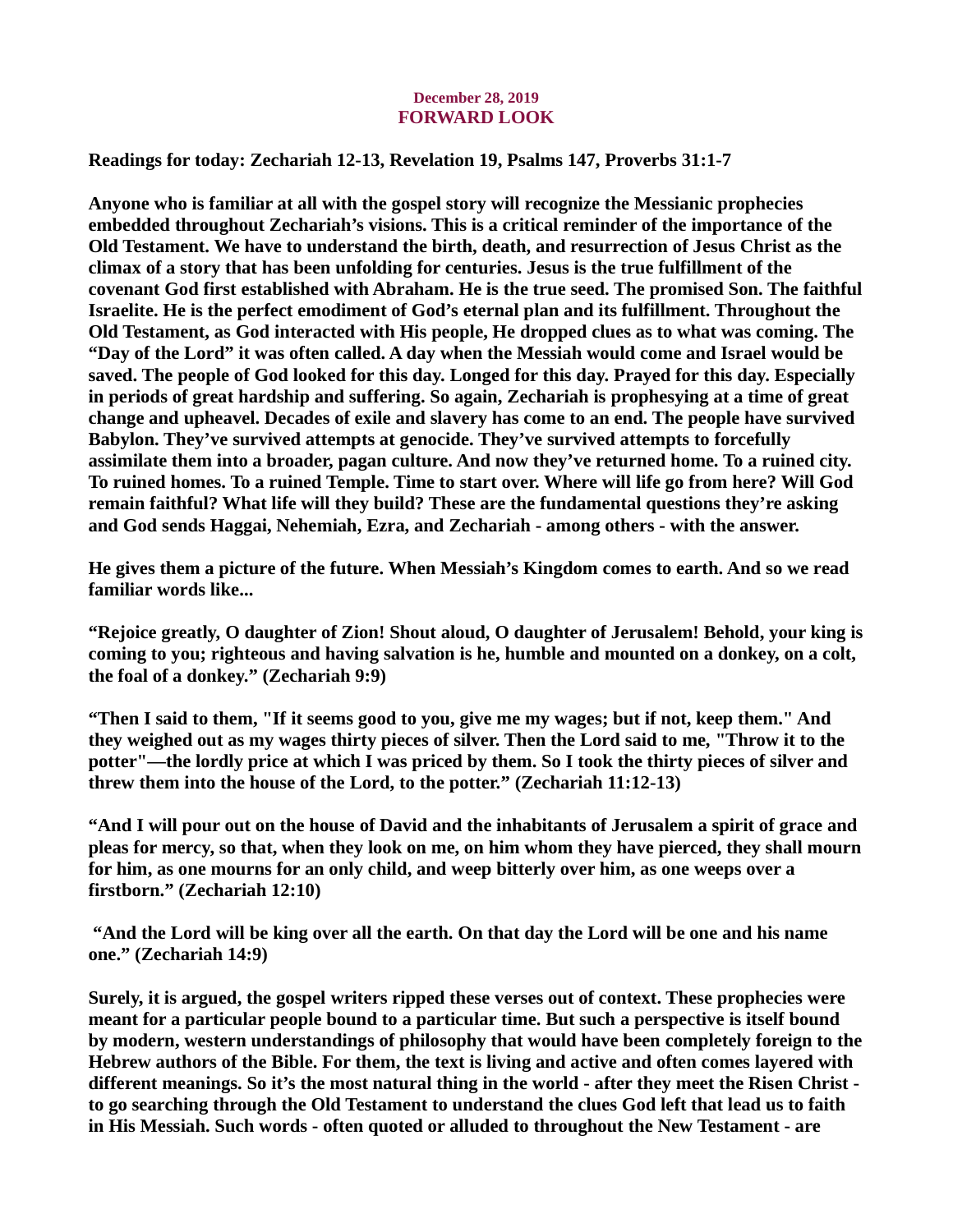**December 28, 2019**
**FORWARD LOOK**

**Readings for today: Zechariah 12-13, Revelation 19, Psalms 147, Proverbs 31:1-7**

**Anyone who is familiar at all with the gospel story will recognize the Messianic prophecies embedded throughout Zechariah's visions. This is a critical reminder of the importance of the Old Testament. We have to understand the birth, death, and resurrection of Jesus Christ as the climax of a story that has been unfolding for centuries. Jesus is the true fulfillment of the covenant God first established with Abraham. He is the true seed. The promised Son. The faithful Israelite. He is the perfect emodiment of God's eternal plan and its fulfillment. Throughout the Old Testament, as God interacted with His people, He dropped clues as to what was coming. The "Day of the Lord" it was often called. A day when the Messiah would come and Israel would be saved. The people of God looked for this day. Longed for this day. Prayed for this day. Especially in periods of great hardship and suffering. So again, Zechariah is prophesying at a time of great change and upheaval. Decades of exile and slavery has come to an end. The people have survived Babylon. They've survived attempts at genocide. They've survived attempts to forcefully assimilate them into a broader, pagan culture. And now they've returned home. To a ruined city. To ruined homes. To a ruined Temple. Time to start over. Where will life go from here? Will God remain faithful? What life will they build? These are the fundamental questions they're asking and God sends Haggai, Nehemiah, Ezra, and Zechariah - among others - with the answer.**

**He gives them a picture of the future. When Messiah's Kingdom comes to earth. And so we read familiar words like...**

**"Rejoice greatly, O daughter of Zion! Shout aloud, O daughter of Jerusalem! Behold, your king is coming to you; righteous and having salvation is he, humble and mounted on a donkey, on a colt, the foal of a donkey." (Zechariah 9:9)**

**"Then I said to them, "If it seems good to you, give me my wages; but if not, keep them." And they weighed out as my wages thirty pieces of silver. Then the Lord said to me, "Throw it to the potter"—the lordly price at which I was priced by them. So I took the thirty pieces of silver and threw them into the house of the Lord, to the potter." (Zechariah 11:12-13)**

**"And I will pour out on the house of David and the inhabitants of Jerusalem a spirit of grace and pleas for mercy, so that, when they look on me, on him whom they have pierced, they shall mourn for him, as one mourns for an only child, and weep bitterly over him, as one weeps over a firstborn." (Zechariah 12:10)**

**"And the Lord will be king over all the earth. On that day the Lord will be one and his name one." (Zechariah 14:9)**

**Surely, it is argued, the gospel writers ripped these verses out of context. These prophecies were meant for a particular people bound to a particular time. But such a perspective is itself bound by modern, western understandings of philosophy that would have been completely foreign to the Hebrew authors of the Bible. For them, the text is living and active and often comes layered with different meanings. So it's the most natural thing in the world - after they meet the Risen Christ - to go searching through the Old Testament to understand the clues God left that lead us to faith in His Messiah. Such words - often quoted or alluded to throughout the New Testament - are**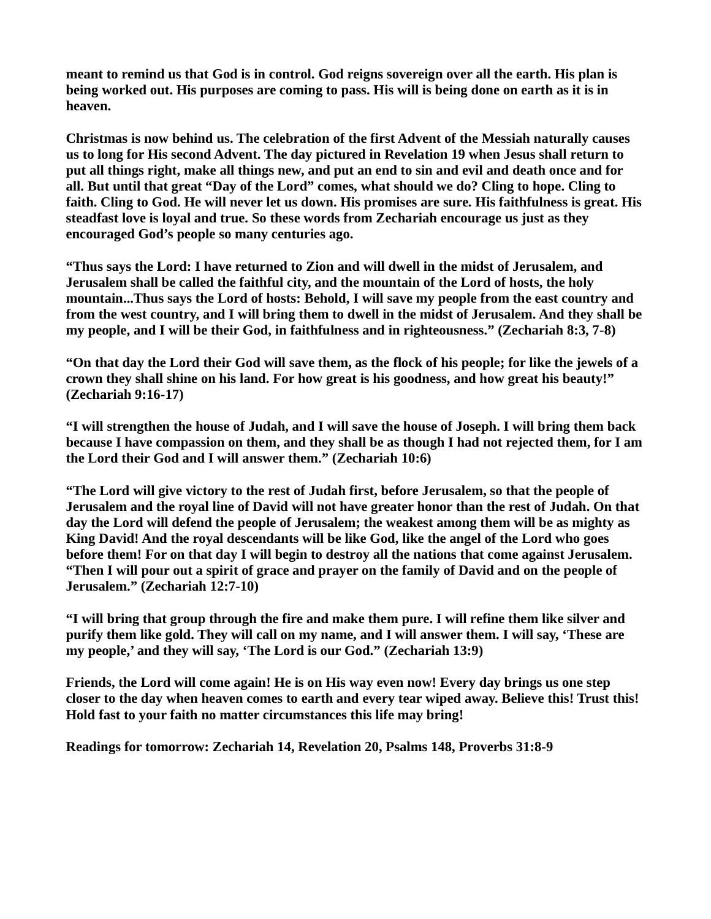**meant to remind us that God is in control. God reigns sovereign over all the earth. His plan is being worked out. His purposes are coming to pass. His will is being done on earth as it is in heaven.**

**Christmas is now behind us. The celebration of the first Advent of the Messiah naturally causes us to long for His second Advent. The day pictured in Revelation 19 when Jesus shall return to put all things right, make all things new, and put an end to sin and evil and death once and for all. But until that great "Day of the Lord" comes, what should we do? Cling to hope. Cling to faith. Cling to God. He will never let us down. His promises are sure. His faithfulness is great. His steadfast love is loyal and true. So these words from Zechariah encourage us just as they encouraged God's people so many centuries ago.**

**"Thus says the Lord: I have returned to Zion and will dwell in the midst of Jerusalem, and Jerusalem shall be called the faithful city, and the mountain of the Lord of hosts, the holy mountain...Thus says the Lord of hosts: Behold, I will save my people from the east country and from the west country, and I will bring them to dwell in the midst of Jerusalem. And they shall be my people, and I will be their God, in faithfulness and in righteousness." (Zechariah 8:3, 7-8)**

**"On that day the Lord their God will save them, as the flock of his people; for like the jewels of a crown they shall shine on his land. For how great is his goodness, and how great his beauty!" (Zechariah 9:16-17)**

**"I will strengthen the house of Judah, and I will save the house of Joseph. I will bring them back because I have compassion on them, and they shall be as though I had not rejected them, for I am the Lord their God and I will answer them." (Zechariah 10:6)**

**"The Lord will give victory to the rest of Judah first, before Jerusalem, so that the people of Jerusalem and the royal line of David will not have greater honor than the rest of Judah. On that day the Lord will defend the people of Jerusalem; the weakest among them will be as mighty as King David! And the royal descendants will be like God, like the angel of the Lord who goes before them! For on that day I will begin to destroy all the nations that come against Jerusalem. "Then I will pour out a spirit of grace and prayer on the family of David and on the people of Jerusalem." (Zechariah 12:7-10)**

**"I will bring that group through the fire and make them pure. I will refine them like silver and purify them like gold. They will call on my name, and I will answer them. I will say, 'These are my people,' and they will say, 'The Lord is our God." (Zechariah 13:9)**

**Friends, the Lord will come again! He is on His way even now! Every day brings us one step closer to the day when heaven comes to earth and every tear wiped away. Believe this! Trust this! Hold fast to your faith no matter circumstances this life may bring!**

**Readings for tomorrow: Zechariah 14, Revelation 20, Psalms 148, Proverbs 31:8-9**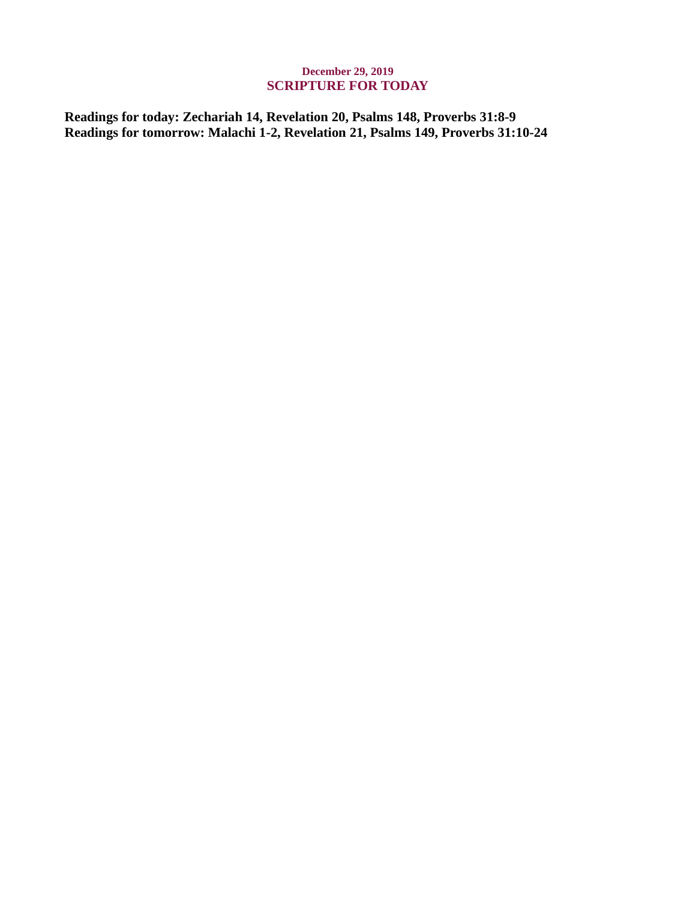**December 29, 2019**

## SCRIPTURE FOR TODAY

**Readings for today: Zechariah 14, Revelation 20, Psalms 148, Proverbs 31:8-9**
**Readings for tomorrow: Malachi 1-2, Revelation 21, Psalms 149, Proverbs 31:10-24**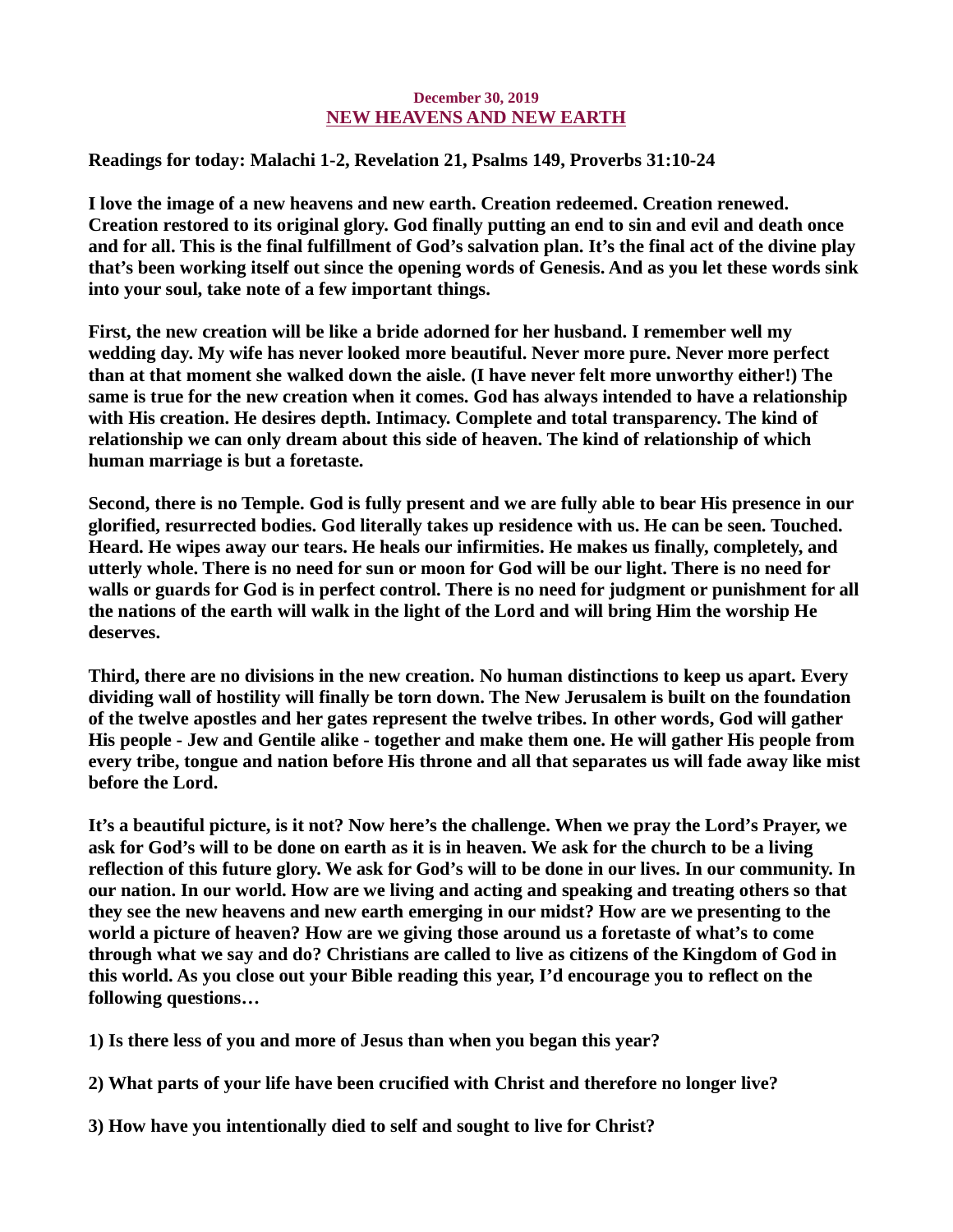December 30, 2019

# NEW HEAVENS AND NEW EARTH

**Readings for today: Malachi 1-2, Revelation 21, Psalms 149, Proverbs 31:10-24**

**I love the image of a new heavens and new earth. Creation redeemed. Creation renewed. Creation restored to its original glory. God finally putting an end to sin and evil and death once and for all. This is the final fulfillment of God's salvation plan. It's the final act of the divine play that's been working itself out since the opening words of Genesis. And as you let these words sink into your soul, take note of a few important things.**

**First, the new creation will be like a bride adorned for her husband. I remember well my wedding day. My wife has never looked more beautiful. Never more pure. Never more perfect than at that moment she walked down the aisle. (I have never felt more unworthy either!) The same is true for the new creation when it comes. God has always intended to have a relationship with His creation. He desires depth. Intimacy. Complete and total transparency. The kind of relationship we can only dream about this side of heaven. The kind of relationship of which human marriage is but a foretaste.**

**Second, there is no Temple. God is fully present and we are fully able to bear His presence in our glorified, resurrected bodies. God literally takes up residence with us. He can be seen. Touched. Heard. He wipes away our tears. He heals our infirmities. He makes us finally, completely, and utterly whole. There is no need for sun or moon for God will be our light. There is no need for walls or guards for God is in perfect control. There is no need for judgment or punishment for all the nations of the earth will walk in the light of the Lord and will bring Him the worship He deserves.**

**Third, there are no divisions in the new creation. No human distinctions to keep us apart. Every dividing wall of hostility will finally be torn down. The New Jerusalem is built on the foundation of the twelve apostles and her gates represent the twelve tribes. In other words, God will gather His people - Jew and Gentile alike - together and make them one. He will gather His people from every tribe, tongue and nation before His throne and all that separates us will fade away like mist before the Lord.**

**It's a beautiful picture, is it not? Now here's the challenge. When we pray the Lord's Prayer, we ask for God's will to be done on earth as it is in heaven. We ask for the church to be a living reflection of this future glory. We ask for God's will to be done in our lives. In our community. In our nation. In our world. How are we living and acting and speaking and treating others so that they see the new heavens and new earth emerging in our midst? How are we presenting to the world a picture of heaven? How are we giving those around us a foretaste of what's to come through what we say and do? Christians are called to live as citizens of the Kingdom of God in this world. As you close out your Bible reading this year, I'd encourage you to reflect on the following questions…**

**1) Is there less of you and more of Jesus than when you began this year?**

**2) What parts of your life have been crucified with Christ and therefore no longer live?**

**3) How have you intentionally died to self and sought to live for Christ?**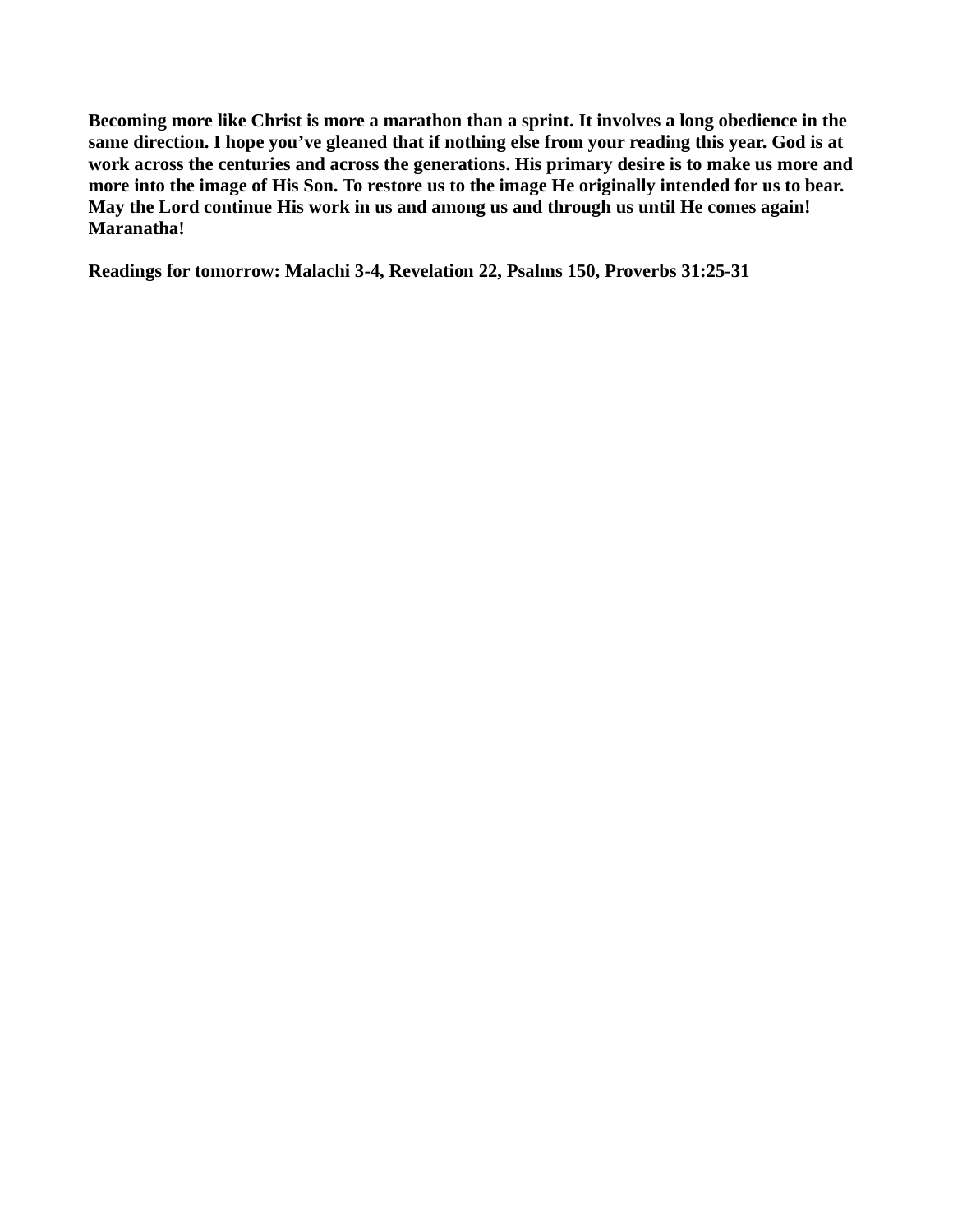**Becoming more like Christ is more a marathon than a sprint. It involves a long obedience in the same direction. I hope you've gleaned that if nothing else from your reading this year. God is at work across the centuries and across the generations. His primary desire is to make us more and more into the image of His Son. To restore us to the image He originally intended for us to bear. May the Lord continue His work in us and among us and through us until He comes again! Maranatha!**

**Readings for tomorrow: Malachi 3-4, Revelation 22, Psalms 150, Proverbs 31:25-31**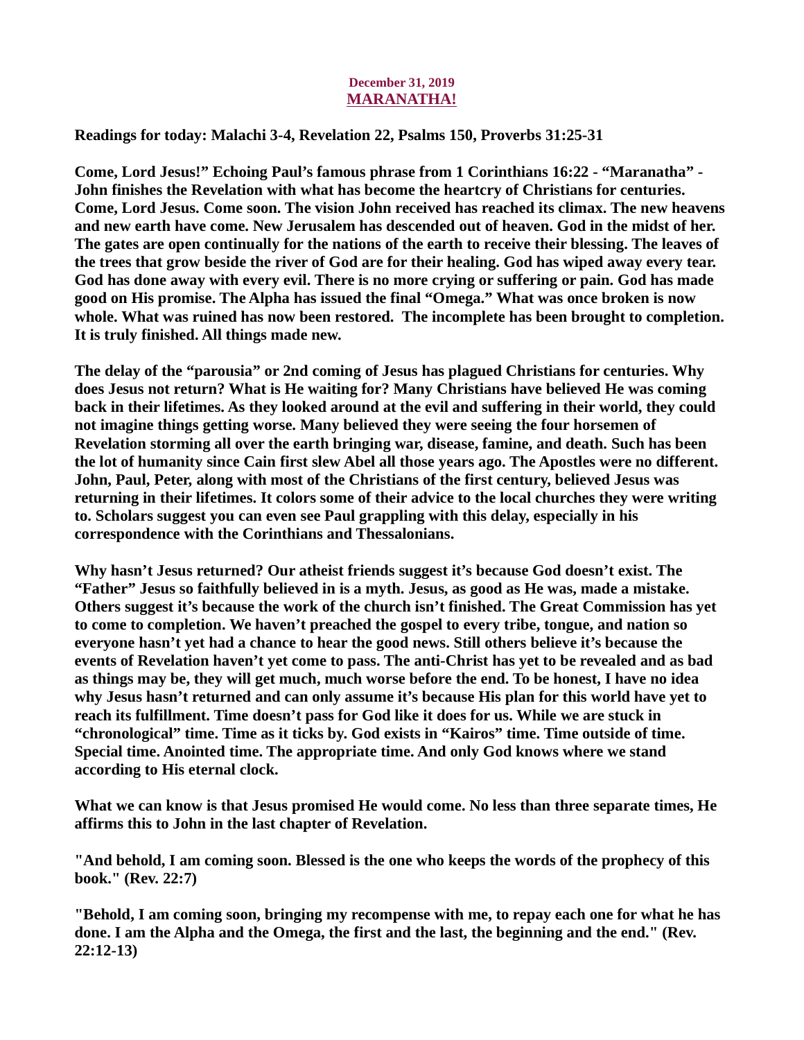**December 31, 2019**
## MARANATHA!

**Readings for today: Malachi 3-4, Revelation 22, Psalms 150, Proverbs 31:25-31**

**Come, Lord Jesus!" Echoing Paul's famous phrase from 1 Corinthians 16:22 - "Maranatha" - John finishes the Revelation with what has become the heartcry of Christians for centuries. Come, Lord Jesus. Come soon. The vision John received has reached its climax. The new heavens and new earth have come. New Jerusalem has descended out of heaven. God in the midst of her. The gates are open continually for the nations of the earth to receive their blessing. The leaves of the trees that grow beside the river of God are for their healing. God has wiped away every tear. God has done away with every evil. There is no more crying or suffering or pain. God has made good on His promise. The Alpha has issued the final "Omega." What was once broken is now whole. What was ruined has now been restored. The incomplete has been brought to completion. It is truly finished. All things made new.**

**The delay of the "parousia" or 2nd coming of Jesus has plagued Christians for centuries. Why does Jesus not return? What is He waiting for? Many Christians have believed He was coming back in their lifetimes. As they looked around at the evil and suffering in their world, they could not imagine things getting worse. Many believed they were seeing the four horsemen of Revelation storming all over the earth bringing war, disease, famine, and death. Such has been the lot of humanity since Cain first slew Abel all those years ago. The Apostles were no different. John, Paul, Peter, along with most of the Christians of the first century, believed Jesus was returning in their lifetimes. It colors some of their advice to the local churches they were writing to. Scholars suggest you can even see Paul grappling with this delay, especially in his correspondence with the Corinthians and Thessalonians.**

**Why hasn't Jesus returned? Our atheist friends suggest it's because God doesn't exist. The "Father" Jesus so faithfully believed in is a myth. Jesus, as good as He was, made a mistake. Others suggest it's because the work of the church isn't finished. The Great Commission has yet to come to completion. We haven't preached the gospel to every tribe, tongue, and nation so everyone hasn't yet had a chance to hear the good news. Still others believe it's because the events of Revelation haven't yet come to pass. The anti-Christ has yet to be revealed and as bad as things may be, they will get much, much worse before the end. To be honest, I have no idea why Jesus hasn't returned and can only assume it's because His plan for this world have yet to reach its fulfillment. Time doesn't pass for God like it does for us. While we are stuck in "chronological" time. Time as it ticks by. God exists in "Kairos" time. Time outside of time. Special time. Anointed time. The appropriate time. And only God knows where we stand according to His eternal clock.**

**What we can know is that Jesus promised He would come. No less than three separate times, He affirms this to John in the last chapter of Revelation.**

**"And behold, I am coming soon. Blessed is the one who keeps the words of the prophecy of this book." (Rev. 22:7)**

**"Behold, I am coming soon, bringing my recompense with me, to repay each one for what he has done. I am the Alpha and the Omega, the first and the last, the beginning and the end." (Rev. 22:12-13)**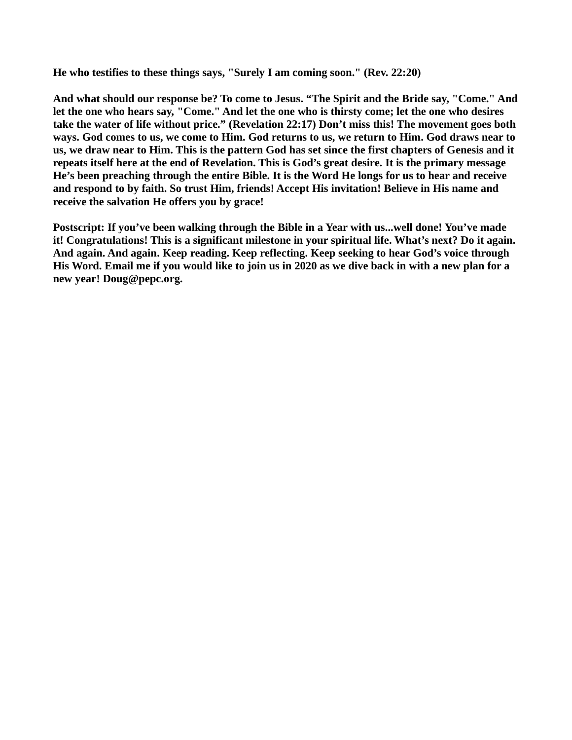**He who testifies to these things says, "Surely I am coming soon." (Rev. 22:20)**

**And what should our response be? To come to Jesus. “The Spirit and the Bride say, "Come." And let the one who hears say, "Come." And let the one who is thirsty come; let the one who desires take the water of life without price.” (Revelation 22:17) Don’t miss this! The movement goes both ways. God comes to us, we come to Him. God returns to us, we return to Him. God draws near to us, we draw near to Him. This is the pattern God has set since the first chapters of Genesis and it repeats itself here at the end of Revelation. This is God’s great desire. It is the primary message He’s been preaching through the entire Bible. It is the Word He longs for us to hear and receive and respond to by faith. So trust Him, friends! Accept His invitation! Believe in His name and receive the salvation He offers you by grace!**

**Postscript: If you’ve been walking through the Bible in a Year with us...well done! You’ve made it! Congratulations! This is a significant milestone in your spiritual life. What’s next? Do it again. And again. And again. Keep reading. Keep reflecting. Keep seeking to hear God’s voice through His Word. Email me if you would like to join us in 2020 as we dive back in with a new plan for a new year! Doug@pepc.org.**